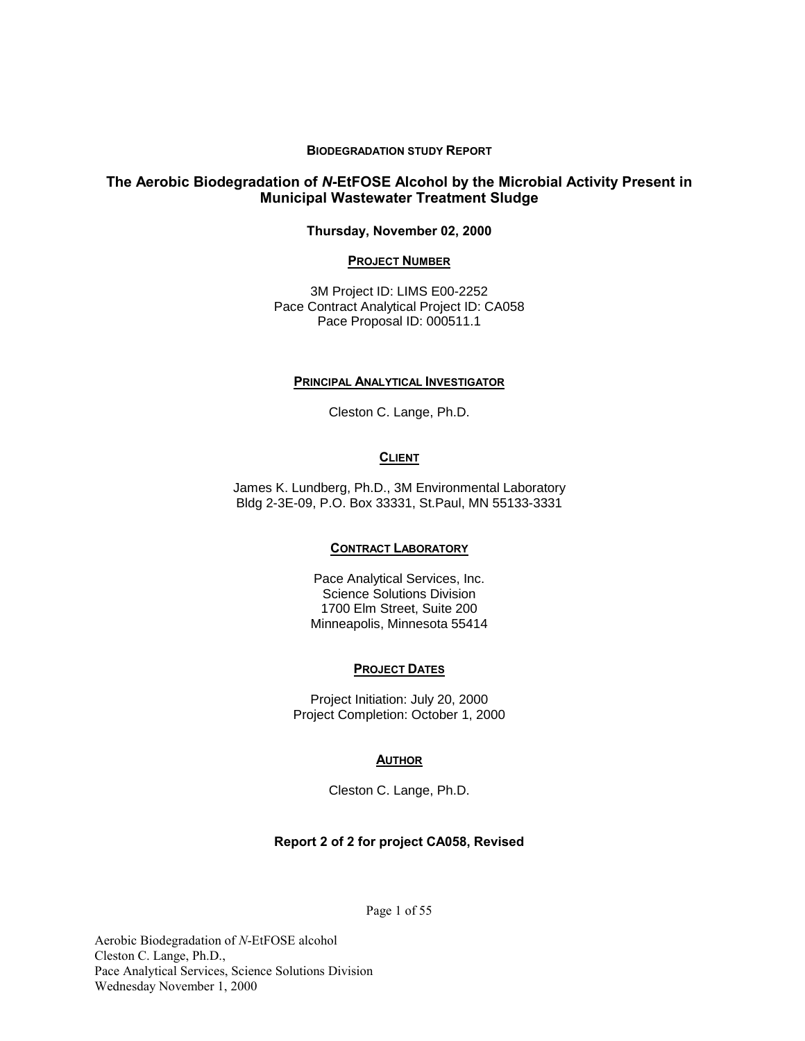**BIODEGRADATION STUDY REPORT**

# The Aerobic Biodegradation of *N*-EtFOSE Alcohol by the Microbial Activity Present in Municipal Wastewater Treatment Sludge

**Thursday, November 02, 2000**

## PROJECT NUMBER

3M Project ID: LIMS E00-2252
Pace Contract Analytical Project ID: CA058
Pace Proposal ID: 000511.1

## PRINCIPAL ANALYTICAL INVESTIGATOR

Cleston C. Lange, Ph.D.

## CLIENT

James K. Lundberg, Ph.D., 3M Environmental Laboratory
Bldg 2-3E-09, P.O. Box 33331, St.Paul, MN 55133-3331

## CONTRACT LABORATORY

Pace Analytical Services, Inc.
Science Solutions Division
1700 Elm Street, Suite 200
Minneapolis, Minnesota 55414

## PROJECT DATES

Project Initiation: July 20, 2000
Project Completion: October 1, 2000

## AUTHOR

Cleston C. Lange, Ph.D.

**Report 2 of 2 for project CA058, Revised**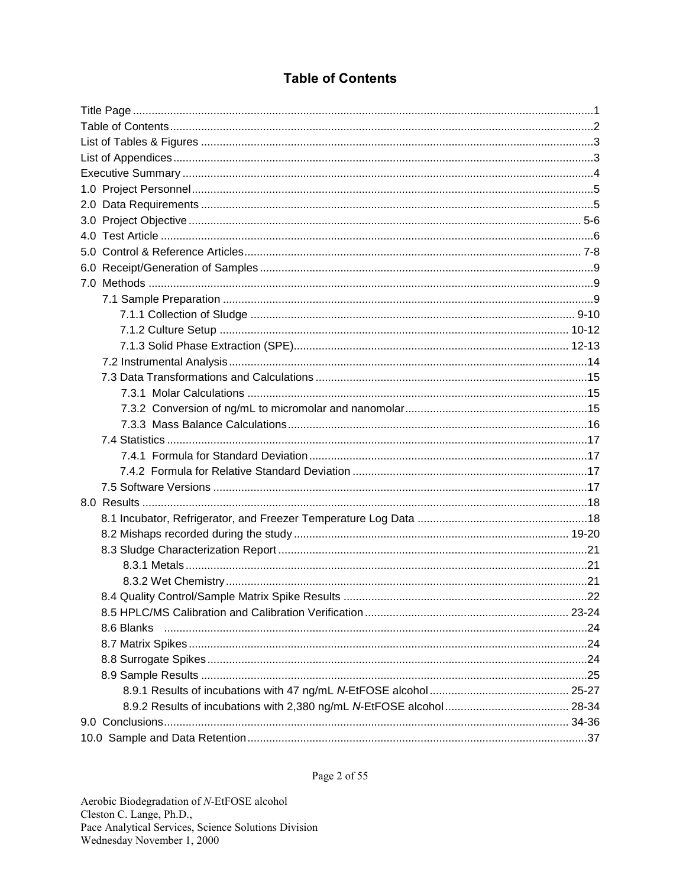# Table of Contents

| Section | Page |
|---|---|
| Title Page | 1 |
| Table of Contents | 2 |
| List of Tables & Figures | 3 |
| List of Appendices | 3 |
| Executive Summary | 4 |
| 1.0 Project Personnel | 5 |
| 2.0 Data Requirements | 5 |
| 3.0 Project Objective | 5-6 |
| 4.0 Test Article | 6 |
| 5.0 Control & Reference Articles | 7-8 |
| 6.0 Receipt/Generation of Samples | 9 |
| 7.0 Methods | 9 |
| 7.1 Sample Preparation | 9 |
| 7.1.1 Collection of Sludge | 9-10 |
| 7.1.2 Culture Setup | 10-12 |
| 7.1.3 Solid Phase Extraction (SPE) | 12-13 |
| 7.2 Instrumental Analysis | 14 |
| 7.3 Data Transformations and Calculations | 15 |
| 7.3.1 Molar Calculations | 15 |
| 7.3.2 Conversion of ng/mL to micromolar and nanomolar | 15 |
| 7.3.3 Mass Balance Calculations | 16 |
| 7.4 Statistics | 17 |
| 7.4.1 Formula for Standard Deviation | 17 |
| 7.4.2 Formula for Relative Standard Deviation | 17 |
| 7.5 Software Versions | 17 |
| 8.0 Results | 18 |
| 8.1 Incubator, Refrigerator, and Freezer Temperature Log Data | 18 |
| 8.2 Mishaps recorded during the study | 19-20 |
| 8.3 Sludge Characterization Report | 21 |
| 8.3.1 Metals | 21 |
| 8.3.2 Wet Chemistry | 21 |
| 8.4 Quality Control/Sample Matrix Spike Results | 22 |
| 8.5 HPLC/MS Calibration and Calibration Verification | 23-24 |
| 8.6 Blanks | 24 |
| 8.7 Matrix Spikes | 24 |
| 8.8 Surrogate Spikes | 24 |
| 8.9 Sample Results | 25 |
| 8.9.1 Results of incubations with 47 ng/mL *N*-EtFOSE alcohol | 25-27 |
| 8.9.2 Results of incubations with 2,380 ng/mL *N*-EtFOSE alcohol | 28-34 |
| 9.0 Conclusions | 34-36 |
| 10.0 Sample and Data Retention | 37 |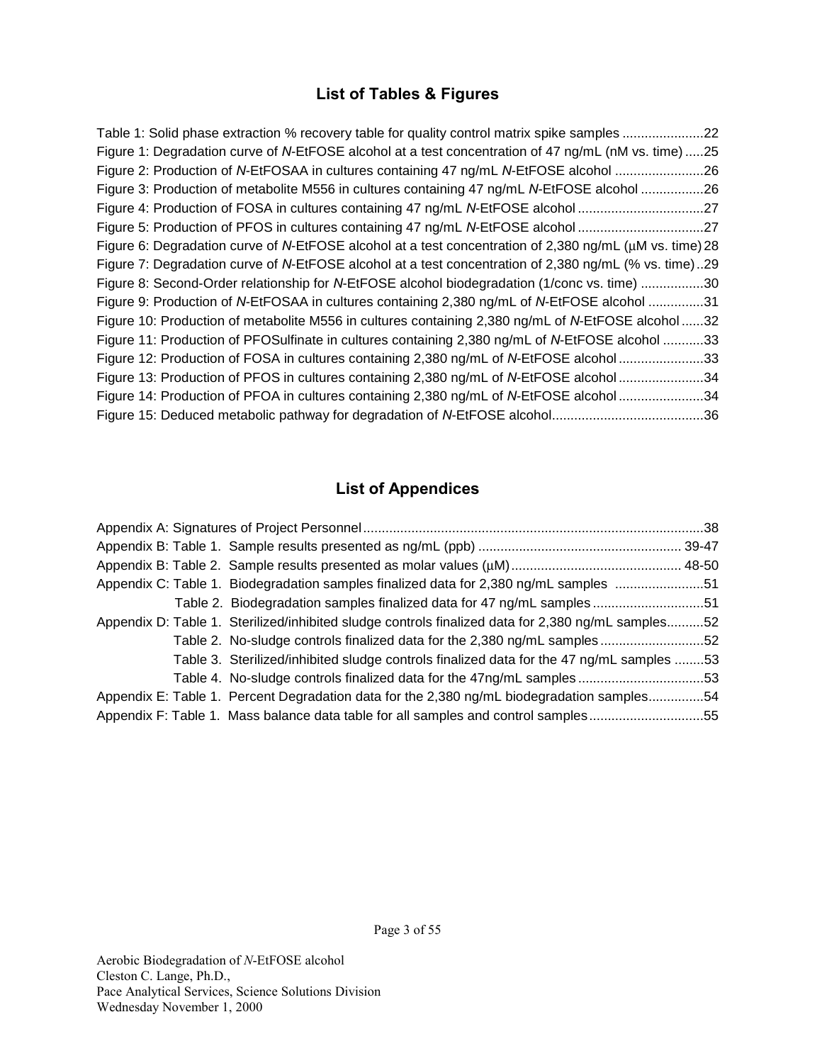## List of Tables & Figures

Table 1: Solid phase extraction % recovery table for quality control matrix spike samples ......................22
Figure 1: Degradation curve of *N*-EtFOSE alcohol at a test concentration of 47 ng/mL (nM vs. time) .....25
Figure 2: Production of *N*-EtFOSAA in cultures containing 47 ng/mL *N*-EtFOSE alcohol ........................26
Figure 3: Production of metabolite M556 in cultures containing 47 ng/mL *N*-EtFOSE alcohol .................26
Figure 4: Production of FOSA in cultures containing 47 ng/mL *N*-EtFOSE alcohol ..................................27
Figure 5: Production of PFOS in cultures containing 47 ng/mL *N*-EtFOSE alcohol ..................................27
Figure 6: Degradation curve of *N*-EtFOSE alcohol at a test concentration of 2,380 ng/mL (μM vs. time) 28
Figure 7: Degradation curve of *N*-EtFOSE alcohol at a test concentration of 2,380 ng/mL (% vs. time)..29
Figure 8: Second-Order relationship for *N*-EtFOSE alcohol biodegradation (1/conc vs. time) .................30
Figure 9: Production of *N*-EtFOSAA in cultures containing 2,380 ng/mL of *N*-EtFOSE alcohol ...............31
Figure 10: Production of metabolite M556 in cultures containing 2,380 ng/mL of *N*-EtFOSE alcohol ......32
Figure 11: Production of PFOSulfinate in cultures containing 2,380 ng/mL of *N*-EtFOSE alcohol ...........33
Figure 12: Production of FOSA in cultures containing 2,380 ng/mL of *N*-EtFOSE alcohol .......................33
Figure 13: Production of PFOS in cultures containing 2,380 ng/mL of *N*-EtFOSE alcohol .......................34
Figure 14: Production of PFOA in cultures containing 2,380 ng/mL of *N*-EtFOSE alcohol .......................34
Figure 15: Deduced metabolic pathway for degradation of *N*-EtFOSE alcohol.........................................36

## List of Appendices

Appendix A: Signatures of Project Personnel...........................................................................................38
Appendix B: Table 1. Sample results presented as ng/mL (ppb) ...................................................... 39-47
Appendix B: Table 2. Sample results presented as molar values (μM)............................................. 48-50
Appendix C: Table 1. Biodegradation samples finalized data for 2,380 ng/mL samples ........................51
Table 2. Biodegradation samples finalized data for 47 ng/mL samples ..............................51
Appendix D: Table 1. Sterilized/inhibited sludge controls finalized data for 2,380 ng/mL samples..........52
Table 2. No-sludge controls finalized data for the 2,380 ng/mL samples ............................52
Table 3. Sterilized/inhibited sludge controls finalized data for the 47 ng/mL samples ........53
Table 4. No-sludge controls finalized data for the 47ng/mL samples ..................................53
Appendix E: Table 1. Percent Degradation data for the 2,380 ng/mL biodegradation samples...............54
Appendix F: Table 1. Mass balance data table for all samples and control samples ..............................55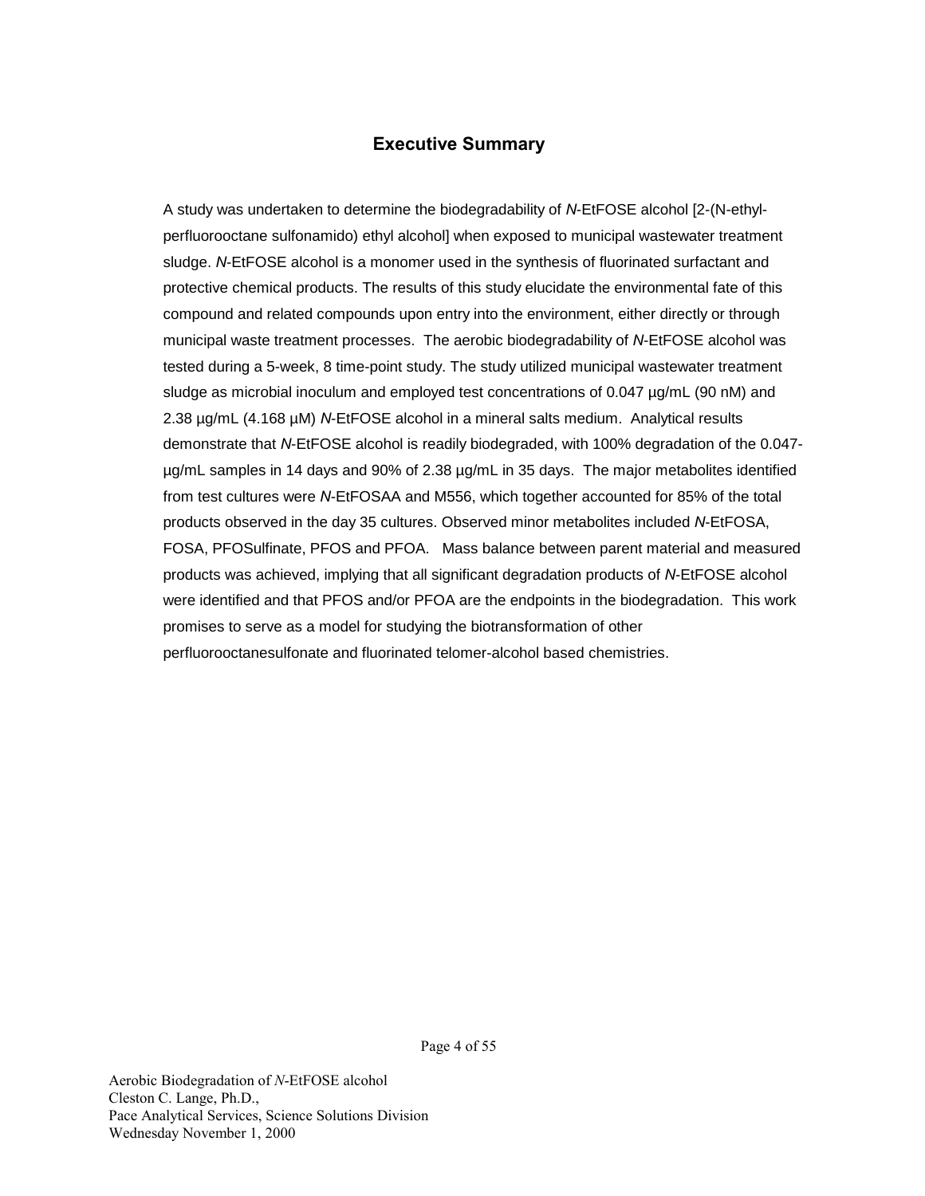## Executive Summary

A study was undertaken to determine the biodegradability of *N*-EtFOSE alcohol [2-(N-ethyl-perfluorooctane sulfonamido) ethyl alcohol] when exposed to municipal wastewater treatment sludge. *N*-EtFOSE alcohol is a monomer used in the synthesis of fluorinated surfactant and protective chemical products. The results of this study elucidate the environmental fate of this compound and related compounds upon entry into the environment, either directly or through municipal waste treatment processes. The aerobic biodegradability of *N*-EtFOSE alcohol was tested during a 5-week, 8 time-point study. The study utilized municipal wastewater treatment sludge as microbial inoculum and employed test concentrations of 0.047 µg/mL (90 nM) and 2.38 µg/mL (4.168 µM) *N*-EtFOSE alcohol in a mineral salts medium. Analytical results demonstrate that *N*-EtFOSE alcohol is readily biodegraded, with 100% degradation of the 0.047-µg/mL samples in 14 days and 90% of 2.38 µg/mL in 35 days. The major metabolites identified from test cultures were *N*-EtFOSAA and M556, which together accounted for 85% of the total products observed in the day 35 cultures. Observed minor metabolites included *N*-EtFOSA, FOSA, PFOSulfinate, PFOS and PFOA. Mass balance between parent material and measured products was achieved, implying that all significant degradation products of *N*-EtFOSE alcohol were identified and that PFOS and/or PFOA are the endpoints in the biodegradation. This work promises to serve as a model for studying the biotransformation of other perfluorooctanesulfonate and fluorinated telomer-alcohol based chemistries.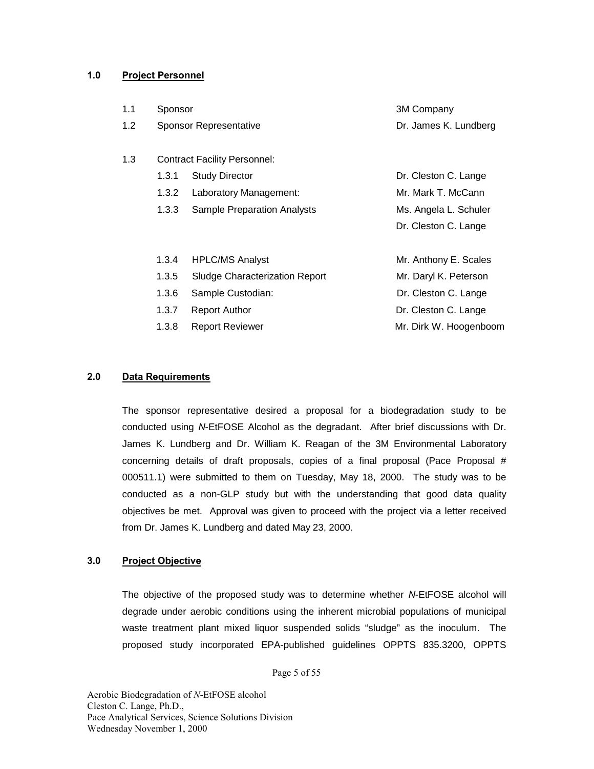## 1.0 Project Personnel

| | | |
|---|---|---|
| 1.1 | Sponsor | 3M Company |
| 1.2 | Sponsor Representative | Dr. James K. Lundberg |
| 1.3 | Contract Facility Personnel: | |
| 1.3.1 | Study Director | Dr. Cleston C. Lange |
| 1.3.2 | Laboratory Management: | Mr. Mark T. McCann |
| 1.3.3 | Sample Preparation Analysts | Ms. Angela L. Schuler<br>Dr. Cleston C. Lange |
| 1.3.4 | HPLC/MS Analyst | Mr. Anthony E. Scales |
| 1.3.5 | Sludge Characterization Report | Mr. Daryl K. Peterson |
| 1.3.6 | Sample Custodian: | Dr. Cleston C. Lange |
| 1.3.7 | Report Author | Dr. Cleston C. Lange |
| 1.3.8 | Report Reviewer | Mr. Dirk W. Hoogenboom |

## 2.0 Data Requirements

The sponsor representative desired a proposal for a biodegradation study to be conducted using *N*-EtFOSE Alcohol as the degradant. After brief discussions with Dr. James K. Lundberg and Dr. William K. Reagan of the 3M Environmental Laboratory concerning details of draft proposals, copies of a final proposal (Pace Proposal # 000511.1) were submitted to them on Tuesday, May 18, 2000. The study was to be conducted as a non-GLP study but with the understanding that good data quality objectives be met. Approval was given to proceed with the project via a letter received from Dr. James K. Lundberg and dated May 23, 2000.

## 3.0 Project Objective

The objective of the proposed study was to determine whether *N*-EtFOSE alcohol will degrade under aerobic conditions using the inherent microbial populations of municipal waste treatment plant mixed liquor suspended solids "sludge" as the inoculum. The proposed study incorporated EPA-published guidelines OPPTS 835.3200, OPPTS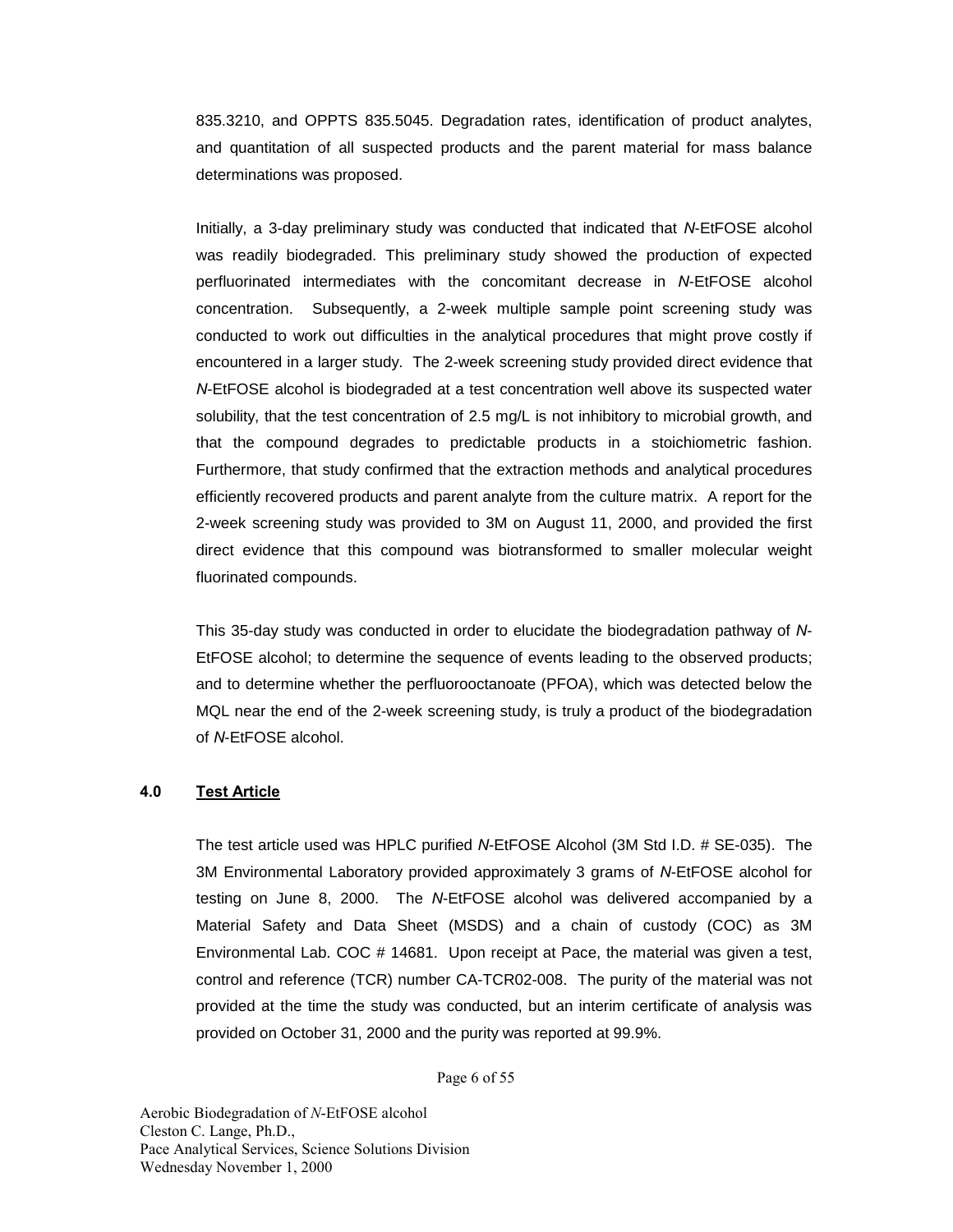835.3210, and OPPTS 835.5045. Degradation rates, identification of product analytes, and quantitation of all suspected products and the parent material for mass balance determinations was proposed.

Initially, a 3-day preliminary study was conducted that indicated that *N*-EtFOSE alcohol was readily biodegraded. This preliminary study showed the production of expected perfluorinated intermediates with the concomitant decrease in *N*-EtFOSE alcohol concentration. Subsequently, a 2-week multiple sample point screening study was conducted to work out difficulties in the analytical procedures that might prove costly if encountered in a larger study. The 2-week screening study provided direct evidence that *N*-EtFOSE alcohol is biodegraded at a test concentration well above its suspected water solubility, that the test concentration of 2.5 mg/L is not inhibitory to microbial growth, and that the compound degrades to predictable products in a stoichiometric fashion. Furthermore, that study confirmed that the extraction methods and analytical procedures efficiently recovered products and parent analyte from the culture matrix. A report for the 2-week screening study was provided to 3M on August 11, 2000, and provided the first direct evidence that this compound was biotransformed to smaller molecular weight fluorinated compounds.

This 35-day study was conducted in order to elucidate the biodegradation pathway of *N*-EtFOSE alcohol; to determine the sequence of events leading to the observed products; and to determine whether the perfluorooctanoate (PFOA), which was detected below the MQL near the end of the 2-week screening study, is truly a product of the biodegradation of *N*-EtFOSE alcohol.

## 4.0 Test Article

The test article used was HPLC purified *N*-EtFOSE Alcohol (3M Std I.D. # SE-035). The 3M Environmental Laboratory provided approximately 3 grams of *N*-EtFOSE alcohol for testing on June 8, 2000. The *N*-EtFOSE alcohol was delivered accompanied by a Material Safety and Data Sheet (MSDS) and a chain of custody (COC) as 3M Environmental Lab. COC # 14681. Upon receipt at Pace, the material was given a test, control and reference (TCR) number CA-TCR02-008. The purity of the material was not provided at the time the study was conducted, but an interim certificate of analysis was provided on October 31, 2000 and the purity was reported at 99.9%.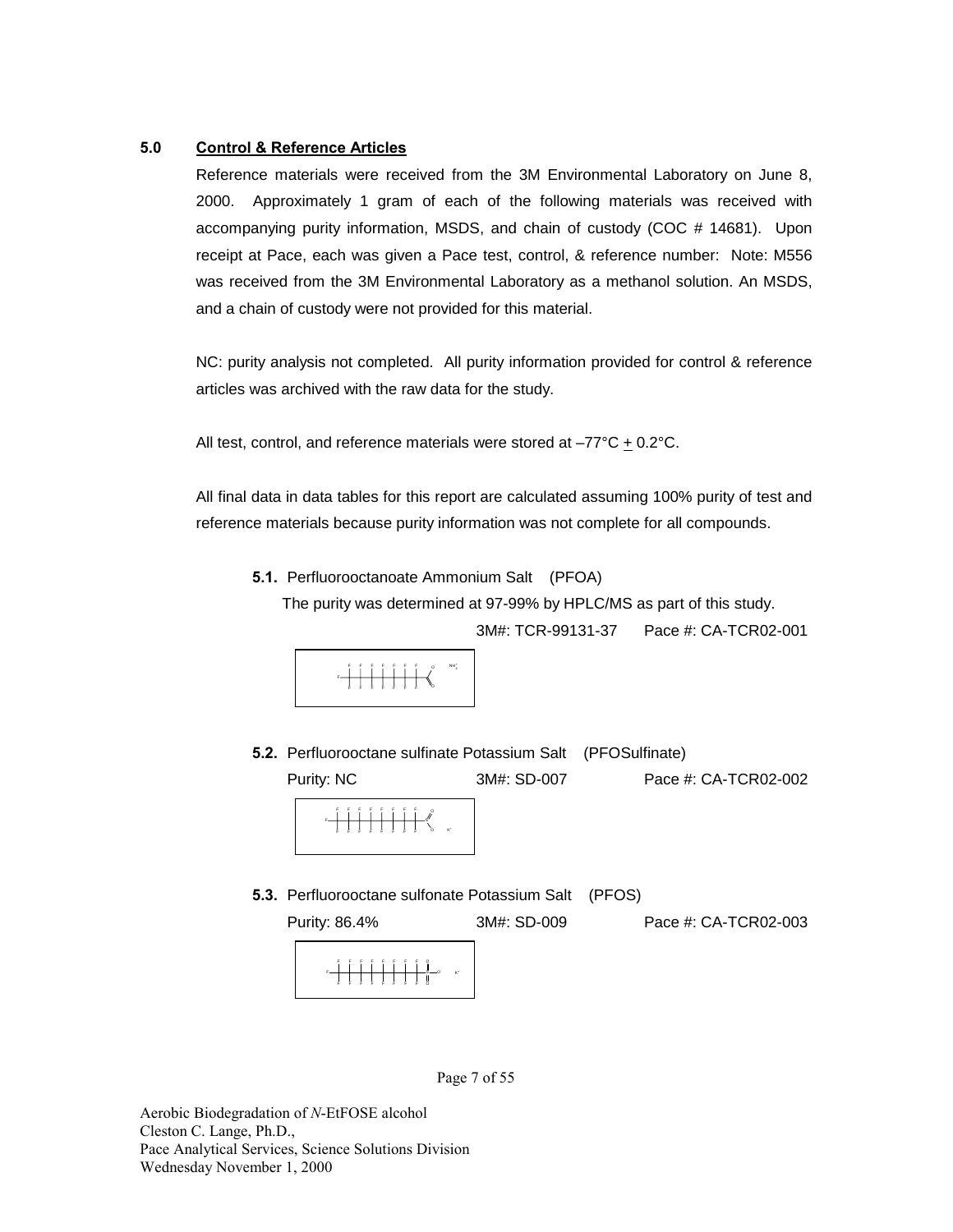## 5.0 Control & Reference Articles

Reference materials were received from the 3M Environmental Laboratory on June 8, 2000. Approximately 1 gram of each of the following materials was received with accompanying purity information, MSDS, and chain of custody (COC # 14681). Upon receipt at Pace, each was given a Pace test, control, & reference number: Note: M556 was received from the 3M Environmental Laboratory as a methanol solution. An MSDS, and a chain of custody were not provided for this material.

NC: purity analysis not completed. All purity information provided for control & reference articles was archived with the raw data for the study.

All test, control, and reference materials were stored at –77°C ± 0.2°C.

All final data in data tables for this report are calculated assuming 100% purity of test and reference materials because purity information was not complete for all compounds.

**5.1.** Perfluorooctanoate Ammonium Salt (PFOA)

The purity was determined at 97-99% by HPLC/MS as part of this study.

3M#: TCR-99131-37 Pace #: CA-TCR02-001

**5.2.** Perfluorooctane sulfinate Potassium Salt (PFOSulfinate)

Purity: NC 3M#: SD-007 Pace #: CA-TCR02-002

**5.3.** Perfluorooctane sulfonate Potassium Salt (PFOS)

Purity: 86.4% 3M#: SD-009 Pace #: CA-TCR02-003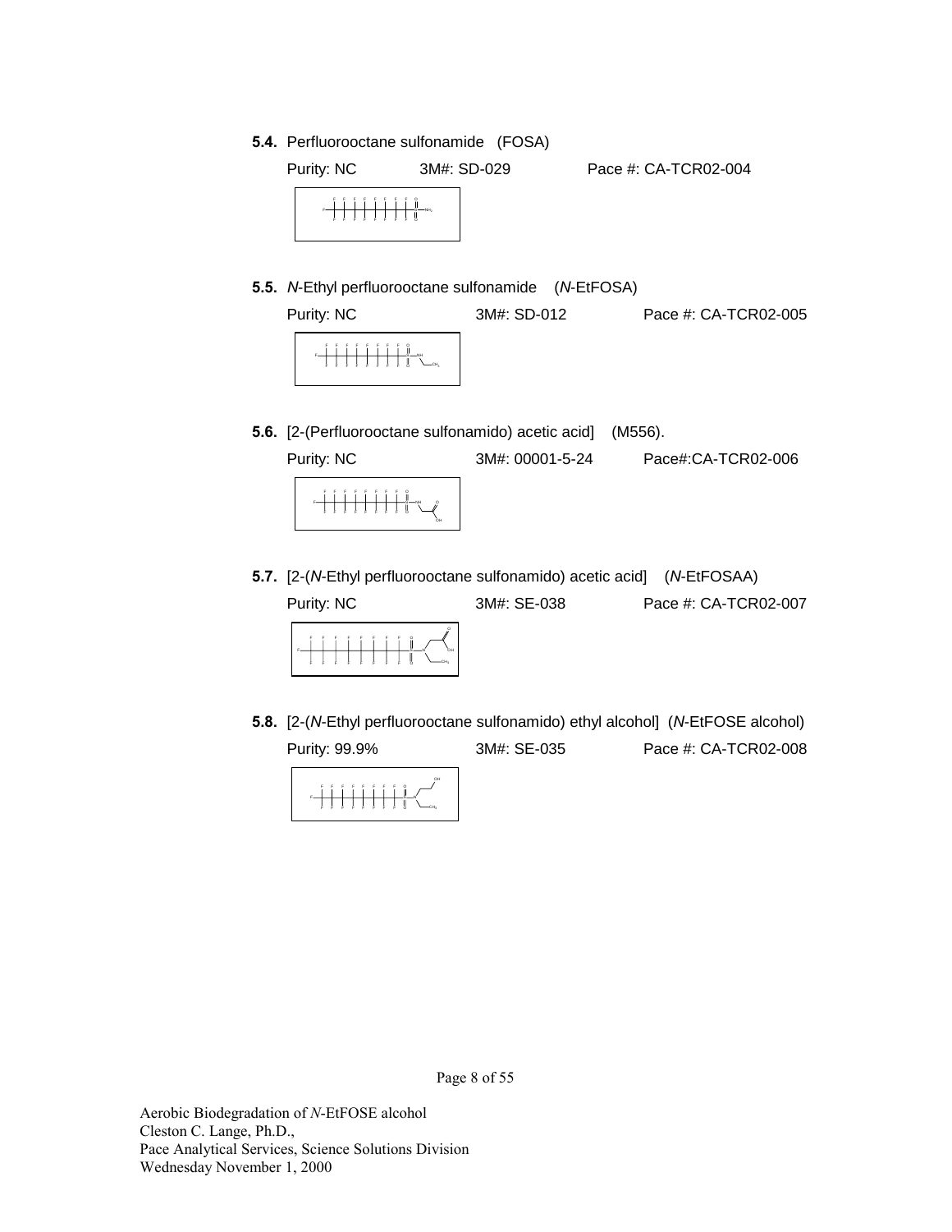**5.4.** Perfluorooctane sulfonamide (FOSA)

Purity: NC 3M#: SD-029 Pace #: CA-TCR02-004

**5.5.** *N*-Ethyl perfluorooctane sulfonamide (*N*-EtFOSA)

Purity: NC 3M#: SD-012 Pace #: CA-TCR02-005

**5.6.** [2-(Perfluorooctane sulfonamido) acetic acid] (M556).

Purity: NC 3M#: 00001-5-24 Pace#:CA-TCR02-006

**5.7.** [2-(*N*-Ethyl perfluorooctane sulfonamido) acetic acid] (*N*-EtFOSAA)

Purity: NC 3M#: SE-038 Pace #: CA-TCR02-007

**5.8.** [2-(*N*-Ethyl perfluorooctane sulfonamido) ethyl alcohol] (*N*-EtFOSE alcohol)

Purity: 99.9% 3M#: SE-035 Pace #: CA-TCR02-008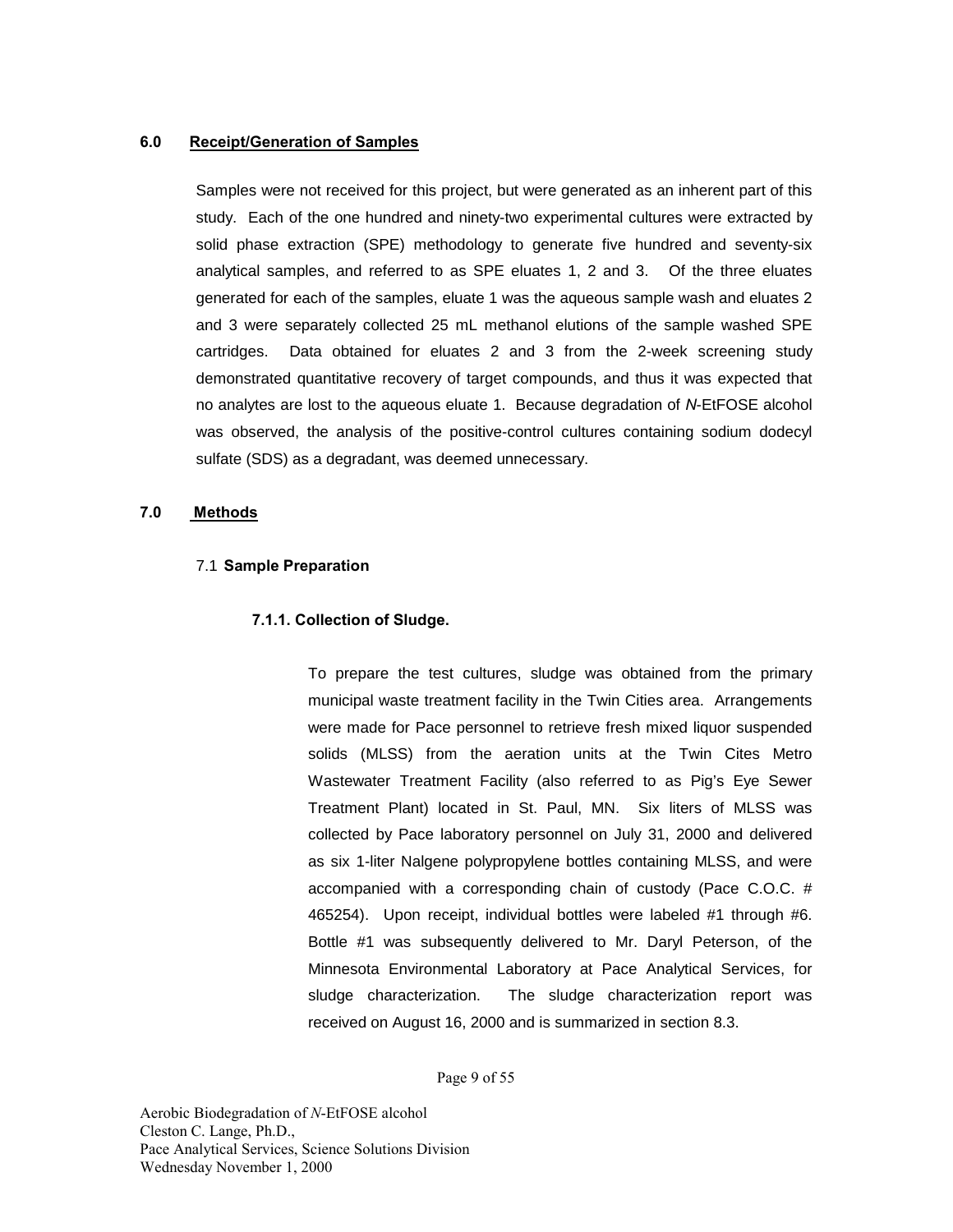## 6.0 Receipt/Generation of Samples

Samples were not received for this project, but were generated as an inherent part of this study. Each of the one hundred and ninety-two experimental cultures were extracted by solid phase extraction (SPE) methodology to generate five hundred and seventy-six analytical samples, and referred to as SPE eluates 1, 2 and 3. Of the three eluates generated for each of the samples, eluate 1 was the aqueous sample wash and eluates 2 and 3 were separately collected 25 mL methanol elutions of the sample washed SPE cartridges. Data obtained for eluates 2 and 3 from the 2-week screening study demonstrated quantitative recovery of target compounds, and thus it was expected that no analytes are lost to the aqueous eluate 1. Because degradation of *N*-EtFOSE alcohol was observed, the analysis of the positive-control cultures containing sodium dodecyl sulfate (SDS) as a degradant, was deemed unnecessary.

## 7.0 Methods

### 7.1 Sample Preparation

#### 7.1.1. Collection of Sludge.

To prepare the test cultures, sludge was obtained from the primary municipal waste treatment facility in the Twin Cities area. Arrangements were made for Pace personnel to retrieve fresh mixed liquor suspended solids (MLSS) from the aeration units at the Twin Cites Metro Wastewater Treatment Facility (also referred to as Pig's Eye Sewer Treatment Plant) located in St. Paul, MN. Six liters of MLSS was collected by Pace laboratory personnel on July 31, 2000 and delivered as six 1-liter Nalgene polypropylene bottles containing MLSS, and were accompanied with a corresponding chain of custody (Pace C.O.C. # 465254). Upon receipt, individual bottles were labeled #1 through #6. Bottle #1 was subsequently delivered to Mr. Daryl Peterson, of the Minnesota Environmental Laboratory at Pace Analytical Services, for sludge characterization. The sludge characterization report was received on August 16, 2000 and is summarized in section 8.3.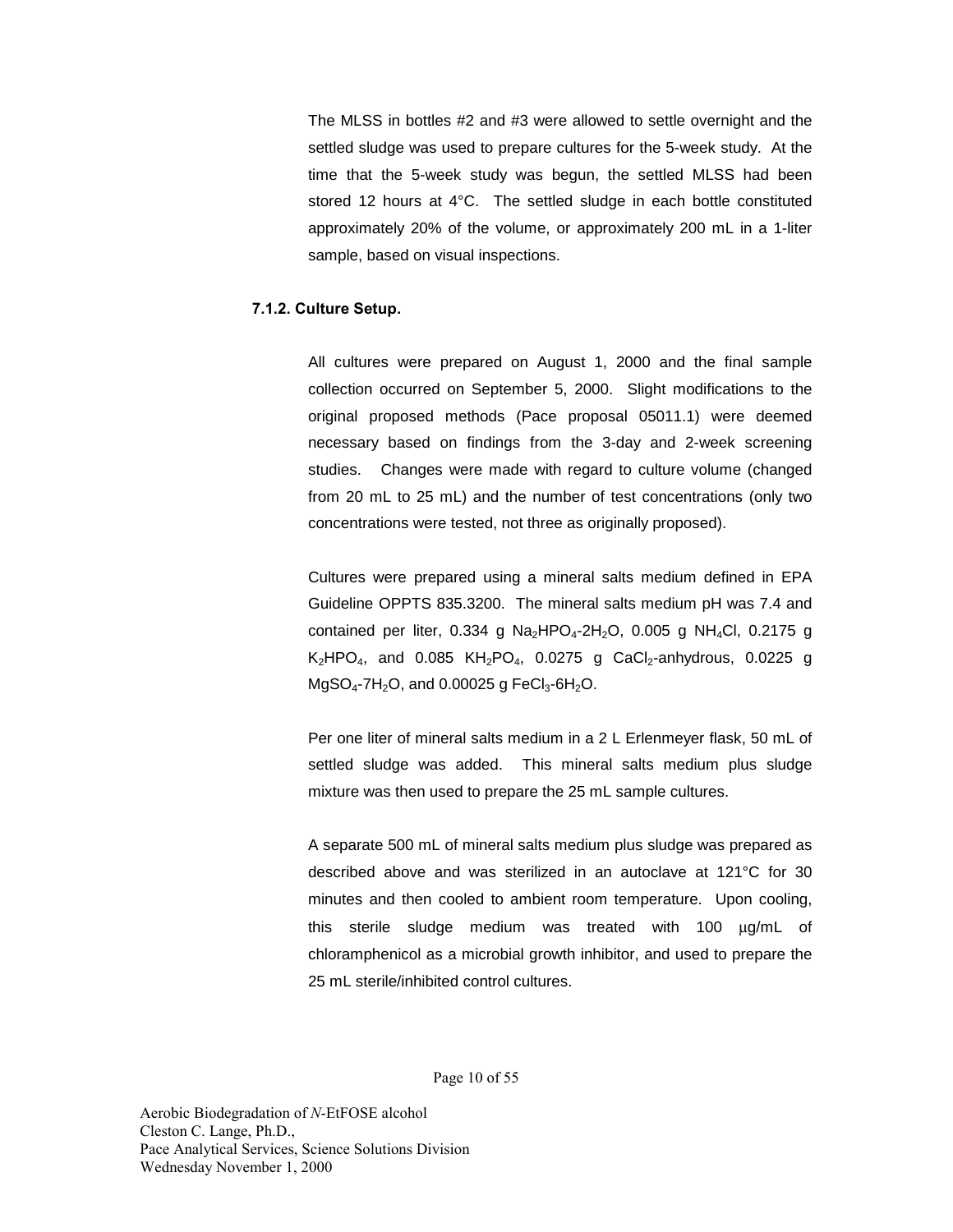The MLSS in bottles #2 and #3 were allowed to settle overnight and the settled sludge was used to prepare cultures for the 5-week study. At the time that the 5-week study was begun, the settled MLSS had been stored 12 hours at 4°C. The settled sludge in each bottle constituted approximately 20% of the volume, or approximately 200 mL in a 1-liter sample, based on visual inspections.

#### 7.1.2. Culture Setup.

All cultures were prepared on August 1, 2000 and the final sample collection occurred on September 5, 2000. Slight modifications to the original proposed methods (Pace proposal 05011.1) were deemed necessary based on findings from the 3-day and 2-week screening studies. Changes were made with regard to culture volume (changed from 20 mL to 25 mL) and the number of test concentrations (only two concentrations were tested, not three as originally proposed).

Cultures were prepared using a mineral salts medium defined in EPA Guideline OPPTS 835.3200. The mineral salts medium pH was 7.4 and contained per liter, 0.334 g $Na_2HPO_4$-$2H_2O$, 0.005 g $NH_4Cl$, 0.2175 g $K_2HPO_4$, and 0.085 $KH_2PO_4$, 0.0275 g $CaCl_2$-anhydrous, 0.0225 g $MgSO_4$-$7H_2O$, and 0.00025 g $FeCl_3$-$6H_2O$.

Per one liter of mineral salts medium in a 2 L Erlenmeyer flask, 50 mL of settled sludge was added. This mineral salts medium plus sludge mixture was then used to prepare the 25 mL sample cultures.

A separate 500 mL of mineral salts medium plus sludge was prepared as described above and was sterilized in an autoclave at 121°C for 30 minutes and then cooled to ambient room temperature. Upon cooling, this sterile sludge medium was treated with 100 µg/mL of chloramphenicol as a microbial growth inhibitor, and used to prepare the 25 mL sterile/inhibited control cultures.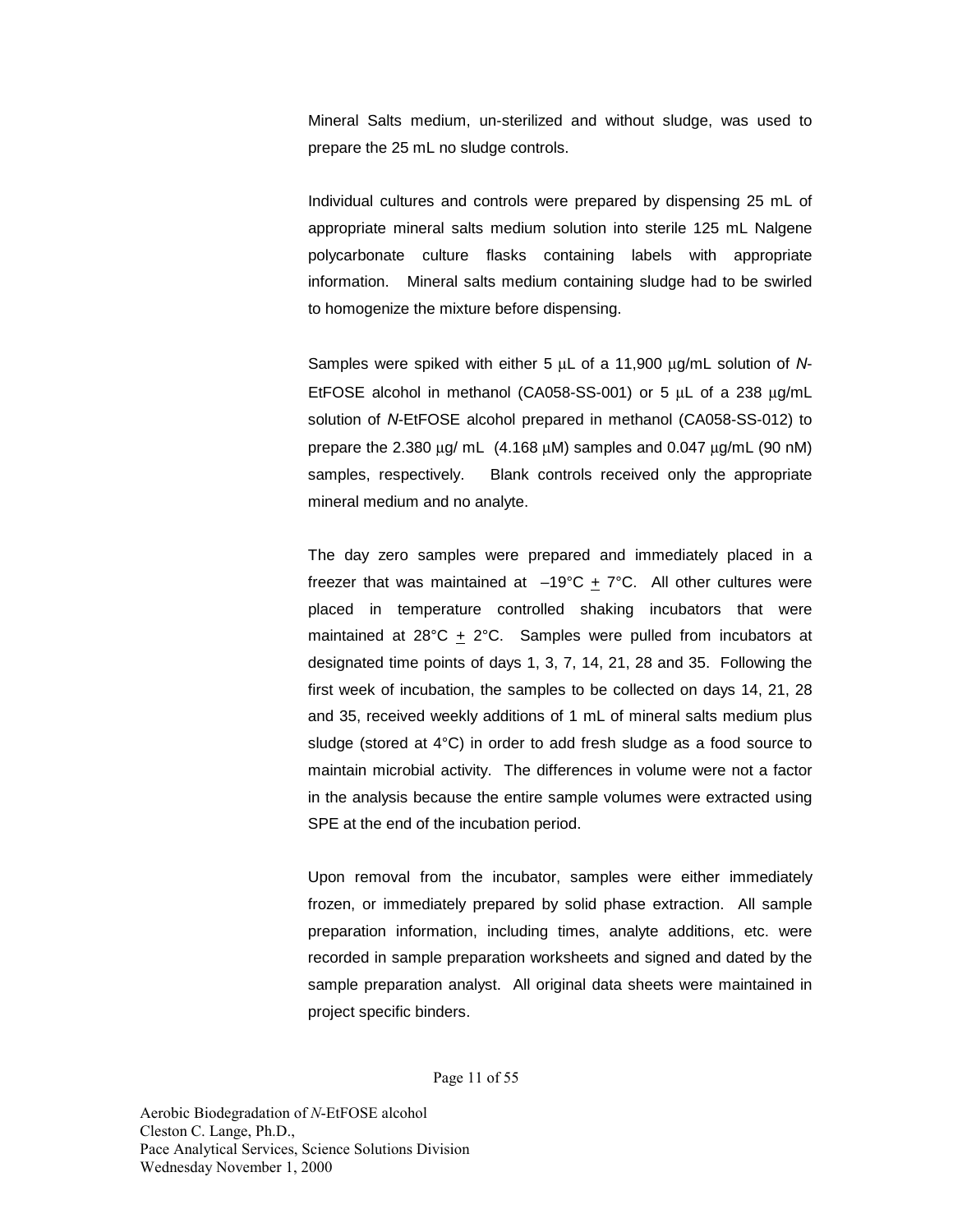Mineral Salts medium, un-sterilized and without sludge, was used to prepare the 25 mL no sludge controls.

Individual cultures and controls were prepared by dispensing 25 mL of appropriate mineral salts medium solution into sterile 125 mL Nalgene polycarbonate culture flasks containing labels with appropriate information. Mineral salts medium containing sludge had to be swirled to homogenize the mixture before dispensing.

Samples were spiked with either 5 µL of a 11,900 µg/mL solution of *N*-EtFOSE alcohol in methanol (CA058-SS-001) or 5 µL of a 238 µg/mL solution of *N*-EtFOSE alcohol prepared in methanol (CA058-SS-012) to prepare the 2.380 µg/ mL (4.168 µM) samples and 0.047 µg/mL (90 nM) samples, respectively. Blank controls received only the appropriate mineral medium and no analyte.

The day zero samples were prepared and immediately placed in a freezer that was maintained at –19°C ± 7°C. All other cultures were placed in temperature controlled shaking incubators that were maintained at 28°C ± 2°C. Samples were pulled from incubators at designated time points of days 1, 3, 7, 14, 21, 28 and 35. Following the first week of incubation, the samples to be collected on days 14, 21, 28 and 35, received weekly additions of 1 mL of mineral salts medium plus sludge (stored at 4°C) in order to add fresh sludge as a food source to maintain microbial activity. The differences in volume were not a factor in the analysis because the entire sample volumes were extracted using SPE at the end of the incubation period.

Upon removal from the incubator, samples were either immediately frozen, or immediately prepared by solid phase extraction. All sample preparation information, including times, analyte additions, etc. were recorded in sample preparation worksheets and signed and dated by the sample preparation analyst. All original data sheets were maintained in project specific binders.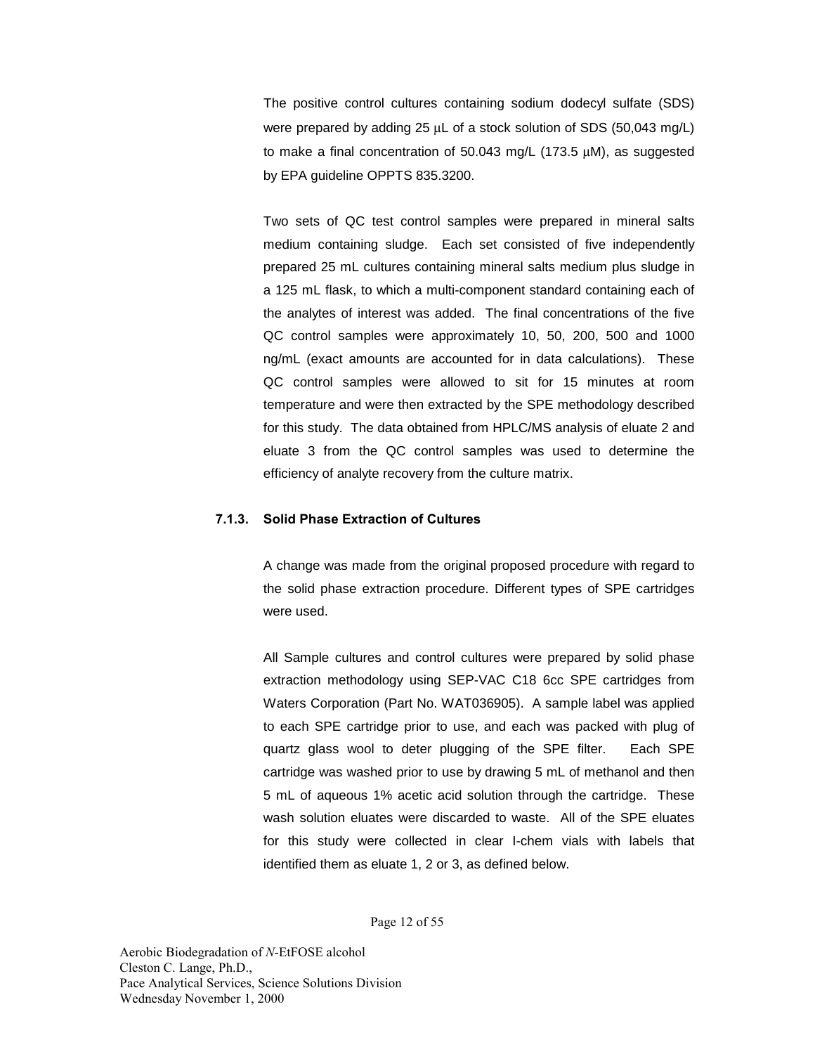The positive control cultures containing sodium dodecyl sulfate (SDS) were prepared by adding 25 µL of a stock solution of SDS (50,043 mg/L) to make a final concentration of 50.043 mg/L (173.5 µM), as suggested by EPA guideline OPPTS 835.3200.

Two sets of QC test control samples were prepared in mineral salts medium containing sludge. Each set consisted of five independently prepared 25 mL cultures containing mineral salts medium plus sludge in a 125 mL flask, to which a multi-component standard containing each of the analytes of interest was added. The final concentrations of the five QC control samples were approximately 10, 50, 200, 500 and 1000 ng/mL (exact amounts are accounted for in data calculations). These QC control samples were allowed to sit for 15 minutes at room temperature and were then extracted by the SPE methodology described for this study. The data obtained from HPLC/MS analysis of eluate 2 and eluate 3 from the QC control samples was used to determine the efficiency of analyte recovery from the culture matrix.

### 7.1.3. Solid Phase Extraction of Cultures

A change was made from the original proposed procedure with regard to the solid phase extraction procedure. Different types of SPE cartridges were used.

All Sample cultures and control cultures were prepared by solid phase extraction methodology using SEP-VAC C18 6cc SPE cartridges from Waters Corporation (Part No. WAT036905). A sample label was applied to each SPE cartridge prior to use, and each was packed with plug of quartz glass wool to deter plugging of the SPE filter. Each SPE cartridge was washed prior to use by drawing 5 mL of methanol and then 5 mL of aqueous 1% acetic acid solution through the cartridge. These wash solution eluates were discarded to waste. All of the SPE eluates for this study were collected in clear I-chem vials with labels that identified them as eluate 1, 2 or 3, as defined below.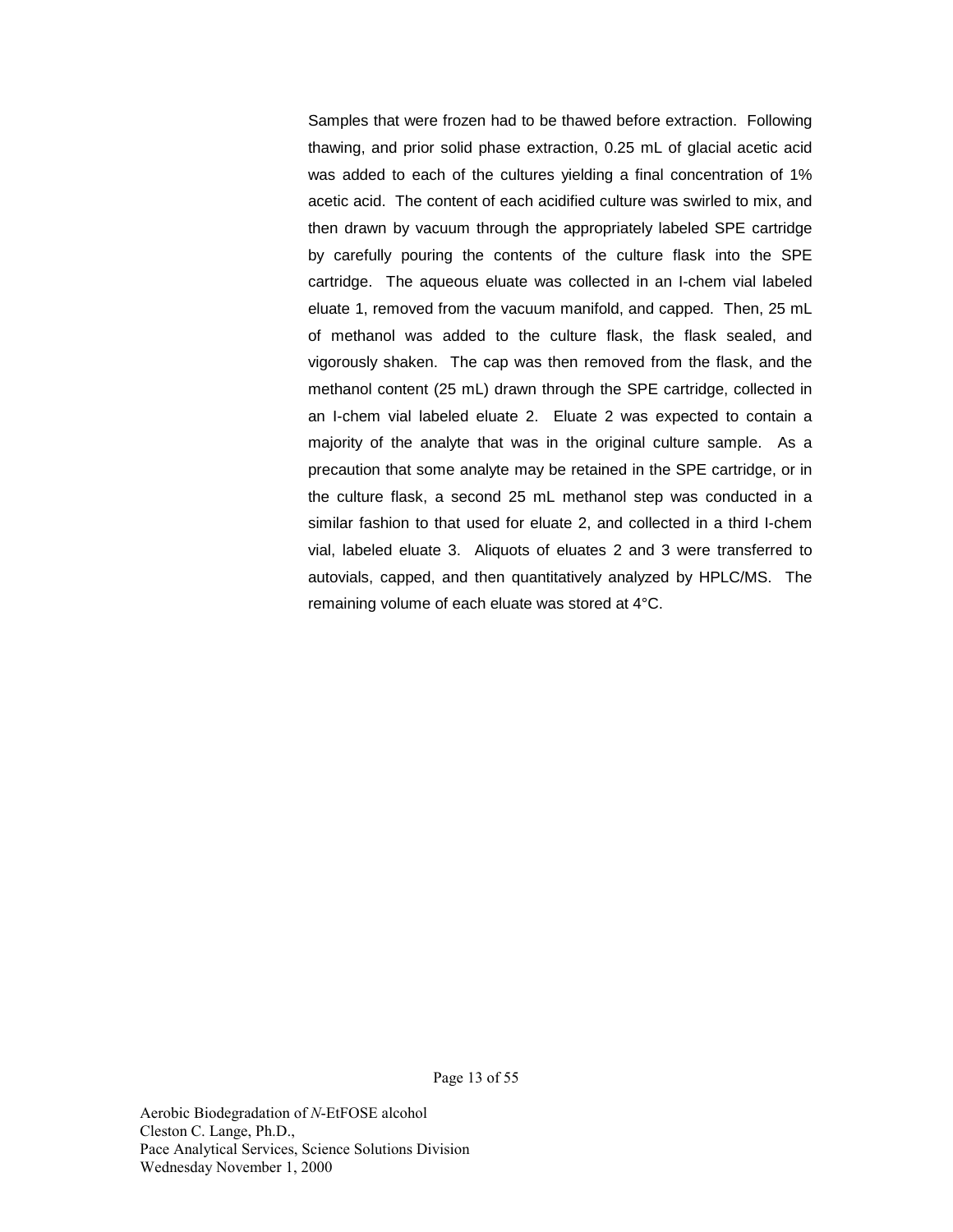Samples that were frozen had to be thawed before extraction. Following thawing, and prior solid phase extraction, 0.25 mL of glacial acetic acid was added to each of the cultures yielding a final concentration of 1% acetic acid. The content of each acidified culture was swirled to mix, and then drawn by vacuum through the appropriately labeled SPE cartridge by carefully pouring the contents of the culture flask into the SPE cartridge. The aqueous eluate was collected in an I-chem vial labeled eluate 1, removed from the vacuum manifold, and capped. Then, 25 mL of methanol was added to the culture flask, the flask sealed, and vigorously shaken. The cap was then removed from the flask, and the methanol content (25 mL) drawn through the SPE cartridge, collected in an I-chem vial labeled eluate 2. Eluate 2 was expected to contain a majority of the analyte that was in the original culture sample. As a precaution that some analyte may be retained in the SPE cartridge, or in the culture flask, a second 25 mL methanol step was conducted in a similar fashion to that used for eluate 2, and collected in a third I-chem vial, labeled eluate 3. Aliquots of eluates 2 and 3 were transferred to autovials, capped, and then quantitatively analyzed by HPLC/MS. The remaining volume of each eluate was stored at 4°C.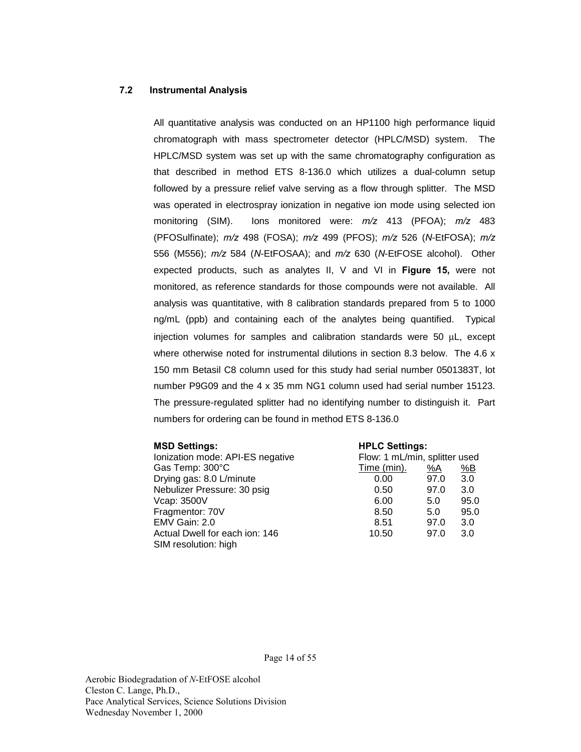### 7.2 Instrumental Analysis

All quantitative analysis was conducted on an HP1100 high performance liquid chromatograph with mass spectrometer detector (HPLC/MSD) system. The HPLC/MSD system was set up with the same chromatography configuration as that described in method ETS 8-136.0 which utilizes a dual-column setup followed by a pressure relief valve serving as a flow through splitter. The MSD was operated in electrospray ionization in negative ion mode using selected ion monitoring (SIM). Ions monitored were: *m/z* 413 (PFOA); *m/z* 483 (PFOSulfinate); *m/z* 498 (FOSA); *m/z* 499 (PFOS); *m/z* 526 (*N*-EtFOSA); *m/z* 556 (M556); *m/z* 584 (*N*-EtFOSAA); and *m/z* 630 (*N*-EtFOSE alcohol). Other expected products, such as analytes II, V and VI in **Figure 15,** were not monitored, as reference standards for those compounds were not available. All analysis was quantitative, with 8 calibration standards prepared from 5 to 1000 ng/mL (ppb) and containing each of the analytes being quantified. Typical injection volumes for samples and calibration standards were 50 µL, except where otherwise noted for instrumental dilutions in section 8.3 below. The 4.6 x 150 mm Betasil C8 column used for this study had serial number 0501383T, lot number P9G09 and the 4 x 35 mm NG1 column used had serial number 15123. The pressure-regulated splitter had no identifying number to distinguish it. Part numbers for ordering can be found in method ETS 8-136.0

**MSD Settings:**
Ionization mode: API-ES negative
Gas Temp: 300°C
Drying gas: 8.0 L/minute
Nebulizer Pressure: 30 psig
Vcap: 3500V
Fragmentor: 70V
EMV Gain: 2.0
Actual Dwell for each ion: 146
SIM resolution: high

**HPLC Settings:**
Flow: 1 mL/min, splitter used

| Time (min). | %A | %B |
|---|---|---|
| 0.00 | 97.0 | 3.0 |
| 0.50 | 97.0 | 3.0 |
| 6.00 | 5.0 | 95.0 |
| 8.50 | 5.0 | 95.0 |
| 8.51 | 97.0 | 3.0 |
| 10.50 | 97.0 | 3.0 |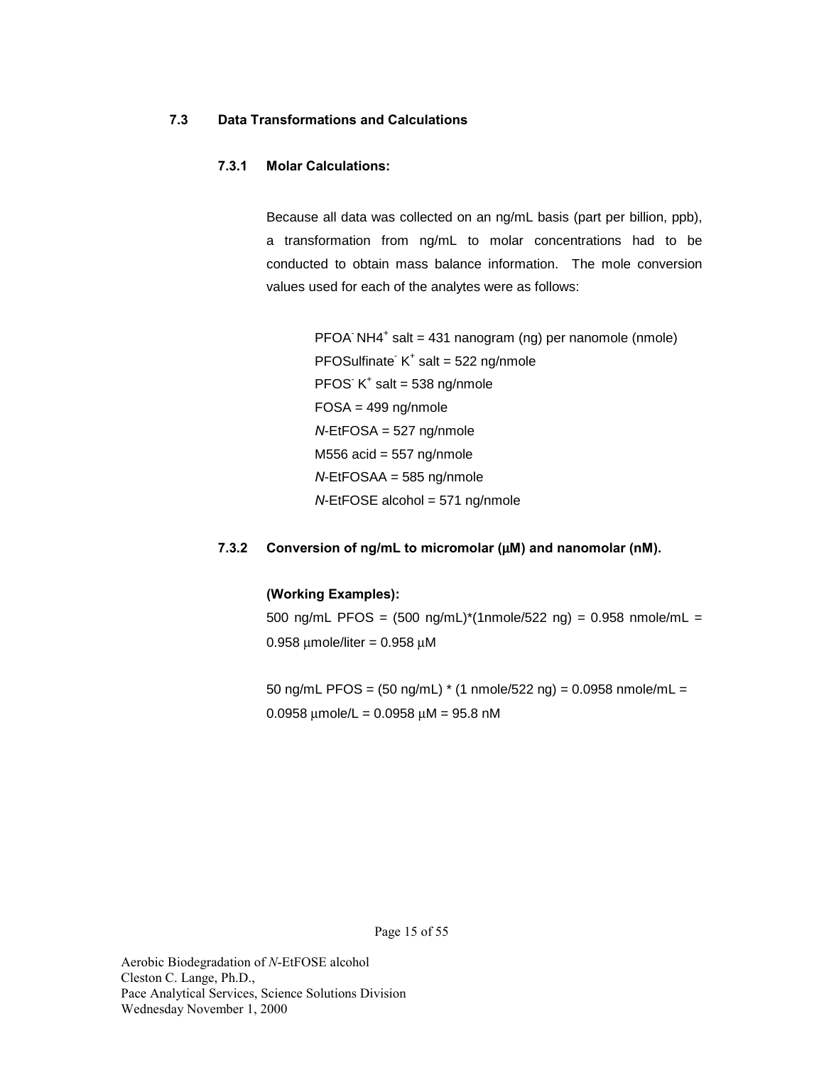### 7.3 Data Transformations and Calculations

#### 7.3.1 Molar Calculations:

Because all data was collected on an ng/mL basis (part per billion, ppb), a transformation from ng/mL to molar concentrations had to be conducted to obtain mass balance information. The mole conversion values used for each of the analytes were as follows:

PFOA$^-$ NH4$^+$ salt = 431 nanogram (ng) per nanomole (nmole)
PFOSulfinate$^-$ K$^+$ salt = 522 ng/nmole
PFOS$^-$ K$^+$ salt = 538 ng/nmole
FOSA = 499 ng/nmole
*N*-EtFOSA = 527 ng/nmole
M556 acid = 557 ng/nmole
*N*-EtFOSAA = 585 ng/nmole
*N*-EtFOSE alcohol = 571 ng/nmole

#### 7.3.2 Conversion of ng/mL to micromolar (μM) and nanomolar (nM).

**(Working Examples):**

500 ng/mL PFOS = (500 ng/mL)*(1nmole/522 ng) = 0.958 nmole/mL = 0.958 μmole/liter = 0.958 μM

50 ng/mL PFOS = (50 ng/mL) * (1 nmole/522 ng) = 0.0958 nmole/mL = 0.0958 μmole/L = 0.0958 μM = 95.8 nM

Aerobic Biodegradation of *N*-EtFOSE alcohol
Cleston C. Lange, Ph.D.,
Pace Analytical Services, Science Solutions Division
Wednesday November 1, 2000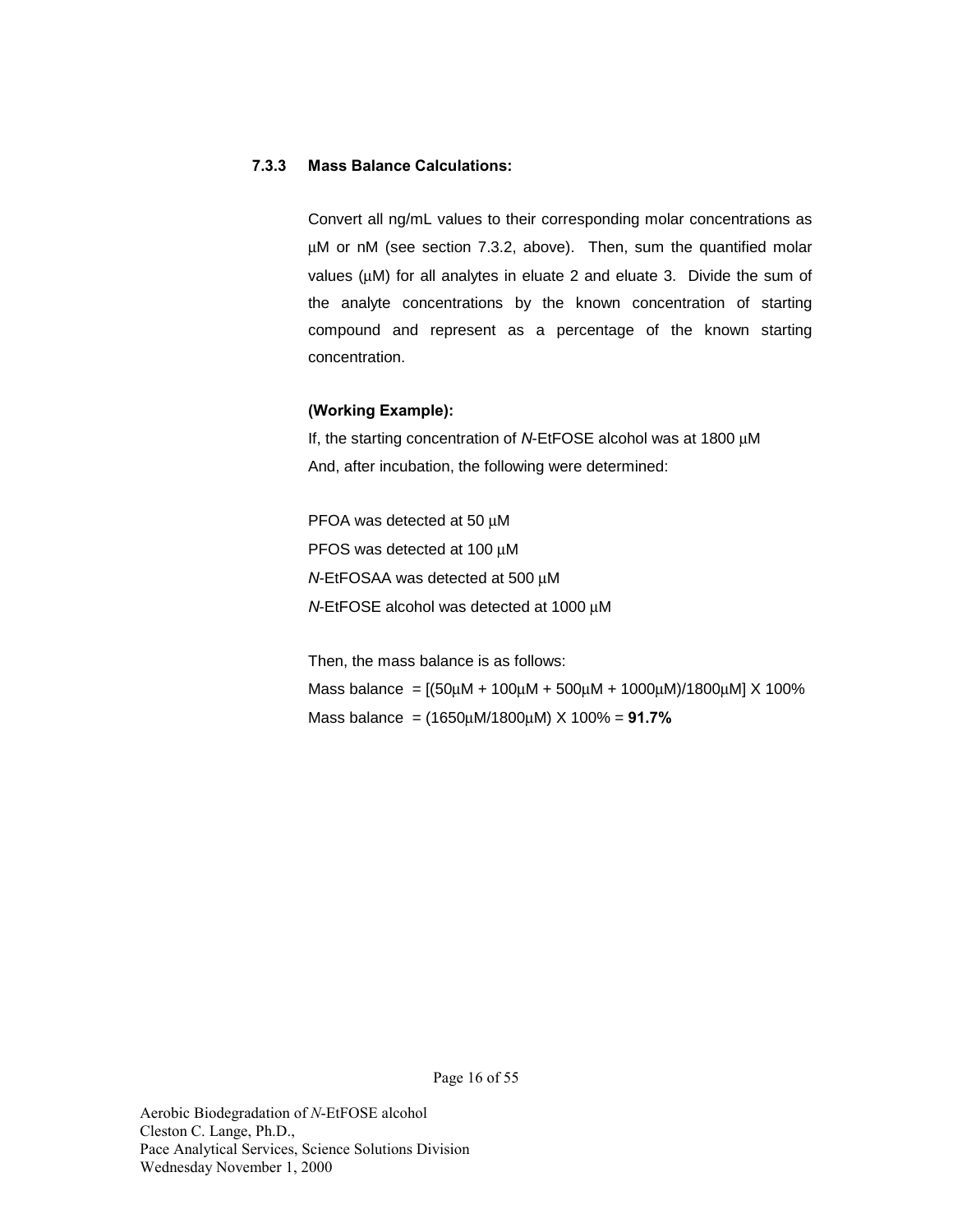### 7.3.3 Mass Balance Calculations:

Convert all ng/mL values to their corresponding molar concentrations as μM or nM (see section 7.3.2, above). Then, sum the quantified molar values (μM) for all analytes in eluate 2 and eluate 3. Divide the sum of the analyte concentrations by the known concentration of starting compound and represent as a percentage of the known starting concentration.

**(Working Example):**

If, the starting concentration of *N*-EtFOSE alcohol was at 1800 μM
And, after incubation, the following were determined:

PFOA was detected at 50 μM
PFOS was detected at 100 μM
*N*-EtFOSAA was detected at 500 μM
*N*-EtFOSE alcohol was detected at 1000 μM

Then, the mass balance is as follows:
Mass balance = [(50μM + 100μM + 500μM + 1000μM)/1800μM] X 100%
Mass balance = (1650μM/1800μM) X 100% = **91.7%**

Aerobic Biodegradation of *N*-EtFOSE alcohol
Cleston C. Lange, Ph.D.,
Pace Analytical Services, Science Solutions Division
Wednesday November 1, 2000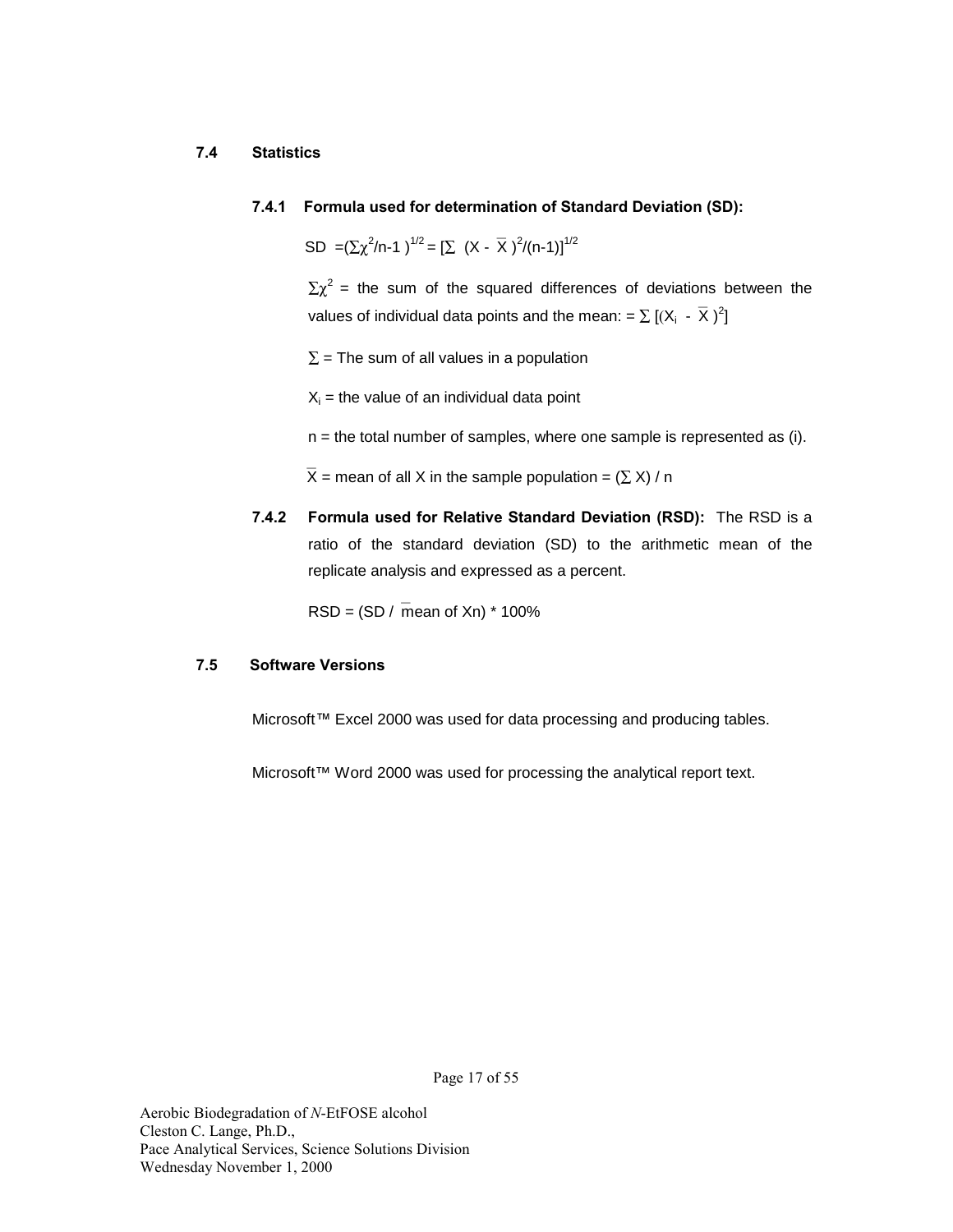### 7.4 Statistics

#### 7.4.1 Formula used for determination of Standard Deviation (SD):

$$SD = (\Sigma\chi^2/n\text{-}1)^{1/2} = [\Sigma\ (X - \overline{X})^2/(n\text{-}1)]^{1/2}$$

$\Sigma\chi^2$ = the sum of the squared differences of deviations between the values of individual data points and the mean: $= \Sigma\ [(X_i - \overline{X})^2]$

$\Sigma$ = The sum of all values in a population

$X_i$ = the value of an individual data point

n = the total number of samples, where one sample is represented as (i).

$\overline{X}$ = mean of all X in the sample population = $(\Sigma X) / n$

#### 7.4.2 Formula used for Relative Standard Deviation (RSD):

The RSD is a ratio of the standard deviation (SD) to the arithmetic mean of the replicate analysis and expressed as a percent.

$$RSD = (SD / \overline{\text{mean of } X_n}) * 100\%$$

### 7.5 Software Versions

Microsoft™ Excel 2000 was used for data processing and producing tables.

Microsoft™ Word 2000 was used for processing the analytical report text.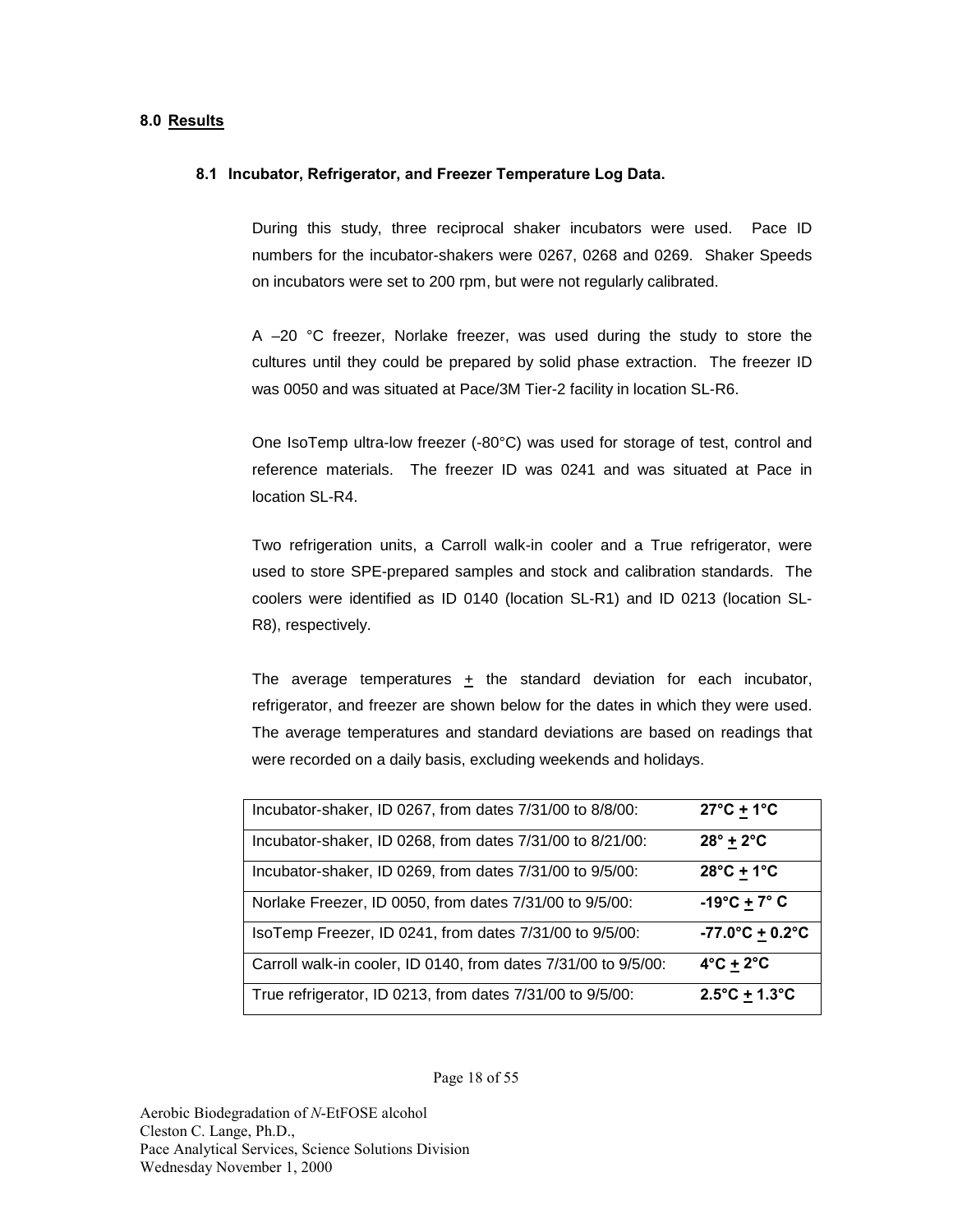## 8.0 Results

### 8.1 Incubator, Refrigerator, and Freezer Temperature Log Data.

During this study, three reciprocal shaker incubators were used. Pace ID numbers for the incubator-shakers were 0267, 0268 and 0269. Shaker Speeds on incubators were set to 200 rpm, but were not regularly calibrated.

A –20 °C freezer, Norlake freezer, was used during the study to store the cultures until they could be prepared by solid phase extraction. The freezer ID was 0050 and was situated at Pace/3M Tier-2 facility in location SL-R6.

One IsoTemp ultra-low freezer (-80°C) was used for storage of test, control and reference materials. The freezer ID was 0241 and was situated at Pace in location SL-R4.

Two refrigeration units, a Carroll walk-in cooler and a True refrigerator, were used to store SPE-prepared samples and stock and calibration standards. The coolers were identified as ID 0140 (location SL-R1) and ID 0213 (location SL-R8), respectively.

The average temperatures ± the standard deviation for each incubator, refrigerator, and freezer are shown below for the dates in which they were used. The average temperatures and standard deviations are based on readings that were recorded on a daily basis, excluding weekends and holidays.

| | |
|---|---|
| Incubator-shaker, ID 0267, from dates 7/31/00 to 8/8/00: | **27°C ± 1°C** |
| Incubator-shaker, ID 0268, from dates 7/31/00 to 8/21/00: | **28° ± 2°C** |
| Incubator-shaker, ID 0269, from dates 7/31/00 to 9/5/00: | **28°C ± 1°C** |
| Norlake Freezer, ID 0050, from dates 7/31/00 to 9/5/00: | **-19°C ± 7° C** |
| IsoTemp Freezer, ID 0241, from dates 7/31/00 to 9/5/00: | **-77.0°C ± 0.2°C** |
| Carroll walk-in cooler, ID 0140, from dates 7/31/00 to 9/5/00: | **4°C ± 2°C** |
| True refrigerator, ID 0213, from dates 7/31/00 to 9/5/00: | **2.5°C ± 1.3°C** |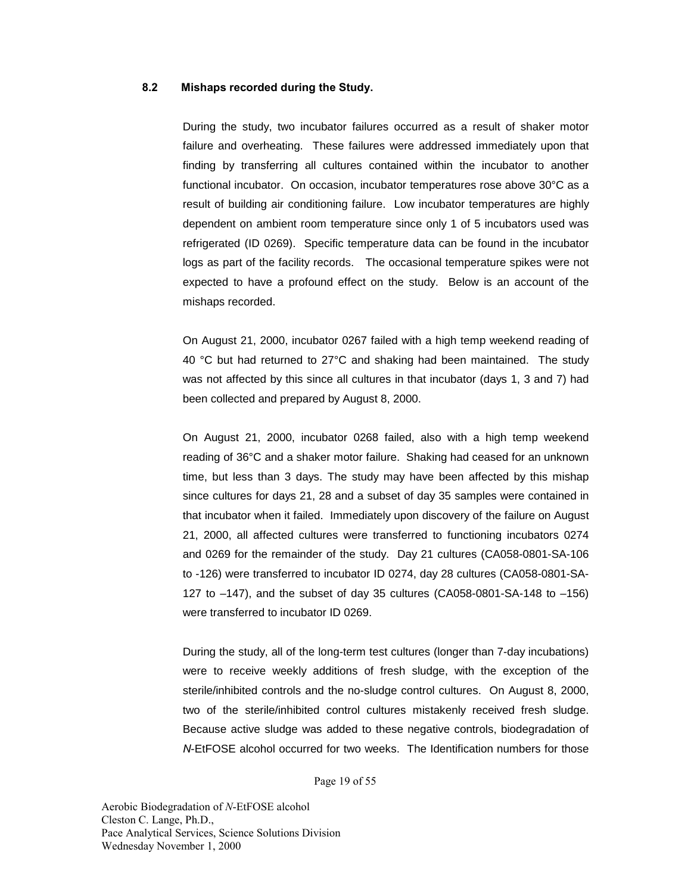### 8.2 Mishaps recorded during the Study.

During the study, two incubator failures occurred as a result of shaker motor failure and overheating. These failures were addressed immediately upon that finding by transferring all cultures contained within the incubator to another functional incubator. On occasion, incubator temperatures rose above 30°C as a result of building air conditioning failure. Low incubator temperatures are highly dependent on ambient room temperature since only 1 of 5 incubators used was refrigerated (ID 0269). Specific temperature data can be found in the incubator logs as part of the facility records. The occasional temperature spikes were not expected to have a profound effect on the study. Below is an account of the mishaps recorded.

On August 21, 2000, incubator 0267 failed with a high temp weekend reading of 40 °C but had returned to 27°C and shaking had been maintained. The study was not affected by this since all cultures in that incubator (days 1, 3 and 7) had been collected and prepared by August 8, 2000.

On August 21, 2000, incubator 0268 failed, also with a high temp weekend reading of 36°C and a shaker motor failure. Shaking had ceased for an unknown time, but less than 3 days. The study may have been affected by this mishap since cultures for days 21, 28 and a subset of day 35 samples were contained in that incubator when it failed. Immediately upon discovery of the failure on August 21, 2000, all affected cultures were transferred to functioning incubators 0274 and 0269 for the remainder of the study. Day 21 cultures (CA058-0801-SA-106 to -126) were transferred to incubator ID 0274, day 28 cultures (CA058-0801-SA-127 to –147), and the subset of day 35 cultures (CA058-0801-SA-148 to –156) were transferred to incubator ID 0269.

During the study, all of the long-term test cultures (longer than 7-day incubations) were to receive weekly additions of fresh sludge, with the exception of the sterile/inhibited controls and the no-sludge control cultures. On August 8, 2000, two of the sterile/inhibited control cultures mistakenly received fresh sludge. Because active sludge was added to these negative controls, biodegradation of *N*-EtFOSE alcohol occurred for two weeks. The Identification numbers for those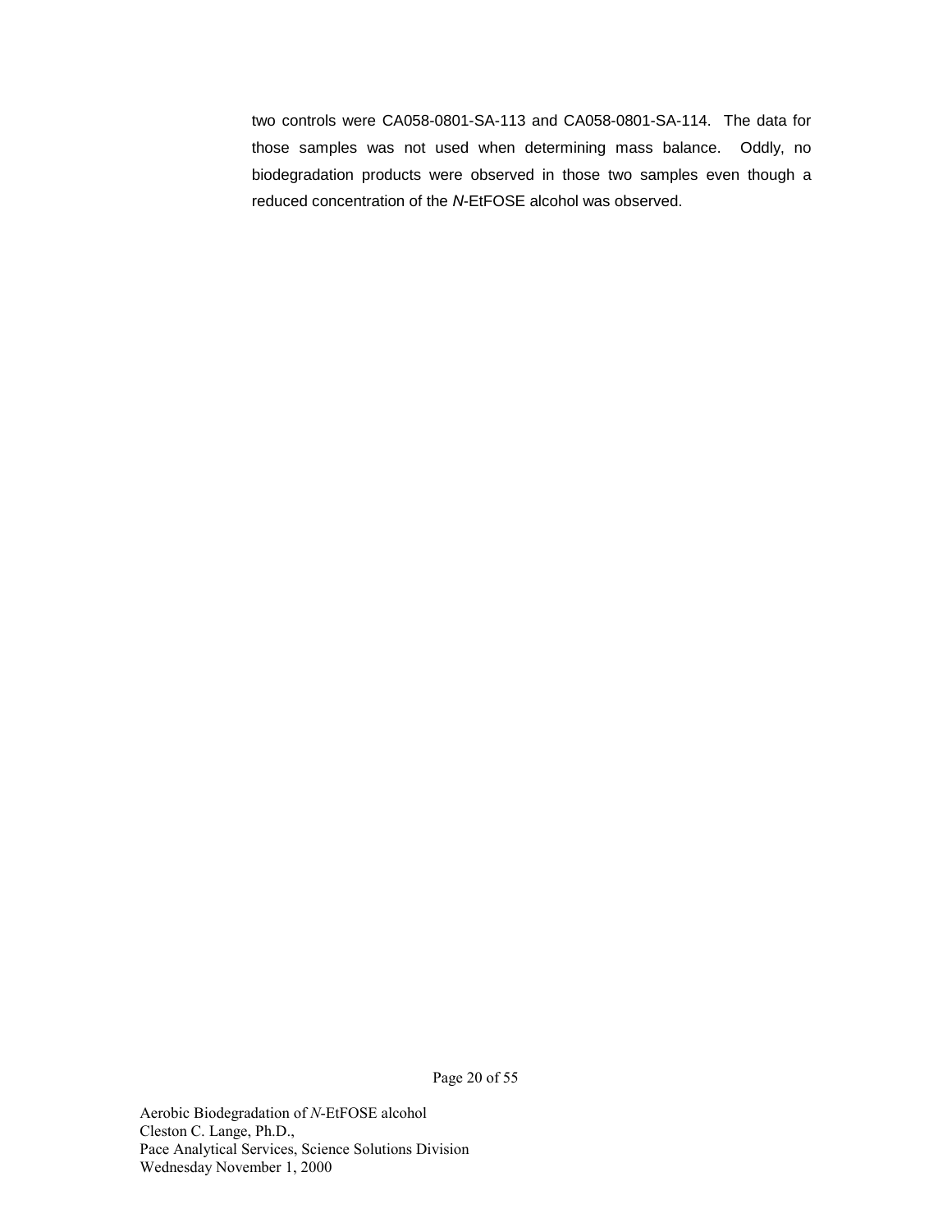two controls were CA058-0801-SA-113 and CA058-0801-SA-114. The data for those samples was not used when determining mass balance. Oddly, no biodegradation products were observed in those two samples even though a reduced concentration of the *N*-EtFOSE alcohol was observed.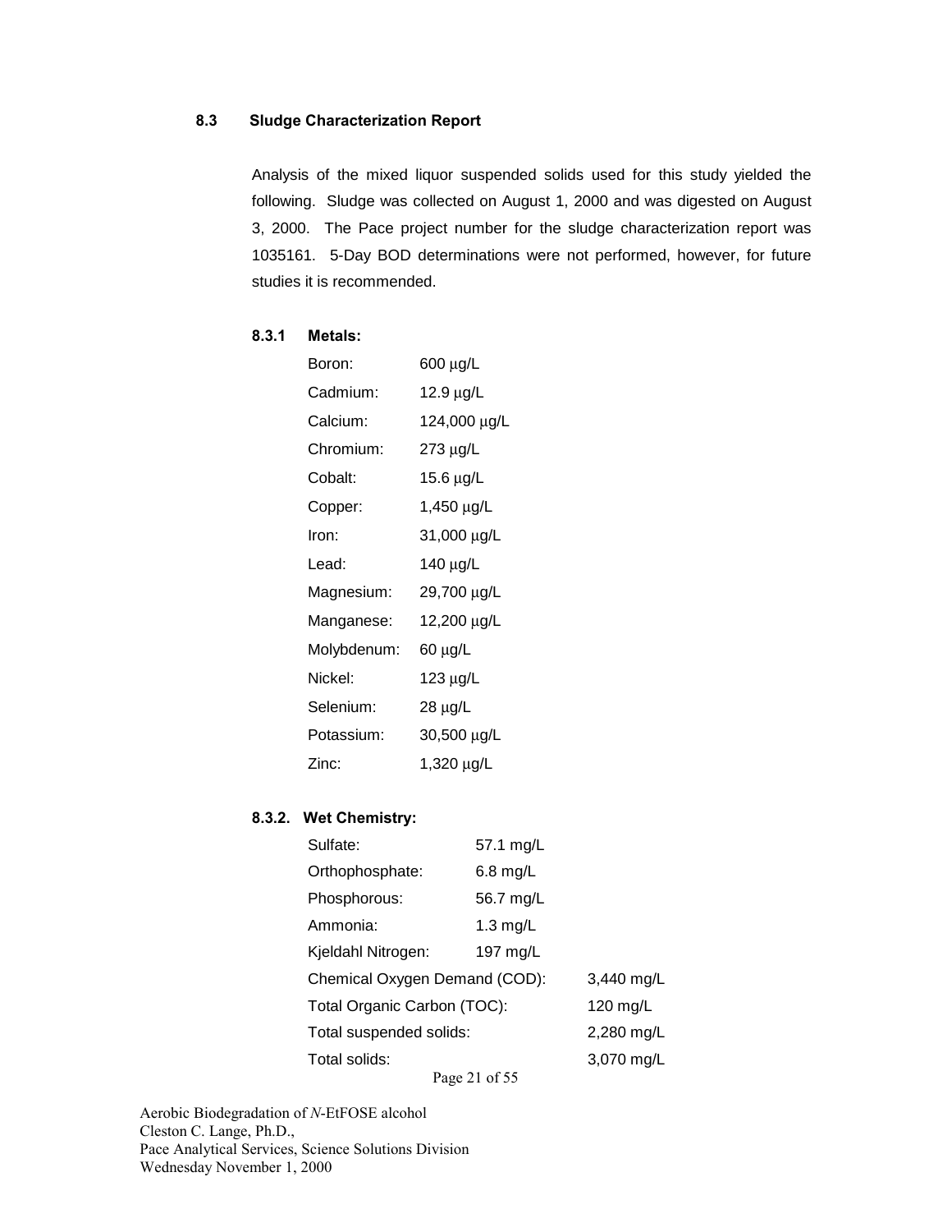### 8.3 Sludge Characterization Report

Analysis of the mixed liquor suspended solids used for this study yielded the following. Sludge was collected on August 1, 2000 and was digested on August 3, 2000. The Pace project number for the sludge characterization report was 1035161. 5-Day BOD determinations were not performed, however, for future studies it is recommended.

#### 8.3.1 Metals:

| | |
|---|---|
| Boron: | 600 µg/L |
| Cadmium: | 12.9 µg/L |
| Calcium: | 124,000 µg/L |
| Chromium: | 273 µg/L |
| Cobalt: | 15.6 µg/L |
| Copper: | 1,450 µg/L |
| Iron: | 31,000 µg/L |
| Lead: | 140 µg/L |
| Magnesium: | 29,700 µg/L |
| Manganese: | 12,200 µg/L |
| Molybdenum: | 60 µg/L |
| Nickel: | 123 µg/L |
| Selenium: | 28 µg/L |
| Potassium: | 30,500 µg/L |
| Zinc: | 1,320 µg/L |

#### 8.3.2. Wet Chemistry:

| | |
|---|---|
| Sulfate: | 57.1 mg/L |
| Orthophosphate: | 6.8 mg/L |
| Phosphorous: | 56.7 mg/L |
| Ammonia: | 1.3 mg/L |
| Kjeldahl Nitrogen: | 197 mg/L |
| Chemical Oxygen Demand (COD): | 3,440 mg/L |
| Total Organic Carbon (TOC): | 120 mg/L |
| Total suspended solids: | 2,280 mg/L |
| Total solids: | 3,070 mg/L |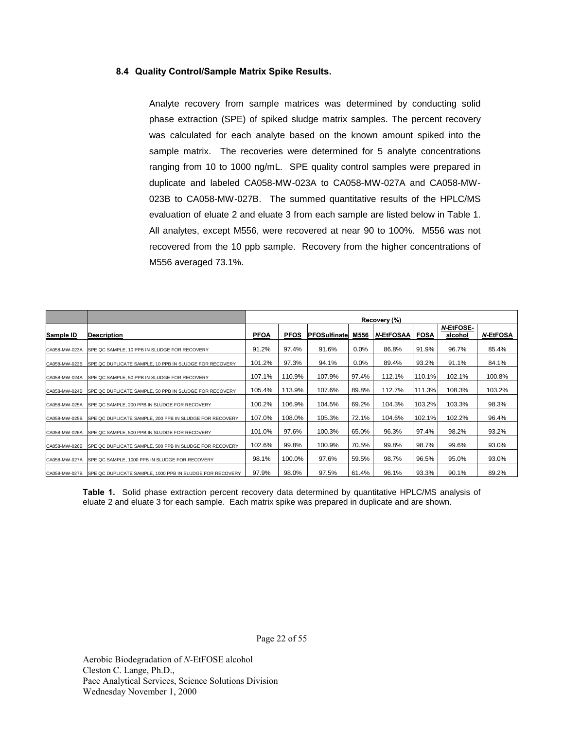### 8.4 Quality Control/Sample Matrix Spike Results.

Analyte recovery from sample matrices was determined by conducting solid phase extraction (SPE) of spiked sludge matrix samples. The percent recovery was calculated for each analyte based on the known amount spiked into the sample matrix. The recoveries were determined for 5 analyte concentrations ranging from 10 to 1000 ng/mL. SPE quality control samples were prepared in duplicate and labeled CA058-MW-023A to CA058-MW-027A and CA058-MW-023B to CA058-MW-027B. The summed quantitative results of the HPLC/MS evaluation of eluate 2 and eluate 3 from each sample are listed below in Table 1. All analytes, except M556, were recovered at near 90 to 100%. M556 was not recovered from the 10 ppb sample. Recovery from the higher concentrations of M556 averaged 73.1%.

| | | Recovery (%) | | | | | | | |
|---|---|---|---|---|---|---|---|---|---|
| **Sample ID** | **Description** | **PFOA** | **PFOS** | **PFOSulfinate** | **M556** | ***N*-EtFOSAA** | **FOSA** | ***N*-EtFOSE-alcohol** | ***N*-EtFOSA** |
| CA058-MW-023A | SPE QC SAMPLE, 10 PPB IN SLUDGE FOR RECOVERY | 91.2% | 97.4% | 91.6% | 0.0% | 86.8% | 91.9% | 96.7% | 85.4% |
| CA058-MW-023B | SPE QC DUPLICATE SAMPLE, 10 PPB IN SLUDGE FOR RECOVERY | 101.2% | 97.3% | 94.1% | 0.0% | 89.4% | 93.2% | 91.1% | 84.1% |
| CA058-MW-024A | SPE QC SAMPLE, 50 PPB IN SLUDGE FOR RECOVERY | 107.1% | 110.9% | 107.9% | 97.4% | 112.1% | 110.1% | 102.1% | 100.8% |
| CA058-MW-024B | SPE QC DUPLICATE SAMPLE, 50 PPB IN SLUDGE FOR RECOVERY | 105.4% | 113.9% | 107.6% | 89.8% | 112.7% | 111.3% | 108.3% | 103.2% |
| CA058-MW-025A | SPE QC SAMPLE, 200 PPB IN SLUDGE FOR RECOVERY | 100.2% | 106.9% | 104.5% | 69.2% | 104.3% | 103.2% | 103.3% | 98.3% |
| CA058-MW-025B | SPE QC DUPLICATE SAMPLE, 200 PPB IN SLUDGE FOR RECOVERY | 107.0% | 108.0% | 105.3% | 72.1% | 104.6% | 102.1% | 102.2% | 96.4% |
| CA058-MW-026A | SPE QC SAMPLE, 500 PPB IN SLUDGE FOR RECOVERY | 101.0% | 97.6% | 100.3% | 65.0% | 96.3% | 97.4% | 98.2% | 93.2% |
| CA058-MW-026B | SPE QC DUPLICATE SAMPLE, 500 PPB IN SLUDGE FOR RECOVERY | 102.6% | 99.8% | 100.9% | 70.5% | 99.8% | 98.7% | 99.6% | 93.0% |
| CA058-MW-027A | SPE QC SAMPLE, 1000 PPB IN SLUDGE FOR RECOVERY | 98.1% | 100.0% | 97.6% | 59.5% | 98.7% | 96.5% | 95.0% | 93.0% |
| CA058-MW-027B | SPE QC DUPLICATE SAMPLE, 1000 PPB IN SLUDGE FOR RECOVERY | 97.9% | 98.0% | 97.5% | 61.4% | 96.1% | 93.3% | 90.1% | 89.2% |

**Table 1.** Solid phase extraction percent recovery data determined by quantitative HPLC/MS analysis of eluate 2 and eluate 3 for each sample. Each matrix spike was prepared in duplicate and are shown.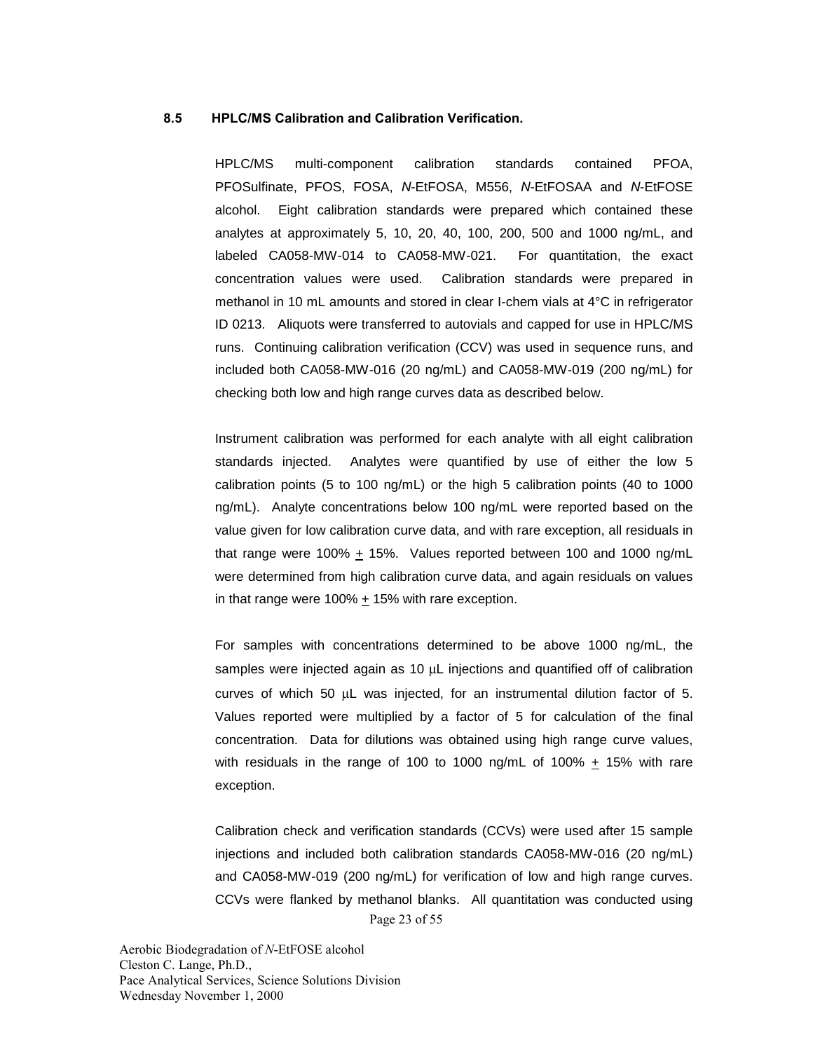### 8.5 HPLC/MS Calibration and Calibration Verification.

HPLC/MS multi-component calibration standards contained PFOA, PFOSulfinate, PFOS, FOSA, *N*-EtFOSA, M556, *N*-EtFOSAA and *N*-EtFOSE alcohol. Eight calibration standards were prepared which contained these analytes at approximately 5, 10, 20, 40, 100, 200, 500 and 1000 ng/mL, and labeled CA058-MW-014 to CA058-MW-021. For quantitation, the exact concentration values were used. Calibration standards were prepared in methanol in 10 mL amounts and stored in clear I-chem vials at 4°C in refrigerator ID 0213. Aliquots were transferred to autovials and capped for use in HPLC/MS runs. Continuing calibration verification (CCV) was used in sequence runs, and included both CA058-MW-016 (20 ng/mL) and CA058-MW-019 (200 ng/mL) for checking both low and high range curves data as described below.

Instrument calibration was performed for each analyte with all eight calibration standards injected. Analytes were quantified by use of either the low 5 calibration points (5 to 100 ng/mL) or the high 5 calibration points (40 to 1000 ng/mL). Analyte concentrations below 100 ng/mL were reported based on the value given for low calibration curve data, and with rare exception, all residuals in that range were 100% ± 15%. Values reported between 100 and 1000 ng/mL were determined from high calibration curve data, and again residuals on values in that range were 100% ± 15% with rare exception.

For samples with concentrations determined to be above 1000 ng/mL, the samples were injected again as 10 µL injections and quantified off of calibration curves of which 50 µL was injected, for an instrumental dilution factor of 5. Values reported were multiplied by a factor of 5 for calculation of the final concentration. Data for dilutions was obtained using high range curve values, with residuals in the range of 100 to 1000 ng/mL of 100% ± 15% with rare exception.

Calibration check and verification standards (CCVs) were used after 15 sample injections and included both calibration standards CA058-MW-016 (20 ng/mL) and CA058-MW-019 (200 ng/mL) for verification of low and high range curves. CCVs were flanked by methanol blanks. All quantitation was conducted using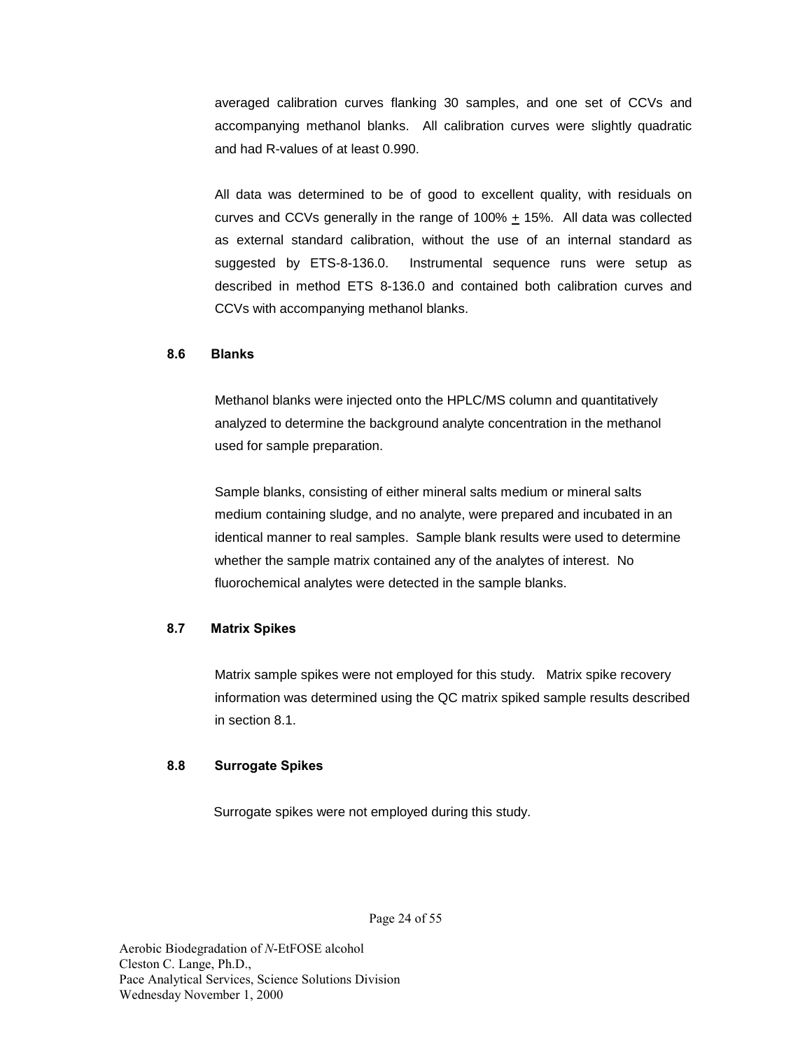averaged calibration curves flanking 30 samples, and one set of CCVs and accompanying methanol blanks. All calibration curves were slightly quadratic and had R-values of at least 0.990.

All data was determined to be of good to excellent quality, with residuals on curves and CCVs generally in the range of 100% $\pm$ 15%. All data was collected as external standard calibration, without the use of an internal standard as suggested by ETS-8-136.0. Instrumental sequence runs were setup as described in method ETS 8-136.0 and contained both calibration curves and CCVs with accompanying methanol blanks.

### 8.6 Blanks

Methanol blanks were injected onto the HPLC/MS column and quantitatively analyzed to determine the background analyte concentration in the methanol used for sample preparation.

Sample blanks, consisting of either mineral salts medium or mineral salts medium containing sludge, and no analyte, were prepared and incubated in an identical manner to real samples. Sample blank results were used to determine whether the sample matrix contained any of the analytes of interest. No fluorochemical analytes were detected in the sample blanks.

### 8.7 Matrix Spikes

Matrix sample spikes were not employed for this study. Matrix spike recovery information was determined using the QC matrix spiked sample results described in section 8.1.

### 8.8 Surrogate Spikes

Surrogate spikes were not employed during this study.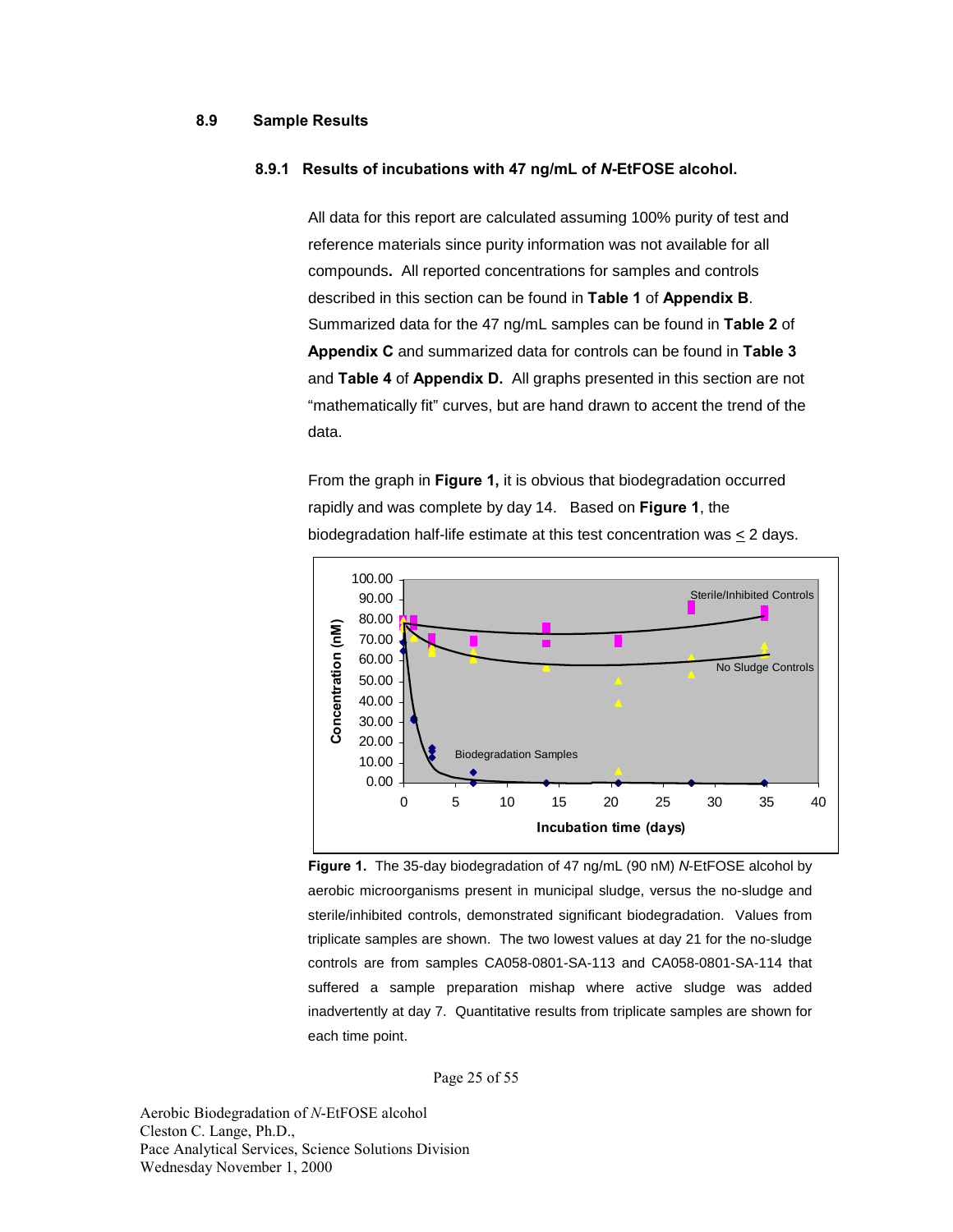### 8.9 Sample Results

#### 8.9.1 Results of incubations with 47 ng/mL of *N*-EtFOSE alcohol.

All data for this report are calculated assuming 100% purity of test and reference materials since purity information was not available for all compounds**.** All reported concentrations for samples and controls described in this section can be found in **Table 1** of **Appendix B**. Summarized data for the 47 ng/mL samples can be found in **Table 2** of **Appendix C** and summarized data for controls can be found in **Table 3** and **Table 4** of **Appendix D.** All graphs presented in this section are not "mathematically fit" curves, but are hand drawn to accent the trend of the data.

From the graph in **Figure 1,** it is obvious that biodegradation occurred rapidly and was complete by day 14. Based on **Figure 1**, the biodegradation half-life estimate at this test concentration was $\leq$ 2 days.

**Figure 1.** The 35-day biodegradation of 47 ng/mL (90 nM) *N*-EtFOSE alcohol by aerobic microorganisms present in municipal sludge, versus the no-sludge and sterile/inhibited controls, demonstrated significant biodegradation. Values from triplicate samples are shown. The two lowest values at day 21 for the no-sludge controls are from samples CA058-0801-SA-113 and CA058-0801-SA-114 that suffered a sample preparation mishap where active sludge was added inadvertently at day 7. Quantitative results from triplicate samples are shown for each time point.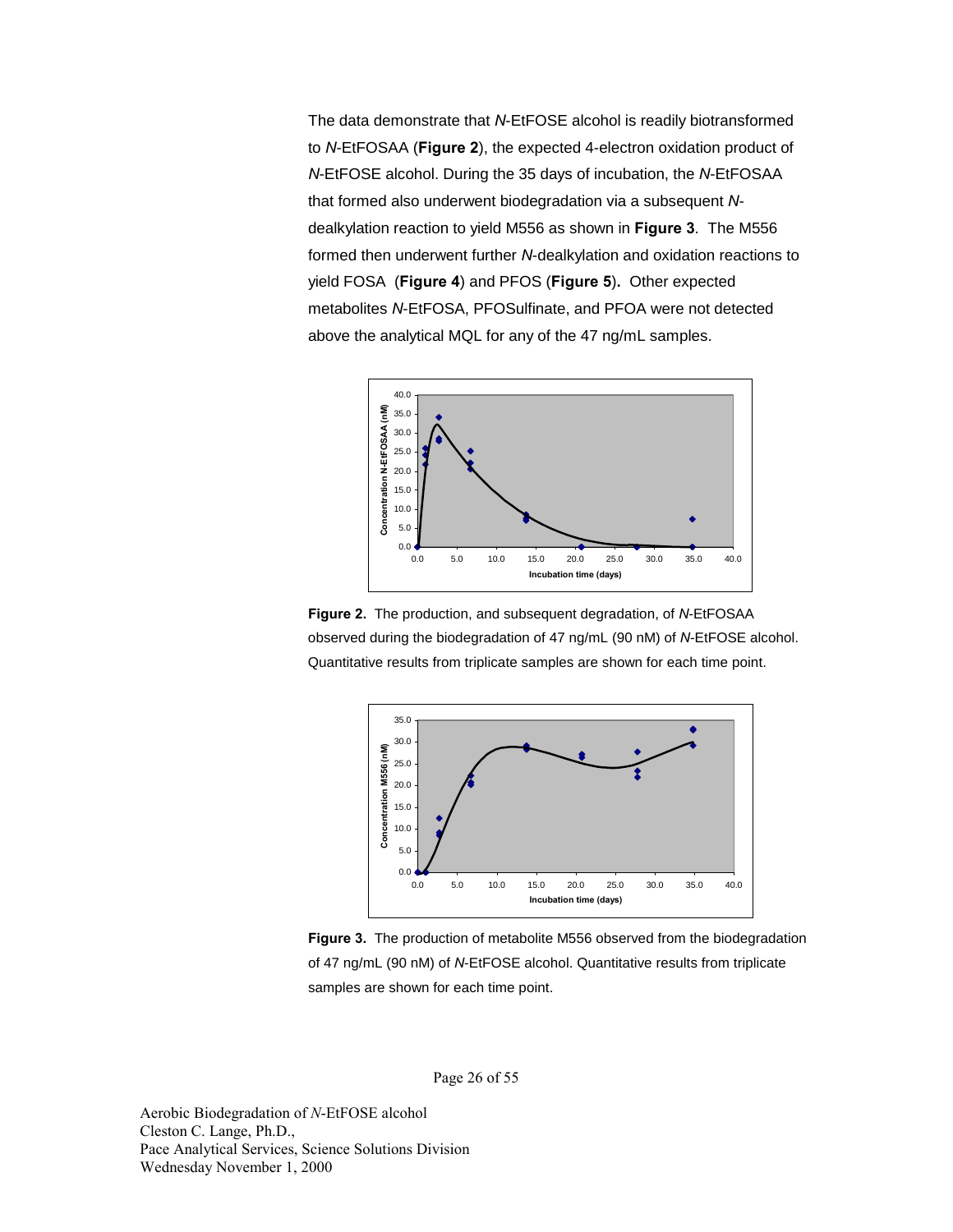The data demonstrate that *N*-EtFOSE alcohol is readily biotransformed to *N*-EtFOSAA (**Figure 2**), the expected 4-electron oxidation product of *N*-EtFOSE alcohol. During the 35 days of incubation, the *N*-EtFOSAA that formed also underwent biodegradation via a subsequent *N*-dealkylation reaction to yield M556 as shown in **Figure 3**. The M556 formed then underwent further *N*-dealkylation and oxidation reactions to yield FOSA (**Figure 4**) and PFOS (**Figure 5**). Other expected metabolites *N*-EtFOSA, PFOSulfinate, and PFOA were not detected above the analytical MQL for any of the 47 ng/mL samples.

**Figure 2.** The production, and subsequent degradation, of *N*-EtFOSAA observed during the biodegradation of 47 ng/mL (90 nM) of *N*-EtFOSE alcohol. Quantitative results from triplicate samples are shown for each time point.

**Figure 3.** The production of metabolite M556 observed from the biodegradation of 47 ng/mL (90 nM) of *N*-EtFOSE alcohol. Quantitative results from triplicate samples are shown for each time point.

Aerobic Biodegradation of *N*-EtFOSE alcohol
Cleston C. Lange, Ph.D.,
Pace Analytical Services, Science Solutions Division
Wednesday November 1, 2000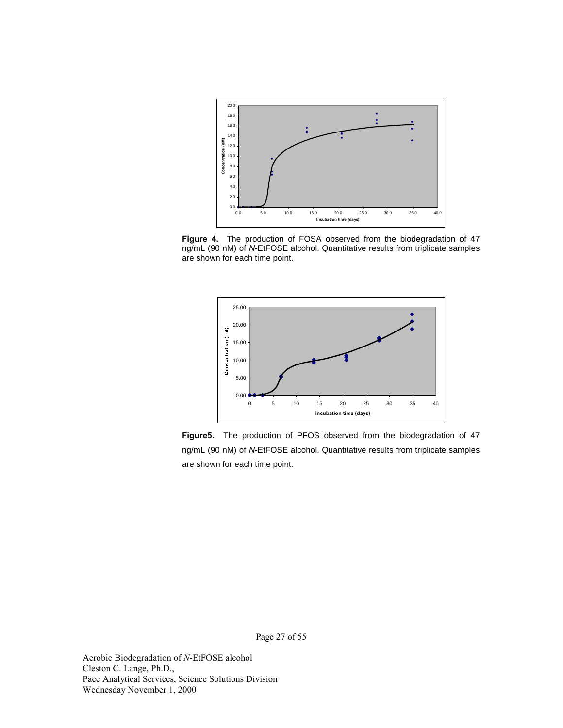**Figure 4.** The production of FOSA observed from the biodegradation of 47 ng/mL (90 nM) of *N*-EtFOSE alcohol. Quantitative results from triplicate samples are shown for each time point.

**Figure5.** The production of PFOS observed from the biodegradation of 47 ng/mL (90 nM) of *N*-EtFOSE alcohol. Quantitative results from triplicate samples are shown for each time point.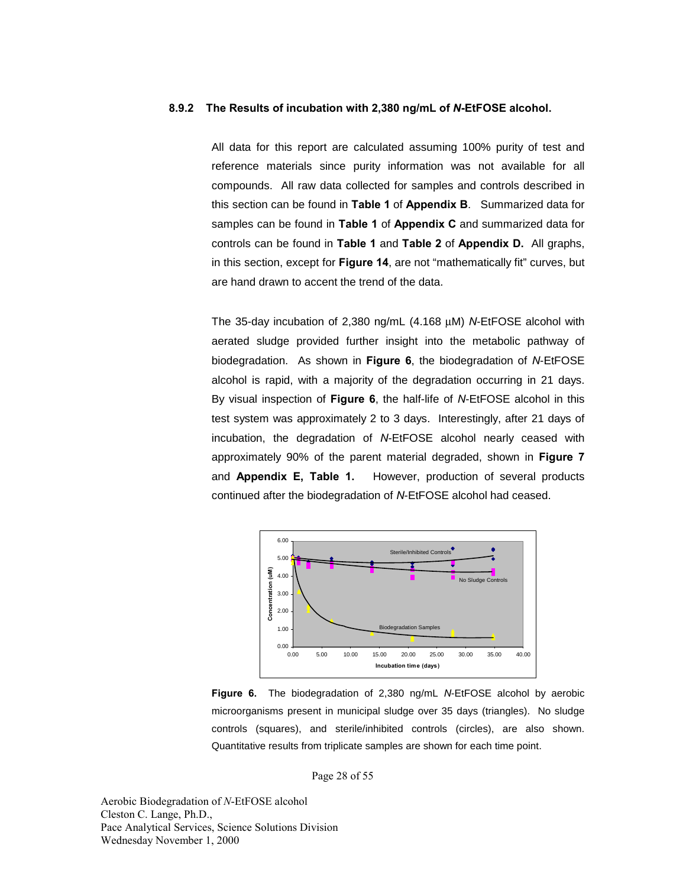### 8.9.2 The Results of incubation with 2,380 ng/mL of *N*-EtFOSE alcohol.

All data for this report are calculated assuming 100% purity of test and reference materials since purity information was not available for all compounds. All raw data collected for samples and controls described in this section can be found in **Table 1** of **Appendix B**. Summarized data for samples can be found in **Table 1** of **Appendix C** and summarized data for controls can be found in **Table 1** and **Table 2** of **Appendix D.** All graphs, in this section, except for **Figure 14**, are not "mathematically fit" curves, but are hand drawn to accent the trend of the data.

The 35-day incubation of 2,380 ng/mL (4.168 μM) *N*-EtFOSE alcohol with aerated sludge provided further insight into the metabolic pathway of biodegradation. As shown in **Figure 6**, the biodegradation of *N*-EtFOSE alcohol is rapid, with a majority of the degradation occurring in 21 days. By visual inspection of **Figure 6**, the half-life of *N*-EtFOSE alcohol in this test system was approximately 2 to 3 days. Interestingly, after 21 days of incubation, the degradation of *N*-EtFOSE alcohol nearly ceased with approximately 90% of the parent material degraded, shown in **Figure 7** and **Appendix E, Table 1.** However, production of several products continued after the biodegradation of *N*-EtFOSE alcohol had ceased.

**Figure 6.** The biodegradation of 2,380 ng/mL *N*-EtFOSE alcohol by aerobic microorganisms present in municipal sludge over 35 days (triangles). No sludge controls (squares), and sterile/inhibited controls (circles), are also shown. Quantitative results from triplicate samples are shown for each time point.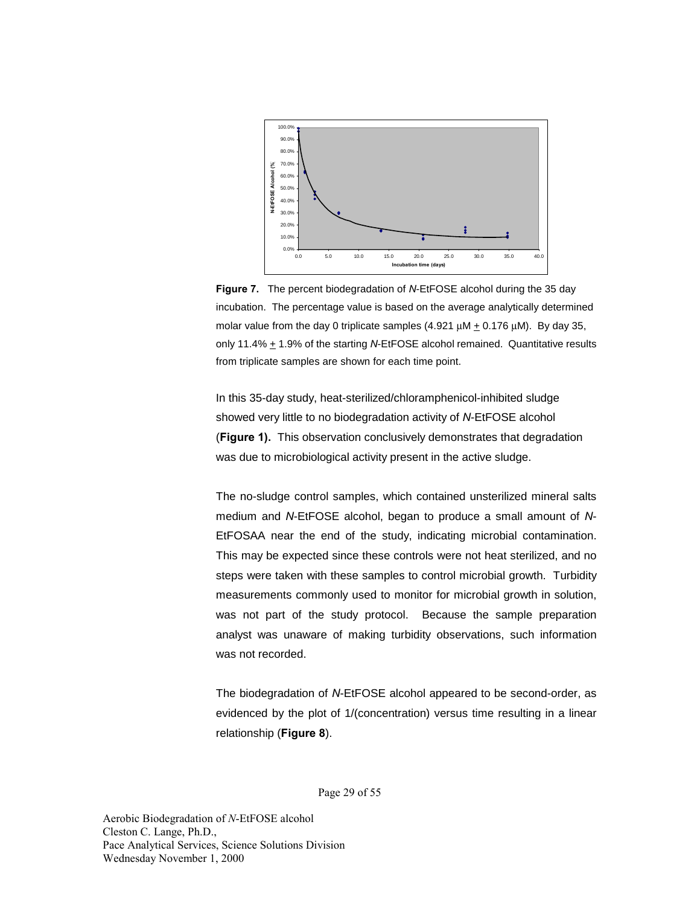**Figure 7.** The percent biodegradation of *N*-EtFOSE alcohol during the 35 day incubation. The percentage value is based on the average analytically determined molar value from the day 0 triplicate samples (4.921 μM ± 0.176 μM). By day 35, only 11.4% ± 1.9% of the starting *N*-EtFOSE alcohol remained. Quantitative results from triplicate samples are shown for each time point.

In this 35-day study, heat-sterilized/chloramphenicol-inhibited sludge showed very little to no biodegradation activity of *N*-EtFOSE alcohol (**Figure 1).** This observation conclusively demonstrates that degradation was due to microbiological activity present in the active sludge.

The no-sludge control samples, which contained unsterilized mineral salts medium and *N*-EtFOSE alcohol, began to produce a small amount of *N*-EtFOSAA near the end of the study, indicating microbial contamination. This may be expected since these controls were not heat sterilized, and no steps were taken with these samples to control microbial growth. Turbidity measurements commonly used to monitor for microbial growth in solution, was not part of the study protocol. Because the sample preparation analyst was unaware of making turbidity observations, such information was not recorded.

The biodegradation of *N*-EtFOSE alcohol appeared to be second-order, as evidenced by the plot of 1/(concentration) versus time resulting in a linear relationship (**Figure 8**).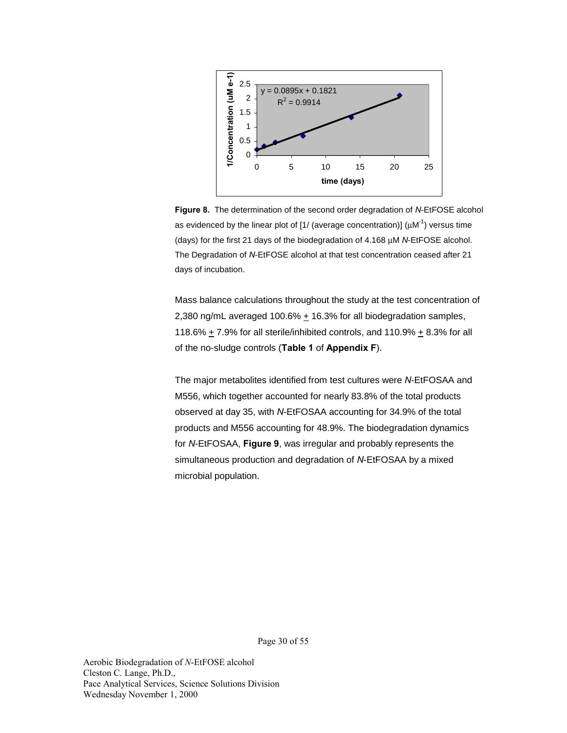**Figure 8.** The determination of the second order degradation of *N*-EtFOSE alcohol as evidenced by the linear plot of [1/ (average concentration)] ($\mu M^{-1}$) versus time (days) for the first 21 days of the biodegradation of 4.168 μM *N*-EtFOSE alcohol. The Degradation of *N*-EtFOSE alcohol at that test concentration ceased after 21 days of incubation.

Mass balance calculations throughout the study at the test concentration of 2,380 ng/mL averaged 100.6% $\pm$ 16.3% for all biodegradation samples, 118.6% $\pm$ 7.9% for all sterile/inhibited controls, and 110.9% $\pm$ 8.3% for all of the no-sludge controls (**Table 1** of **Appendix F**).

The major metabolites identified from test cultures were *N*-EtFOSAA and M556, which together accounted for nearly 83.8% of the total products observed at day 35, with *N*-EtFOSAA accounting for 34.9% of the total products and M556 accounting for 48.9%. The biodegradation dynamics for *N*-EtFOSAA, **Figure 9**, was irregular and probably represents the simultaneous production and degradation of *N*-EtFOSAA by a mixed microbial population.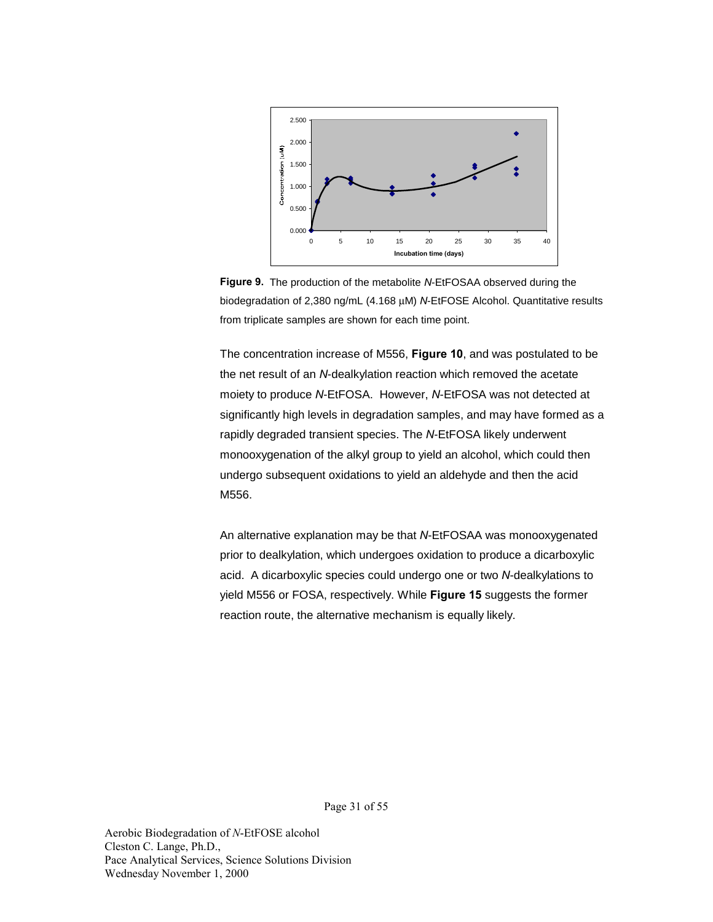**Figure 9.** The production of the metabolite *N*-EtFOSAA observed during the biodegradation of 2,380 ng/mL (4.168 μM) *N*-EtFOSE Alcohol. Quantitative results from triplicate samples are shown for each time point.

The concentration increase of M556, **Figure 10**, and was postulated to be the net result of an *N*-dealkylation reaction which removed the acetate moiety to produce *N*-EtFOSA. However, *N*-EtFOSA was not detected at significantly high levels in degradation samples, and may have formed as a rapidly degraded transient species. The *N*-EtFOSA likely underwent monooxygenation of the alkyl group to yield an alcohol, which could then undergo subsequent oxidations to yield an aldehyde and then the acid M556.

An alternative explanation may be that *N*-EtFOSAA was monooxygenated prior to dealkylation, which undergoes oxidation to produce a dicarboxylic acid. A dicarboxylic species could undergo one or two *N*-dealkylations to yield M556 or FOSA, respectively. While **Figure 15** suggests the former reaction route, the alternative mechanism is equally likely.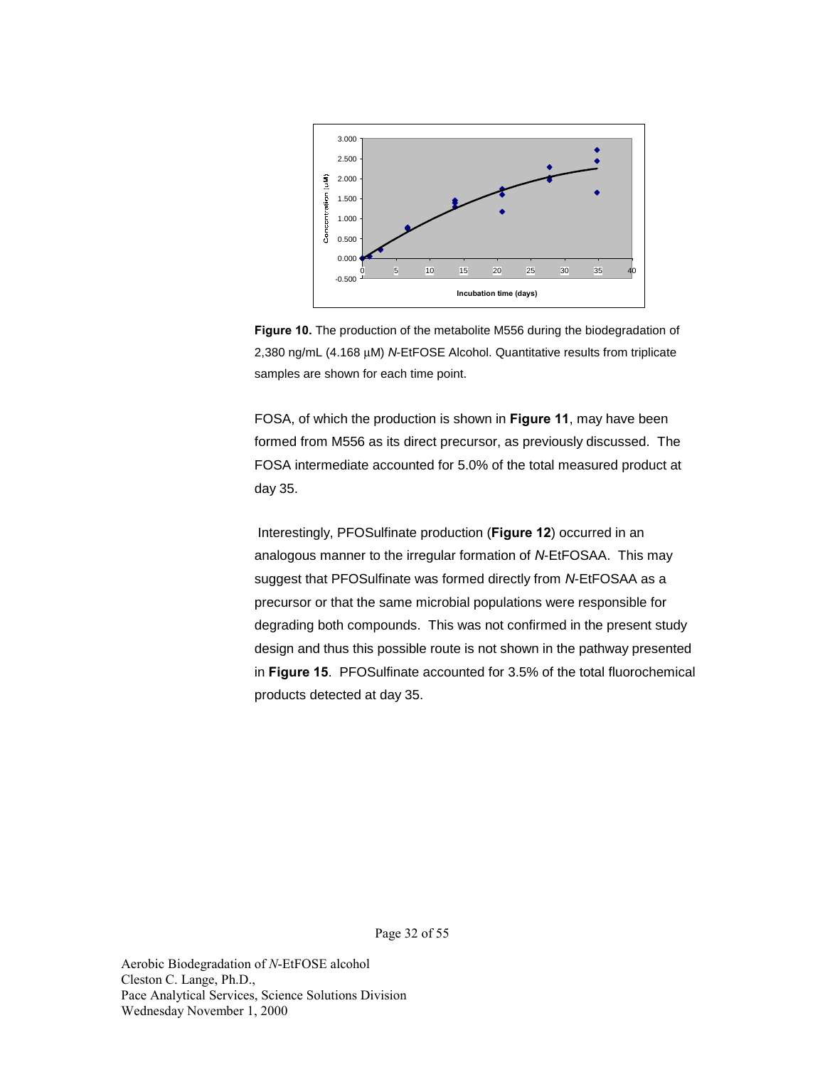**Figure 10.** The production of the metabolite M556 during the biodegradation of 2,380 ng/mL (4.168 μM) *N*-EtFOSE Alcohol. Quantitative results from triplicate samples are shown for each time point.

FOSA, of which the production is shown in **Figure 11**, may have been formed from M556 as its direct precursor, as previously discussed. The FOSA intermediate accounted for 5.0% of the total measured product at day 35.

Interestingly, PFOSulfinate production (**Figure 12**) occurred in an analogous manner to the irregular formation of *N*-EtFOSAA. This may suggest that PFOSulfinate was formed directly from *N*-EtFOSAA as a precursor or that the same microbial populations were responsible for degrading both compounds. This was not confirmed in the present study design and thus this possible route is not shown in the pathway presented in **Figure 15**. PFOSulfinate accounted for 3.5% of the total fluorochemical products detected at day 35.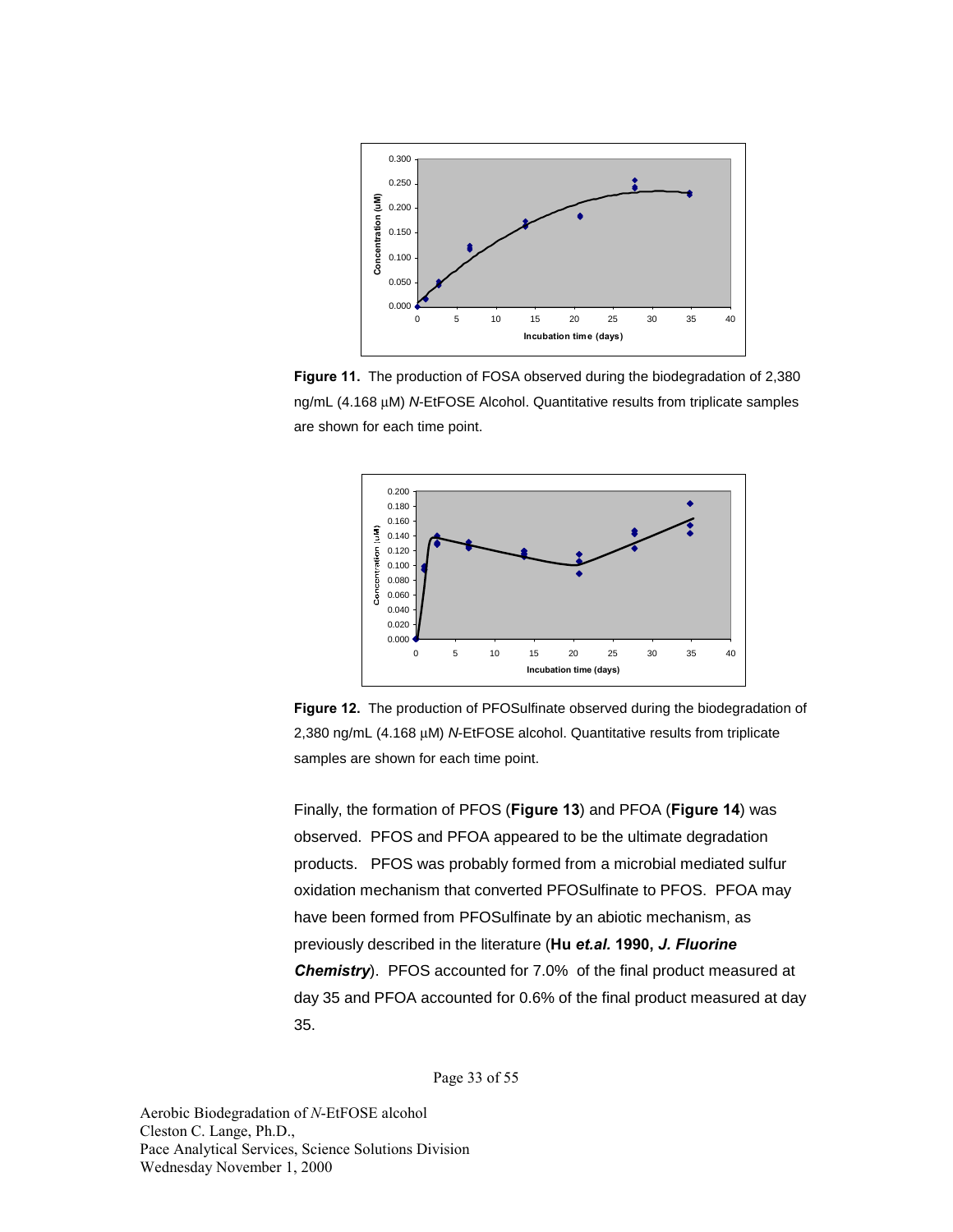**Figure 11.** The production of FOSA observed during the biodegradation of 2,380 ng/mL (4.168 µM) *N*-EtFOSE Alcohol. Quantitative results from triplicate samples are shown for each time point.

**Figure 12.** The production of PFOSulfinate observed during the biodegradation of 2,380 ng/mL (4.168 µM) *N*-EtFOSE alcohol. Quantitative results from triplicate samples are shown for each time point.

Finally, the formation of PFOS (**Figure 13**) and PFOA (**Figure 14**) was observed. PFOS and PFOA appeared to be the ultimate degradation products. PFOS was probably formed from a microbial mediated sulfur oxidation mechanism that converted PFOSulfinate to PFOS. PFOA may have been formed from PFOSulfinate by an abiotic mechanism, as previously described in the literature (**Hu *et.al.* 1990, *J. Fluorine Chemistry***). PFOS accounted for 7.0% of the final product measured at day 35 and PFOA accounted for 0.6% of the final product measured at day 35.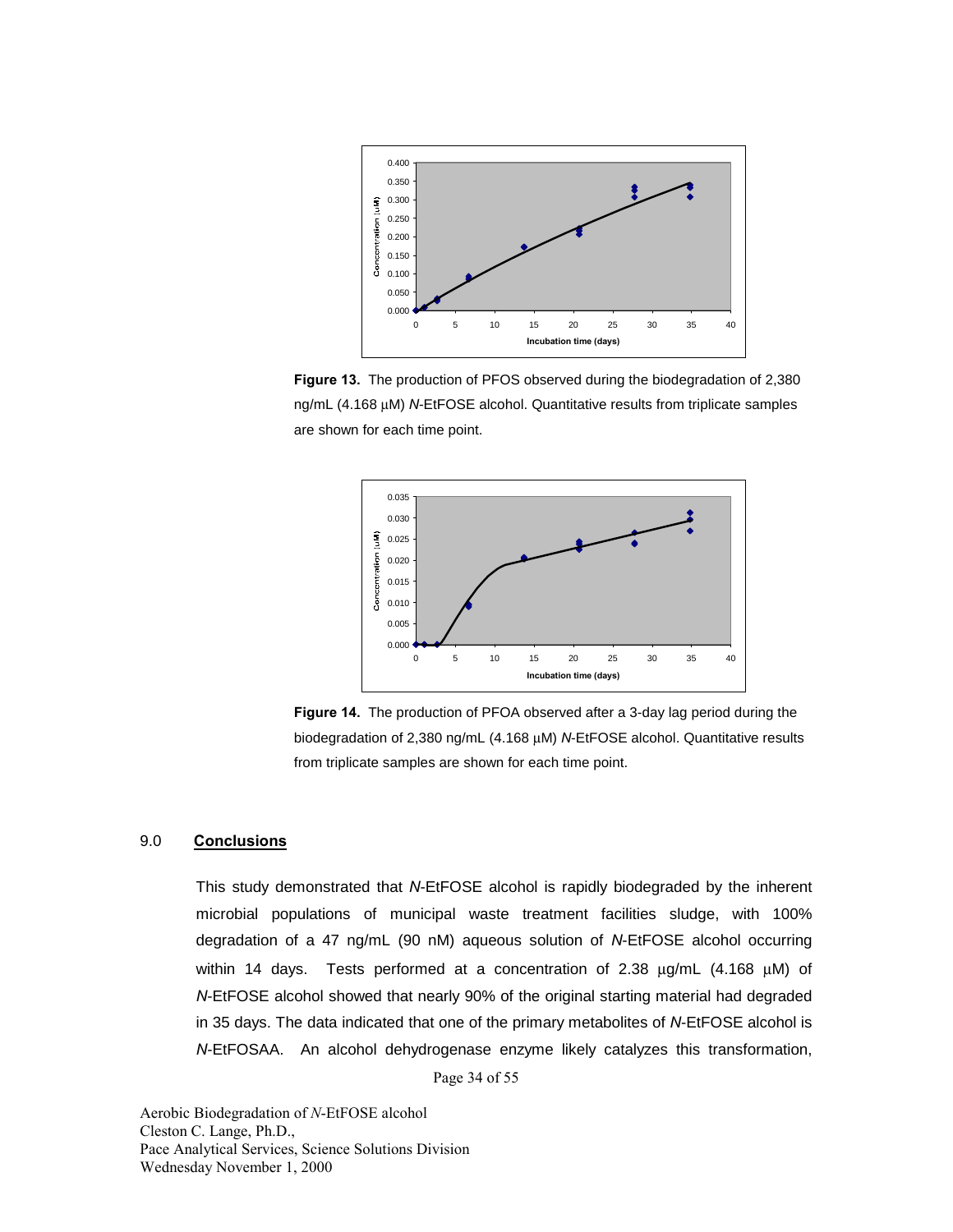**Figure 13.** The production of PFOS observed during the biodegradation of 2,380 ng/mL (4.168 µM) *N*-EtFOSE alcohol. Quantitative results from triplicate samples are shown for each time point.

**Figure 14.** The production of PFOA observed after a 3-day lag period during the biodegradation of 2,380 ng/mL (4.168 µM) *N*-EtFOSE alcohol. Quantitative results from triplicate samples are shown for each time point.

## 9.0 Conclusions

This study demonstrated that *N*-EtFOSE alcohol is rapidly biodegraded by the inherent microbial populations of municipal waste treatment facilities sludge, with 100% degradation of a 47 ng/mL (90 nM) aqueous solution of *N*-EtFOSE alcohol occurring within 14 days. Tests performed at a concentration of 2.38 µg/mL (4.168 µM) of *N*-EtFOSE alcohol showed that nearly 90% of the original starting material had degraded in 35 days. The data indicated that one of the primary metabolites of *N*-EtFOSE alcohol is *N*-EtFOSAA. An alcohol dehydrogenase enzyme likely catalyzes this transformation,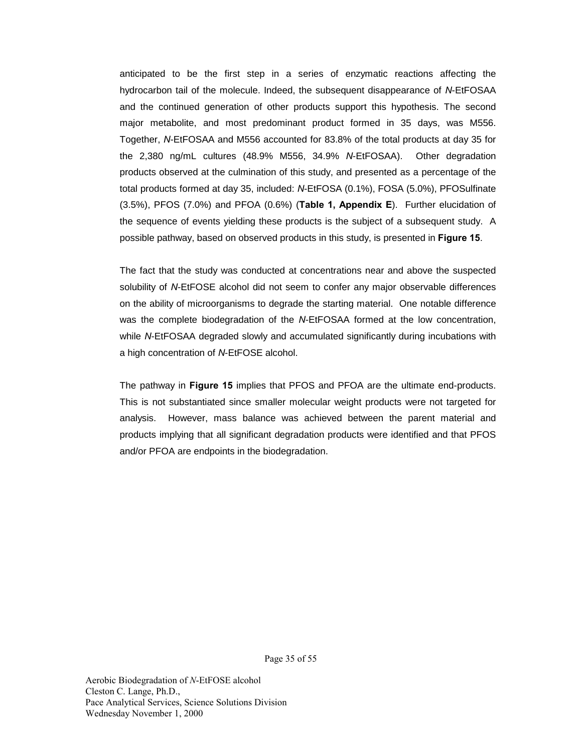anticipated to be the first step in a series of enzymatic reactions affecting the hydrocarbon tail of the molecule. Indeed, the subsequent disappearance of *N*-EtFOSAA and the continued generation of other products support this hypothesis. The second major metabolite, and most predominant product formed in 35 days, was M556. Together, *N*-EtFOSAA and M556 accounted for 83.8% of the total products at day 35 for the 2,380 ng/mL cultures (48.9% M556, 34.9% *N*-EtFOSAA). Other degradation products observed at the culmination of this study, and presented as a percentage of the total products formed at day 35, included: *N*-EtFOSA (0.1%), FOSA (5.0%), PFOSulfinate (3.5%), PFOS (7.0%) and PFOA (0.6%) (**Table 1, Appendix E**). Further elucidation of the sequence of events yielding these products is the subject of a subsequent study. A possible pathway, based on observed products in this study, is presented in **Figure 15**.

The fact that the study was conducted at concentrations near and above the suspected solubility of *N*-EtFOSE alcohol did not seem to confer any major observable differences on the ability of microorganisms to degrade the starting material. One notable difference was the complete biodegradation of the *N*-EtFOSAA formed at the low concentration, while *N*-EtFOSAA degraded slowly and accumulated significantly during incubations with a high concentration of *N*-EtFOSE alcohol.

The pathway in **Figure 15** implies that PFOS and PFOA are the ultimate end-products. This is not substantiated since smaller molecular weight products were not targeted for analysis. However, mass balance was achieved between the parent material and products implying that all significant degradation products were identified and that PFOS and/or PFOA are endpoints in the biodegradation.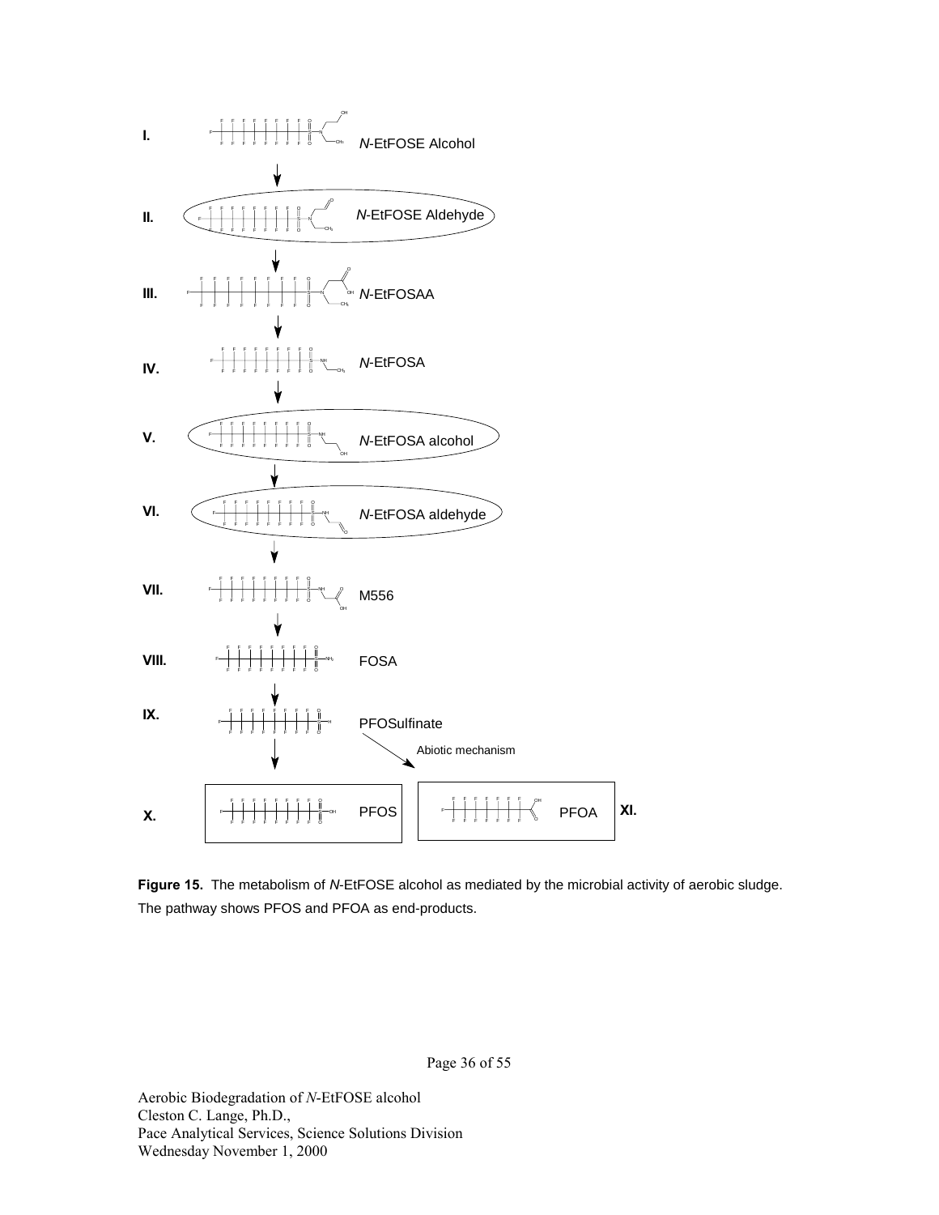I. *N*-EtFOSE Alcohol

II. *N*-EtFOSE Aldehyde

III. *N*-EtFOSAA

IV. *N*-EtFOSA

V. *N*-EtFOSA alcohol

VI. *N*-EtFOSA aldehyde

VII. M556

VIII. FOSA

IX. PFOSulfinate

Abiotic mechanism

X. PFOS

XI. PFOA

**Figure 15.** The metabolism of *N*-EtFOSE alcohol as mediated by the microbial activity of aerobic sludge. The pathway shows PFOS and PFOA as end-products.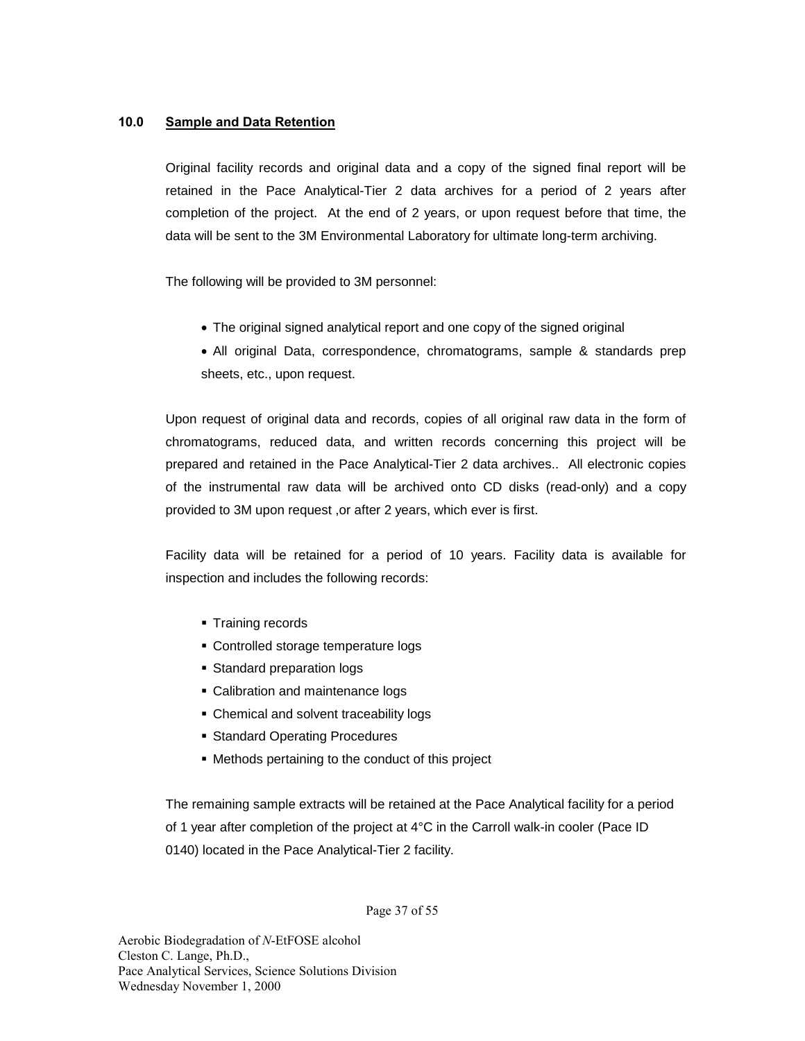## 10.0 Sample and Data Retention

Original facility records and original data and a copy of the signed final report will be retained in the Pace Analytical-Tier 2 data archives for a period of 2 years after completion of the project. At the end of 2 years, or upon request before that time, the data will be sent to the 3M Environmental Laboratory for ultimate long-term archiving.

The following will be provided to 3M personnel:

- The original signed analytical report and one copy of the signed original
- All original Data, correspondence, chromatograms, sample & standards prep sheets, etc., upon request.

Upon request of original data and records, copies of all original raw data in the form of chromatograms, reduced data, and written records concerning this project will be prepared and retained in the Pace Analytical-Tier 2 data archives.. All electronic copies of the instrumental raw data will be archived onto CD disks (read-only) and a copy provided to 3M upon request ,or after 2 years, which ever is first.

Facility data will be retained for a period of 10 years. Facility data is available for inspection and includes the following records:

- Training records
- Controlled storage temperature logs
- Standard preparation logs
- Calibration and maintenance logs
- Chemical and solvent traceability logs
- Standard Operating Procedures
- Methods pertaining to the conduct of this project

The remaining sample extracts will be retained at the Pace Analytical facility for a period of 1 year after completion of the project at 4°C in the Carroll walk-in cooler (Pace ID 0140) located in the Pace Analytical-Tier 2 facility.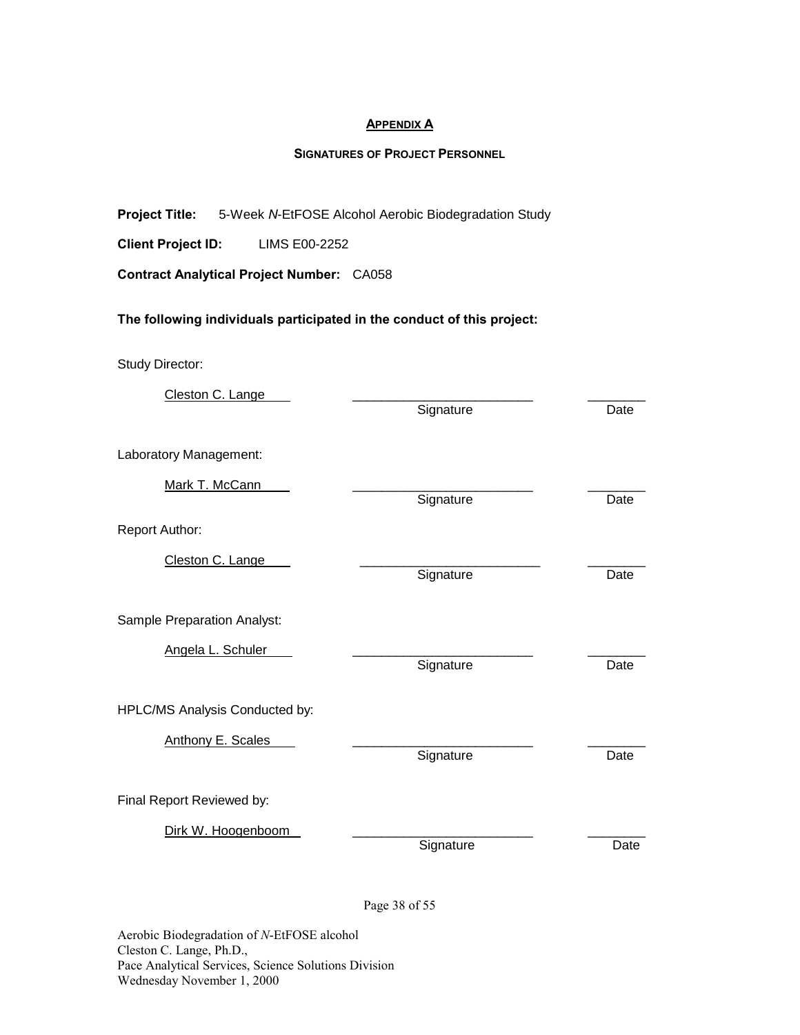## APPENDIX A

### SIGNATURES OF PROJECT PERSONNEL

**Project Title:** 5-Week *N*-EtFOSE Alcohol Aerobic Biodegradation Study

**Client Project ID:** LIMS E00-2252

**Contract Analytical Project Number:** CA058

**The following individuals participated in the conduct of this project:**

Study Director:

| | | |
|---|---|---|
| Cleston C. Lange | ________________________ | ________ |
| | Signature | Date |

Laboratory Management:

| | | |
|---|---|---|
| Mark T. McCann | ________________________ | ________ |
| | Signature | Date |

Report Author:

| | | |
|---|---|---|
| Cleston C. Lange | ________________________ | ________ |
| | Signature | Date |

Sample Preparation Analyst:

| | | |
|---|---|---|
| Angela L. Schuler | ________________________ | ________ |
| | Signature | Date |

HPLC/MS Analysis Conducted by:

| | | |
|---|---|---|
| Anthony E. Scales | ________________________ | ________ |
| | Signature | Date |

Final Report Reviewed by:

| | | |
|---|---|---|
| Dirk W. Hoogenboom | ________________________ | ________ |
| | Signature | Date |

Aerobic Biodegradation of *N*-EtFOSE alcohol
Cleston C. Lange, Ph.D.,
Pace Analytical Services, Science Solutions Division
Wednesday November 1, 2000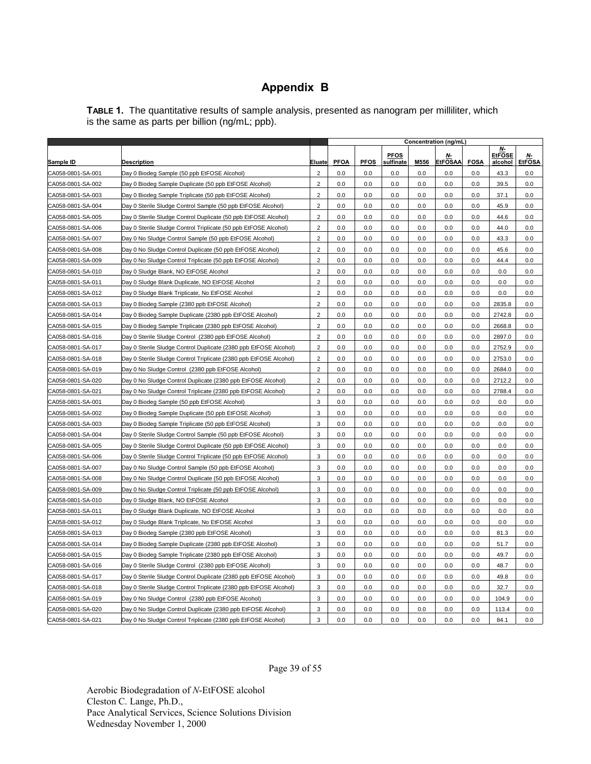# Appendix B

**TABLE 1.** The quantitative results of sample analysis, presented as nanogram per milliliter, which is the same as parts per billion (ng/mL; ppb).

| | | | Concentration (ng/mL) | | | | | | | |
|---|---|---|---|---|---|---|---|---|---|---|
| Sample ID | Description | Eluate | PFOA | PFOS | PFOS sulfinate | M556 | *N*-EtFOSAA | FOSA | *N*-EtFOSE alcohol | *N*-EtFOSA |
| CA058-0801-SA-001 | Day 0 Biodeg Sample (50 ppb EtFOSE Alcohol) | 2 | 0.0 | 0.0 | 0.0 | 0.0 | 0.0 | 0.0 | 43.3 | 0.0 |
| CA058-0801-SA-002 | Day 0 Biodeg Sample Duplicate (50 ppb EtFOSE Alcohol) | 2 | 0.0 | 0.0 | 0.0 | 0.0 | 0.0 | 0.0 | 39.5 | 0.0 |
| CA058-0801-SA-003 | Day 0 Biodeg Sample Triplicate (50 ppb EtFOSE Alcohol) | 2 | 0.0 | 0.0 | 0.0 | 0.0 | 0.0 | 0.0 | 37.1 | 0.0 |
| CA058-0801-SA-004 | Day 0 Sterile Sludge Control Sample (50 ppb EtFOSE Alcohol) | 2 | 0.0 | 0.0 | 0.0 | 0.0 | 0.0 | 0.0 | 45.9 | 0.0 |
| CA058-0801-SA-005 | Day 0 Sterile Sludge Control Duplicate (50 ppb EtFOSE Alcohol) | 2 | 0.0 | 0.0 | 0.0 | 0.0 | 0.0 | 0.0 | 44.6 | 0.0 |
| CA058-0801-SA-006 | Day 0 Sterile Sludge Control Triplicate (50 ppb EtFOSE Alcohol) | 2 | 0.0 | 0.0 | 0.0 | 0.0 | 0.0 | 0.0 | 44.0 | 0.0 |
| CA058-0801-SA-007 | Day 0 No Sludge Control Sample (50 ppb EtFOSE Alcohol) | 2 | 0.0 | 0.0 | 0.0 | 0.0 | 0.0 | 0.0 | 43.3 | 0.0 |
| CA058-0801-SA-008 | Day 0 No Sludge Control Duplicate (50 ppb EtFOSE Alcohol) | 2 | 0.0 | 0.0 | 0.0 | 0.0 | 0.0 | 0.0 | 45.6 | 0.0 |
| CA058-0801-SA-009 | Day 0 No Sludge Control Triplicate (50 ppb EtFOSE Alcohol) | 2 | 0.0 | 0.0 | 0.0 | 0.0 | 0.0 | 0.0 | 44.4 | 0.0 |
| CA058-0801-SA-010 | Day 0 Sludge Blank, NO EtFOSE Alcohol | 2 | 0.0 | 0.0 | 0.0 | 0.0 | 0.0 | 0.0 | 0.0 | 0.0 |
| CA058-0801-SA-011 | Day 0 Sludge Blank Duplicate, NO EtFOSE Alcohol | 2 | 0.0 | 0.0 | 0.0 | 0.0 | 0.0 | 0.0 | 0.0 | 0.0 |
| CA058-0801-SA-012 | Day 0 Sludge Blank Triplicate, No EtFOSE Alcohol | 2 | 0.0 | 0.0 | 0.0 | 0.0 | 0.0 | 0.0 | 0.0 | 0.0 |
| CA058-0801-SA-013 | Day 0 Biodeg Sample (2380 ppb EtFOSE Alcohol) | 2 | 0.0 | 0.0 | 0.0 | 0.0 | 0.0 | 0.0 | 2835.8 | 0.0 |
| CA058-0801-SA-014 | Day 0 Biodeg Sample Duplicate (2380 ppb EtFOSE Alcohol) | 2 | 0.0 | 0.0 | 0.0 | 0.0 | 0.0 | 0.0 | 2742.8 | 0.0 |
| CA058-0801-SA-015 | Day 0 Biodeg Sample Triplicate (2380 ppb EtFOSE Alcohol) | 2 | 0.0 | 0.0 | 0.0 | 0.0 | 0.0 | 0.0 | 2668.8 | 0.0 |
| CA058-0801-SA-016 | Day 0 Sterile Sludge Control (2380 ppb EtFOSE Alcohol) | 2 | 0.0 | 0.0 | 0.0 | 0.0 | 0.0 | 0.0 | 2897.0 | 0.0 |
| CA058-0801-SA-017 | Day 0 Sterile Sludge Control Duplicate (2380 ppb EtFOSE Alcohol) | 2 | 0.0 | 0.0 | 0.0 | 0.0 | 0.0 | 0.0 | 2752.9 | 0.0 |
| CA058-0801-SA-018 | Day 0 Sterile Sludge Control Triplicate (2380 ppb EtFOSE Alcohol) | 2 | 0.0 | 0.0 | 0.0 | 0.0 | 0.0 | 0.0 | 2753.0 | 0.0 |
| CA058-0801-SA-019 | Day 0 No Sludge Control (2380 ppb EtFOSE Alcohol) | 2 | 0.0 | 0.0 | 0.0 | 0.0 | 0.0 | 0.0 | 2684.0 | 0.0 |
| CA058-0801-SA-020 | Day 0 No Sludge Control Duplicate (2380 ppb EtFOSE Alcohol) | 2 | 0.0 | 0.0 | 0.0 | 0.0 | 0.0 | 0.0 | 2712.2 | 0.0 |
| CA058-0801-SA-021 | Day 0 No Sludge Control Triplicate (2380 ppb EtFOSE Alcohol) | 2 | 0.0 | 0.0 | 0.0 | 0.0 | 0.0 | 0.0 | 2788.4 | 0.0 |
| CA058-0801-SA-001 | Day 0 Biodeg Sample (50 ppb EtFOSE Alcohol) | 3 | 0.0 | 0.0 | 0.0 | 0.0 | 0.0 | 0.0 | 0.0 | 0.0 |
| CA058-0801-SA-002 | Day 0 Biodeg Sample Duplicate (50 ppb EtFOSE Alcohol) | 3 | 0.0 | 0.0 | 0.0 | 0.0 | 0.0 | 0.0 | 0.0 | 0.0 |
| CA058-0801-SA-003 | Day 0 Biodeg Sample Triplicate (50 ppb EtFOSE Alcohol) | 3 | 0.0 | 0.0 | 0.0 | 0.0 | 0.0 | 0.0 | 0.0 | 0.0 |
| CA058-0801-SA-004 | Day 0 Sterile Sludge Control Sample (50 ppb EtFOSE Alcohol) | 3 | 0.0 | 0.0 | 0.0 | 0.0 | 0.0 | 0.0 | 0.0 | 0.0 |
| CA058-0801-SA-005 | Day 0 Sterile Sludge Control Duplicate (50 ppb EtFOSE Alcohol) | 3 | 0.0 | 0.0 | 0.0 | 0.0 | 0.0 | 0.0 | 0.0 | 0.0 |
| CA058-0801-SA-006 | Day 0 Sterile Sludge Control Triplicate (50 ppb EtFOSE Alcohol) | 3 | 0.0 | 0.0 | 0.0 | 0.0 | 0.0 | 0.0 | 0.0 | 0.0 |
| CA058-0801-SA-007 | Day 0 No Sludge Control Sample (50 ppb EtFOSE Alcohol) | 3 | 0.0 | 0.0 | 0.0 | 0.0 | 0.0 | 0.0 | 0.0 | 0.0 |
| CA058-0801-SA-008 | Day 0 No Sludge Control Duplicate (50 ppb EtFOSE Alcohol) | 3 | 0.0 | 0.0 | 0.0 | 0.0 | 0.0 | 0.0 | 0.0 | 0.0 |
| CA058-0801-SA-009 | Day 0 No Sludge Control Triplicate (50 ppb EtFOSE Alcohol) | 3 | 0.0 | 0.0 | 0.0 | 0.0 | 0.0 | 0.0 | 0.0 | 0.0 |
| CA058-0801-SA-010 | Day 0 Sludge Blank, NO EtFOSE Alcohol | 3 | 0.0 | 0.0 | 0.0 | 0.0 | 0.0 | 0.0 | 0.0 | 0.0 |
| CA058-0801-SA-011 | Day 0 Sludge Blank Duplicate, NO EtFOSE Alcohol | 3 | 0.0 | 0.0 | 0.0 | 0.0 | 0.0 | 0.0 | 0.0 | 0.0 |
| CA058-0801-SA-012 | Day 0 Sludge Blank Triplicate, No EtFOSE Alcohol | 3 | 0.0 | 0.0 | 0.0 | 0.0 | 0.0 | 0.0 | 0.0 | 0.0 |
| CA058-0801-SA-013 | Day 0 Biodeg Sample (2380 ppb EtFOSE Alcohol) | 3 | 0.0 | 0.0 | 0.0 | 0.0 | 0.0 | 0.0 | 81.3 | 0.0 |
| CA058-0801-SA-014 | Day 0 Biodeg Sample Duplicate (2380 ppb EtFOSE Alcohol) | 3 | 0.0 | 0.0 | 0.0 | 0.0 | 0.0 | 0.0 | 51.7 | 0.0 |
| CA058-0801-SA-015 | Day 0 Biodeg Sample Triplicate (2380 ppb EtFOSE Alcohol) | 3 | 0.0 | 0.0 | 0.0 | 0.0 | 0.0 | 0.0 | 49.7 | 0.0 |
| CA058-0801-SA-016 | Day 0 Sterile Sludge Control (2380 ppb EtFOSE Alcohol) | 3 | 0.0 | 0.0 | 0.0 | 0.0 | 0.0 | 0.0 | 48.7 | 0.0 |
| CA058-0801-SA-017 | Day 0 Sterile Sludge Control Duplicate (2380 ppb EtFOSE Alcohol) | 3 | 0.0 | 0.0 | 0.0 | 0.0 | 0.0 | 0.0 | 49.8 | 0.0 |
| CA058-0801-SA-018 | Day 0 Sterile Sludge Control Triplicate (2380 ppb EtFOSE Alcohol) | 3 | 0.0 | 0.0 | 0.0 | 0.0 | 0.0 | 0.0 | 32.7 | 0.0 |
| CA058-0801-SA-019 | Day 0 No Sludge Control (2380 ppb EtFOSE Alcohol) | 3 | 0.0 | 0.0 | 0.0 | 0.0 | 0.0 | 0.0 | 104.9 | 0.0 |
| CA058-0801-SA-020 | Day 0 No Sludge Control Duplicate (2380 ppb EtFOSE Alcohol) | 3 | 0.0 | 0.0 | 0.0 | 0.0 | 0.0 | 0.0 | 113.4 | 0.0 |
| CA058-0801-SA-021 | Day 0 No Sludge Control Triplicate (2380 ppb EtFOSE Alcohol) | 3 | 0.0 | 0.0 | 0.0 | 0.0 | 0.0 | 0.0 | 84.1 | 0.0 |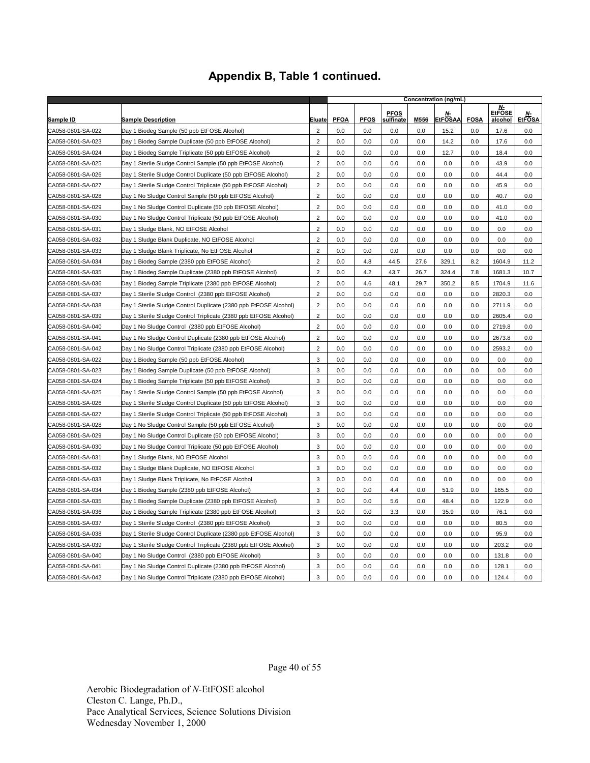## Appendix B, Table 1 continued.

| | | | Concentration (ng/mL) | | | | | | | | |
|---|---|---|---|---|---|---|---|---|---|---|---|
| Sample ID | Sample Description | Eluate | PFOA | PFOS | PFOS sulfinate | M556 | *N*-EtFOSAA | FOSA | *N*-EtFOSE alcohol | *N*-EtFOSA |
| CA058-0801-SA-022 | Day 1 Biodeg Sample (50 ppb EtFOSE Alcohol) | 2 | 0.0 | 0.0 | 0.0 | 0.0 | 15.2 | 0.0 | 17.6 | 0.0 |
| CA058-0801-SA-023 | Day 1 Biodeg Sample Duplicate (50 ppb EtFOSE Alcohol) | 2 | 0.0 | 0.0 | 0.0 | 0.0 | 14.2 | 0.0 | 17.6 | 0.0 |
| CA058-0801-SA-024 | Day 1 Biodeg Sample Triplicate (50 ppb EtFOSE Alcohol) | 2 | 0.0 | 0.0 | 0.0 | 0.0 | 12.7 | 0.0 | 18.4 | 0.0 |
| CA058-0801-SA-025 | Day 1 Sterile Sludge Control Sample (50 ppb EtFOSE Alcohol) | 2 | 0.0 | 0.0 | 0.0 | 0.0 | 0.0 | 0.0 | 43.9 | 0.0 |
| CA058-0801-SA-026 | Day 1 Sterile Sludge Control Duplicate (50 ppb EtFOSE Alcohol) | 2 | 0.0 | 0.0 | 0.0 | 0.0 | 0.0 | 0.0 | 44.4 | 0.0 |
| CA058-0801-SA-027 | Day 1 Sterile Sludge Control Triplicate (50 ppb EtFOSE Alcohol) | 2 | 0.0 | 0.0 | 0.0 | 0.0 | 0.0 | 0.0 | 45.9 | 0.0 |
| CA058-0801-SA-028 | Day 1 No Sludge Control Sample (50 ppb EtFOSE Alcohol) | 2 | 0.0 | 0.0 | 0.0 | 0.0 | 0.0 | 0.0 | 40.7 | 0.0 |
| CA058-0801-SA-029 | Day 1 No Sludge Control Duplicate (50 ppb EtFOSE Alcohol) | 2 | 0.0 | 0.0 | 0.0 | 0.0 | 0.0 | 0.0 | 41.0 | 0.0 |
| CA058-0801-SA-030 | Day 1 No Sludge Control Triplicate (50 ppb EtFOSE Alcohol) | 2 | 0.0 | 0.0 | 0.0 | 0.0 | 0.0 | 0.0 | 41.0 | 0.0 |
| CA058-0801-SA-031 | Day 1 Sludge Blank, NO EtFOSE Alcohol | 2 | 0.0 | 0.0 | 0.0 | 0.0 | 0.0 | 0.0 | 0.0 | 0.0 |
| CA058-0801-SA-032 | Day 1 Sludge Blank Duplicate, NO EtFOSE Alcohol | 2 | 0.0 | 0.0 | 0.0 | 0.0 | 0.0 | 0.0 | 0.0 | 0.0 |
| CA058-0801-SA-033 | Day 1 Sludge Blank Triplicate, No EtFOSE Alcohol | 2 | 0.0 | 0.0 | 0.0 | 0.0 | 0.0 | 0.0 | 0.0 | 0.0 |
| CA058-0801-SA-034 | Day 1 Biodeg Sample (2380 ppb EtFOSE Alcohol) | 2 | 0.0 | 4.8 | 44.5 | 27.6 | 329.1 | 8.2 | 1604.9 | 11.2 |
| CA058-0801-SA-035 | Day 1 Biodeg Sample Duplicate (2380 ppb EtFOSE Alcohol) | 2 | 0.0 | 4.2 | 43.7 | 26.7 | 324.4 | 7.8 | 1681.3 | 10.7 |
| CA058-0801-SA-036 | Day 1 Biodeg Sample Triplicate (2380 ppb EtFOSE Alcohol) | 2 | 0.0 | 4.6 | 48.1 | 29.7 | 350.2 | 8.5 | 1704.9 | 11.6 |
| CA058-0801-SA-037 | Day 1 Sterile Sludge Control (2380 ppb EtFOSE Alcohol) | 2 | 0.0 | 0.0 | 0.0 | 0.0 | 0.0 | 0.0 | 2820.3 | 0.0 |
| CA058-0801-SA-038 | Day 1 Sterile Sludge Control Duplicate (2380 ppb EtFOSE Alcohol) | 2 | 0.0 | 0.0 | 0.0 | 0.0 | 0.0 | 0.0 | 2711.9 | 0.0 |
| CA058-0801-SA-039 | Day 1 Sterile Sludge Control Triplicate (2380 ppb EtFOSE Alcohol) | 2 | 0.0 | 0.0 | 0.0 | 0.0 | 0.0 | 0.0 | 2605.4 | 0.0 |
| CA058-0801-SA-040 | Day 1 No Sludge Control (2380 ppb EtFOSE Alcohol) | 2 | 0.0 | 0.0 | 0.0 | 0.0 | 0.0 | 0.0 | 2719.8 | 0.0 |
| CA058-0801-SA-041 | Day 1 No Sludge Control Duplicate (2380 ppb EtFOSE Alcohol) | 2 | 0.0 | 0.0 | 0.0 | 0.0 | 0.0 | 0.0 | 2673.8 | 0.0 |
| CA058-0801-SA-042 | Day 1 No Sludge Control Triplicate (2380 ppb EtFOSE Alcohol) | 2 | 0.0 | 0.0 | 0.0 | 0.0 | 0.0 | 0.0 | 2593.2 | 0.0 |
| CA058-0801-SA-022 | Day 1 Biodeg Sample (50 ppb EtFOSE Alcohol) | 3 | 0.0 | 0.0 | 0.0 | 0.0 | 0.0 | 0.0 | 0.0 | 0.0 |
| CA058-0801-SA-023 | Day 1 Biodeg Sample Duplicate (50 ppb EtFOSE Alcohol) | 3 | 0.0 | 0.0 | 0.0 | 0.0 | 0.0 | 0.0 | 0.0 | 0.0 |
| CA058-0801-SA-024 | Day 1 Biodeg Sample Triplicate (50 ppb EtFOSE Alcohol) | 3 | 0.0 | 0.0 | 0.0 | 0.0 | 0.0 | 0.0 | 0.0 | 0.0 |
| CA058-0801-SA-025 | Day 1 Sterile Sludge Control Sample (50 ppb EtFOSE Alcohol) | 3 | 0.0 | 0.0 | 0.0 | 0.0 | 0.0 | 0.0 | 0.0 | 0.0 |
| CA058-0801-SA-026 | Day 1 Sterile Sludge Control Duplicate (50 ppb EtFOSE Alcohol) | 3 | 0.0 | 0.0 | 0.0 | 0.0 | 0.0 | 0.0 | 0.0 | 0.0 |
| CA058-0801-SA-027 | Day 1 Sterile Sludge Control Triplicate (50 ppb EtFOSE Alcohol) | 3 | 0.0 | 0.0 | 0.0 | 0.0 | 0.0 | 0.0 | 0.0 | 0.0 |
| CA058-0801-SA-028 | Day 1 No Sludge Control Sample (50 ppb EtFOSE Alcohol) | 3 | 0.0 | 0.0 | 0.0 | 0.0 | 0.0 | 0.0 | 0.0 | 0.0 |
| CA058-0801-SA-029 | Day 1 No Sludge Control Duplicate (50 ppb EtFOSE Alcohol) | 3 | 0.0 | 0.0 | 0.0 | 0.0 | 0.0 | 0.0 | 0.0 | 0.0 |
| CA058-0801-SA-030 | Day 1 No Sludge Control Triplicate (50 ppb EtFOSE Alcohol) | 3 | 0.0 | 0.0 | 0.0 | 0.0 | 0.0 | 0.0 | 0.0 | 0.0 |
| CA058-0801-SA-031 | Day 1 Sludge Blank, NO EtFOSE Alcohol | 3 | 0.0 | 0.0 | 0.0 | 0.0 | 0.0 | 0.0 | 0.0 | 0.0 |
| CA058-0801-SA-032 | Day 1 Sludge Blank Duplicate, NO EtFOSE Alcohol | 3 | 0.0 | 0.0 | 0.0 | 0.0 | 0.0 | 0.0 | 0.0 | 0.0 |
| CA058-0801-SA-033 | Day 1 Sludge Blank Triplicate, No EtFOSE Alcohol | 3 | 0.0 | 0.0 | 0.0 | 0.0 | 0.0 | 0.0 | 0.0 | 0.0 |
| CA058-0801-SA-034 | Day 1 Biodeg Sample (2380 ppb EtFOSE Alcohol) | 3 | 0.0 | 0.0 | 4.4 | 0.0 | 51.9 | 0.0 | 165.5 | 0.0 |
| CA058-0801-SA-035 | Day 1 Biodeg Sample Duplicate (2380 ppb EtFOSE Alcohol) | 3 | 0.0 | 0.0 | 5.6 | 0.0 | 48.4 | 0.0 | 122.9 | 0.0 |
| CA058-0801-SA-036 | Day 1 Biodeg Sample Triplicate (2380 ppb EtFOSE Alcohol) | 3 | 0.0 | 0.0 | 3.3 | 0.0 | 35.9 | 0.0 | 76.1 | 0.0 |
| CA058-0801-SA-037 | Day 1 Sterile Sludge Control (2380 ppb EtFOSE Alcohol) | 3 | 0.0 | 0.0 | 0.0 | 0.0 | 0.0 | 0.0 | 80.5 | 0.0 |
| CA058-0801-SA-038 | Day 1 Sterile Sludge Control Duplicate (2380 ppb EtFOSE Alcohol) | 3 | 0.0 | 0.0 | 0.0 | 0.0 | 0.0 | 0.0 | 95.9 | 0.0 |
| CA058-0801-SA-039 | Day 1 Sterile Sludge Control Triplicate (2380 ppb EtFOSE Alcohol) | 3 | 0.0 | 0.0 | 0.0 | 0.0 | 0.0 | 0.0 | 203.2 | 0.0 |
| CA058-0801-SA-040 | Day 1 No Sludge Control (2380 ppb EtFOSE Alcohol) | 3 | 0.0 | 0.0 | 0.0 | 0.0 | 0.0 | 0.0 | 131.8 | 0.0 |
| CA058-0801-SA-041 | Day 1 No Sludge Control Duplicate (2380 ppb EtFOSE Alcohol) | 3 | 0.0 | 0.0 | 0.0 | 0.0 | 0.0 | 0.0 | 128.1 | 0.0 |
| CA058-0801-SA-042 | Day 1 No Sludge Control Triplicate (2380 ppb EtFOSE Alcohol) | 3 | 0.0 | 0.0 | 0.0 | 0.0 | 0.0 | 0.0 | 124.4 | 0.0 |

Aerobic Biodegradation of *N*-EtFOSE alcohol
Cleston C. Lange, Ph.D.,
Pace Analytical Services, Science Solutions Division
Wednesday November 1, 2000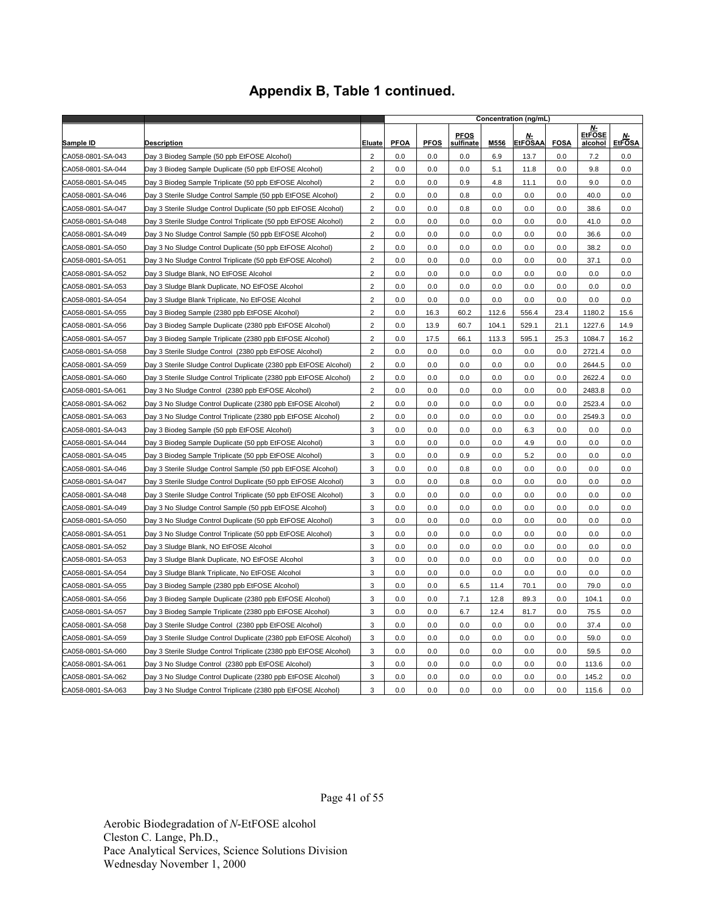## Appendix B, Table 1 continued.

| | | | Concentration (ng/mL) | | | | | | | |
|---|---|---|---|---|---|---|---|---|---|---|
| Sample ID | Description | Eluate | PFOA | PFOS | PFOS sulfinate | M556 | *N*-EtFOSAA | FOSA | *N*-EtFOSE alcohol | *N*-EtFOSA |
| CA058-0801-SA-043 | Day 3 Biodeg Sample (50 ppb EtFOSE Alcohol) | 2 | 0.0 | 0.0 | 0.0 | 6.9 | 13.7 | 0.0 | 7.2 | 0.0 |
| CA058-0801-SA-044 | Day 3 Biodeg Sample Duplicate (50 ppb EtFOSE Alcohol) | 2 | 0.0 | 0.0 | 0.0 | 5.1 | 11.8 | 0.0 | 9.8 | 0.0 |
| CA058-0801-SA-045 | Day 3 Biodeg Sample Triplicate (50 ppb EtFOSE Alcohol) | 2 | 0.0 | 0.0 | 0.9 | 4.8 | 11.1 | 0.0 | 9.0 | 0.0 |
| CA058-0801-SA-046 | Day 3 Sterile Sludge Control Sample (50 ppb EtFOSE Alcohol) | 2 | 0.0 | 0.0 | 0.8 | 0.0 | 0.0 | 0.0 | 40.0 | 0.0 |
| CA058-0801-SA-047 | Day 3 Sterile Sludge Control Duplicate (50 ppb EtFOSE Alcohol) | 2 | 0.0 | 0.0 | 0.8 | 0.0 | 0.0 | 0.0 | 38.6 | 0.0 |
| CA058-0801-SA-048 | Day 3 Sterile Sludge Control Triplicate (50 ppb EtFOSE Alcohol) | 2 | 0.0 | 0.0 | 0.0 | 0.0 | 0.0 | 0.0 | 41.0 | 0.0 |
| CA058-0801-SA-049 | Day 3 No Sludge Control Sample (50 ppb EtFOSE Alcohol) | 2 | 0.0 | 0.0 | 0.0 | 0.0 | 0.0 | 0.0 | 36.6 | 0.0 |
| CA058-0801-SA-050 | Day 3 No Sludge Control Duplicate (50 ppb EtFOSE Alcohol) | 2 | 0.0 | 0.0 | 0.0 | 0.0 | 0.0 | 0.0 | 38.2 | 0.0 |
| CA058-0801-SA-051 | Day 3 No Sludge Control Triplicate (50 ppb EtFOSE Alcohol) | 2 | 0.0 | 0.0 | 0.0 | 0.0 | 0.0 | 0.0 | 37.1 | 0.0 |
| CA058-0801-SA-052 | Day 3 Sludge Blank, NO EtFOSE Alcohol | 2 | 0.0 | 0.0 | 0.0 | 0.0 | 0.0 | 0.0 | 0.0 | 0.0 |
| CA058-0801-SA-053 | Day 3 Sludge Blank Duplicate, NO EtFOSE Alcohol | 2 | 0.0 | 0.0 | 0.0 | 0.0 | 0.0 | 0.0 | 0.0 | 0.0 |
| CA058-0801-SA-054 | Day 3 Sludge Blank Triplicate, No EtFOSE Alcohol | 2 | 0.0 | 0.0 | 0.0 | 0.0 | 0.0 | 0.0 | 0.0 | 0.0 |
| CA058-0801-SA-055 | Day 3 Biodeg Sample (2380 ppb EtFOSE Alcohol) | 2 | 0.0 | 16.3 | 60.2 | 112.6 | 556.4 | 23.4 | 1180.2 | 15.6 |
| CA058-0801-SA-056 | Day 3 Biodeg Sample Duplicate (2380 ppb EtFOSE Alcohol) | 2 | 0.0 | 13.9 | 60.7 | 104.1 | 529.1 | 21.1 | 1227.6 | 14.9 |
| CA058-0801-SA-057 | Day 3 Biodeg Sample Triplicate (2380 ppb EtFOSE Alcohol) | 2 | 0.0 | 17.5 | 66.1 | 113.3 | 595.1 | 25.3 | 1084.7 | 16.2 |
| CA058-0801-SA-058 | Day 3 Sterile Sludge Control (2380 ppb EtFOSE Alcohol) | 2 | 0.0 | 0.0 | 0.0 | 0.0 | 0.0 | 0.0 | 2721.4 | 0.0 |
| CA058-0801-SA-059 | Day 3 Sterile Sludge Control Duplicate (2380 ppb EtFOSE Alcohol) | 2 | 0.0 | 0.0 | 0.0 | 0.0 | 0.0 | 0.0 | 2644.5 | 0.0 |
| CA058-0801-SA-060 | Day 3 Sterile Sludge Control Triplicate (2380 ppb EtFOSE Alcohol) | 2 | 0.0 | 0.0 | 0.0 | 0.0 | 0.0 | 0.0 | 2622.4 | 0.0 |
| CA058-0801-SA-061 | Day 3 No Sludge Control (2380 ppb EtFOSE Alcohol) | 2 | 0.0 | 0.0 | 0.0 | 0.0 | 0.0 | 0.0 | 2483.8 | 0.0 |
| CA058-0801-SA-062 | Day 3 No Sludge Control Duplicate (2380 ppb EtFOSE Alcohol) | 2 | 0.0 | 0.0 | 0.0 | 0.0 | 0.0 | 0.0 | 2523.4 | 0.0 |
| CA058-0801-SA-063 | Day 3 No Sludge Control Triplicate (2380 ppb EtFOSE Alcohol) | 2 | 0.0 | 0.0 | 0.0 | 0.0 | 0.0 | 0.0 | 2549.3 | 0.0 |
| CA058-0801-SA-043 | Day 3 Biodeg Sample (50 ppb EtFOSE Alcohol) | 3 | 0.0 | 0.0 | 0.0 | 0.0 | 6.3 | 0.0 | 0.0 | 0.0 |
| CA058-0801-SA-044 | Day 3 Biodeg Sample Duplicate (50 ppb EtFOSE Alcohol) | 3 | 0.0 | 0.0 | 0.0 | 0.0 | 4.9 | 0.0 | 0.0 | 0.0 |
| CA058-0801-SA-045 | Day 3 Biodeg Sample Triplicate (50 ppb EtFOSE Alcohol) | 3 | 0.0 | 0.0 | 0.9 | 0.0 | 5.2 | 0.0 | 0.0 | 0.0 |
| CA058-0801-SA-046 | Day 3 Sterile Sludge Control Sample (50 ppb EtFOSE Alcohol) | 3 | 0.0 | 0.0 | 0.8 | 0.0 | 0.0 | 0.0 | 0.0 | 0.0 |
| CA058-0801-SA-047 | Day 3 Sterile Sludge Control Duplicate (50 ppb EtFOSE Alcohol) | 3 | 0.0 | 0.0 | 0.8 | 0.0 | 0.0 | 0.0 | 0.0 | 0.0 |
| CA058-0801-SA-048 | Day 3 Sterile Sludge Control Triplicate (50 ppb EtFOSE Alcohol) | 3 | 0.0 | 0.0 | 0.0 | 0.0 | 0.0 | 0.0 | 0.0 | 0.0 |
| CA058-0801-SA-049 | Day 3 No Sludge Control Sample (50 ppb EtFOSE Alcohol) | 3 | 0.0 | 0.0 | 0.0 | 0.0 | 0.0 | 0.0 | 0.0 | 0.0 |
| CA058-0801-SA-050 | Day 3 No Sludge Control Duplicate (50 ppb EtFOSE Alcohol) | 3 | 0.0 | 0.0 | 0.0 | 0.0 | 0.0 | 0.0 | 0.0 | 0.0 |
| CA058-0801-SA-051 | Day 3 No Sludge Control Triplicate (50 ppb EtFOSE Alcohol) | 3 | 0.0 | 0.0 | 0.0 | 0.0 | 0.0 | 0.0 | 0.0 | 0.0 |
| CA058-0801-SA-052 | Day 3 Sludge Blank, NO EtFOSE Alcohol | 3 | 0.0 | 0.0 | 0.0 | 0.0 | 0.0 | 0.0 | 0.0 | 0.0 |
| CA058-0801-SA-053 | Day 3 Sludge Blank Duplicate, NO EtFOSE Alcohol | 3 | 0.0 | 0.0 | 0.0 | 0.0 | 0.0 | 0.0 | 0.0 | 0.0 |
| CA058-0801-SA-054 | Day 3 Sludge Blank Triplicate, No EtFOSE Alcohol | 3 | 0.0 | 0.0 | 0.0 | 0.0 | 0.0 | 0.0 | 0.0 | 0.0 |
| CA058-0801-SA-055 | Day 3 Biodeg Sample (2380 ppb EtFOSE Alcohol) | 3 | 0.0 | 0.0 | 6.5 | 11.4 | 70.1 | 0.0 | 79.0 | 0.0 |
| CA058-0801-SA-056 | Day 3 Biodeg Sample Duplicate (2380 ppb EtFOSE Alcohol) | 3 | 0.0 | 0.0 | 7.1 | 12.8 | 89.3 | 0.0 | 104.1 | 0.0 |
| CA058-0801-SA-057 | Day 3 Biodeg Sample Triplicate (2380 ppb EtFOSE Alcohol) | 3 | 0.0 | 0.0 | 6.7 | 12.4 | 81.7 | 0.0 | 75.5 | 0.0 |
| CA058-0801-SA-058 | Day 3 Sterile Sludge Control (2380 ppb EtFOSE Alcohol) | 3 | 0.0 | 0.0 | 0.0 | 0.0 | 0.0 | 0.0 | 37.4 | 0.0 |
| CA058-0801-SA-059 | Day 3 Sterile Sludge Control Duplicate (2380 ppb EtFOSE Alcohol) | 3 | 0.0 | 0.0 | 0.0 | 0.0 | 0.0 | 0.0 | 59.0 | 0.0 |
| CA058-0801-SA-060 | Day 3 Sterile Sludge Control Triplicate (2380 ppb EtFOSE Alcohol) | 3 | 0.0 | 0.0 | 0.0 | 0.0 | 0.0 | 0.0 | 59.5 | 0.0 |
| CA058-0801-SA-061 | Day 3 No Sludge Control (2380 ppb EtFOSE Alcohol) | 3 | 0.0 | 0.0 | 0.0 | 0.0 | 0.0 | 0.0 | 113.6 | 0.0 |
| CA058-0801-SA-062 | Day 3 No Sludge Control Duplicate (2380 ppb EtFOSE Alcohol) | 3 | 0.0 | 0.0 | 0.0 | 0.0 | 0.0 | 0.0 | 145.2 | 0.0 |
| CA058-0801-SA-063 | Day 3 No Sludge Control Triplicate (2380 ppb EtFOSE Alcohol) | 3 | 0.0 | 0.0 | 0.0 | 0.0 | 0.0 | 0.0 | 115.6 | 0.0 |

Aerobic Biodegradation of *N*-EtFOSE alcohol
Cleston C. Lange, Ph.D.,
Pace Analytical Services, Science Solutions Division
Wednesday November 1, 2000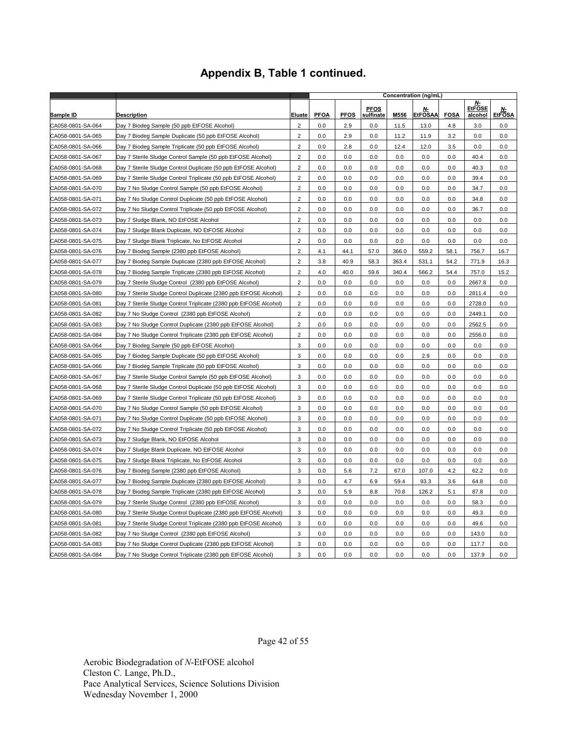## Appendix B, Table 1 continued.

| | | | Concentration (ng/mL) | | | | | | | | |
|---|---|---|---|---|---|---|---|---|---|---|---|
| Sample ID | Description | Eluate | PFOA | PFOS | PFOS sulfinate | M556 | *N*-EtFOSAA | FOSA | *N*-EtFOSE alcohol | *N*-EtFOSA |
| CA058-0801-SA-064 | Day 7 Biodeg Sample (50 ppb EtFOSE Alcohol) | 2 | 0.0 | 2.9 | 0.0 | 11.5 | 13.0 | 4.8 | 3.0 | 0.0 |
| CA058-0801-SA-065 | Day 7 Biodeg Sample Duplicate (50 ppb EtFOSE Alcohol) | 2 | 0.0 | 2.9 | 0.0 | 11.2 | 11.9 | 3.2 | 0.0 | 0.0 |
| CA058-0801-SA-066 | Day 7 Biodeg Sample Triplicate (50 ppb EtFOSE Alcohol) | 2 | 0.0 | 2.8 | 0.0 | 12.4 | 12.0 | 3.5 | 0.0 | 0.0 |
| CA058-0801-SA-067 | Day 7 Sterile Sludge Control Sample (50 ppb EtFOSE Alcohol) | 2 | 0.0 | 0.0 | 0.0 | 0.0 | 0.0 | 0.0 | 40.4 | 0.0 |
| CA058-0801-SA-068 | Day 7 Sterile Sludge Control Duplicate (50 ppb EtFOSE Alcohol) | 2 | 0.0 | 0.0 | 0.0 | 0.0 | 0.0 | 0.0 | 40.3 | 0.0 |
| CA058-0801-SA-069 | Day 7 Sterile Sludge Control Triplicate (50 ppb EtFOSE Alcohol) | 2 | 0.0 | 0.0 | 0.0 | 0.0 | 0.0 | 0.0 | 39.4 | 0.0 |
| CA058-0801-SA-070 | Day 7 No Sludge Control Sample (50 ppb EtFOSE Alcohol) | 2 | 0.0 | 0.0 | 0.0 | 0.0 | 0.0 | 0.0 | 34.7 | 0.0 |
| CA058-0801-SA-071 | Day 7 No Sludge Control Duplicate (50 ppb EtFOSE Alcohol) | 2 | 0.0 | 0.0 | 0.0 | 0.0 | 0.0 | 0.0 | 34.8 | 0.0 |
| CA058-0801-SA-072 | Day 7 No Sludge Control Triplicate (50 ppb EtFOSE Alcohol) | 2 | 0.0 | 0.0 | 0.0 | 0.0 | 0.0 | 0.0 | 36.7 | 0.0 |
| CA058-0801-SA-073 | Day 7 Sludge Blank, NO EtFOSE Alcohol | 2 | 0.0 | 0.0 | 0.0 | 0.0 | 0.0 | 0.0 | 0.0 | 0.0 |
| CA058-0801-SA-074 | Day 7 Sludge Blank Duplicate, NO EtFOSE Alcohol | 2 | 0.0 | 0.0 | 0.0 | 0.0 | 0.0 | 0.0 | 0.0 | 0.0 |
| CA058-0801-SA-075 | Day 7 Sludge Blank Triplicate, No EtFOSE Alcohol | 2 | 0.0 | 0.0 | 0.0 | 0.0 | 0.0 | 0.0 | 0.0 | 0.0 |
| CA058-0801-SA-076 | Day 7 Biodeg Sample (2380 ppb EtFOSE Alcohol) | 2 | 4.1 | 44.1 | 57.0 | 366.0 | 559.2 | 58.1 | 756.7 | 16.7 |
| CA058-0801-SA-077 | Day 7 Biodeg Sample Duplicate (2380 ppb EtFOSE Alcohol) | 2 | 3.8 | 40.9 | 58.3 | 363.4 | 531.1 | 54.2 | 771.9 | 16.3 |
| CA058-0801-SA-078 | Day 7 Biodeg Sample Triplicate (2380 ppb EtFOSE Alcohol) | 2 | 4.0 | 40.0 | 59.6 | 340.4 | 566.2 | 54.4 | 757.0 | 15.2 |
| CA058-0801-SA-079 | Day 7 Sterile Sludge Control (2380 ppb EtFOSE Alcohol) | 2 | 0.0 | 0.0 | 0.0 | 0.0 | 0.0 | 0.0 | 2667.8 | 0.0 |
| CA058-0801-SA-080 | Day 7 Sterile Sludge Control Duplicate (2380 ppb EtFOSE Alcohol) | 2 | 0.0 | 0.0 | 0.0 | 0.0 | 0.0 | 0.0 | 2811.4 | 0.0 |
| CA058-0801-SA-081 | Day 7 Sterile Sludge Control Triplicate (2380 ppb EtFOSE Alcohol) | 2 | 0.0 | 0.0 | 0.0 | 0.0 | 0.0 | 0.0 | 2728.0 | 0.0 |
| CA058-0801-SA-082 | Day 7 No Sludge Control (2380 ppb EtFOSE Alcohol) | 2 | 0.0 | 0.0 | 0.0 | 0.0 | 0.0 | 0.0 | 2449.1 | 0.0 |
| CA058-0801-SA-083 | Day 7 No Sludge Control Duplicate (2380 ppb EtFOSE Alcohol) | 2 | 0.0 | 0.0 | 0.0 | 0.0 | 0.0 | 0.0 | 2562.5 | 0.0 |
| CA058-0801-SA-084 | Day 7 No Sludge Control Triplicate (2380 ppb EtFOSE Alcohol) | 2 | 0.0 | 0.0 | 0.0 | 0.0 | 0.0 | 0.0 | 2556.0 | 0.0 |
| CA058-0801-SA-064 | Day 7 Biodeg Sample (50 ppb EtFOSE Alcohol) | 3 | 0.0 | 0.0 | 0.0 | 0.0 | 0.0 | 0.0 | 0.0 | 0.0 |
| CA058-0801-SA-065 | Day 7 Biodeg Sample Duplicate (50 ppb EtFOSE Alcohol) | 3 | 0.0 | 0.0 | 0.0 | 0.0 | 2.9 | 0.0 | 0.0 | 0.0 |
| CA058-0801-SA-066 | Day 7 Biodeg Sample Triplicate (50 ppb EtFOSE Alcohol) | 3 | 0.0 | 0.0 | 0.0 | 0.0 | 0.0 | 0.0 | 0.0 | 0.0 |
| CA058-0801-SA-067 | Day 7 Sterile Sludge Control Sample (50 ppb EtFOSE Alcohol) | 3 | 0.0 | 0.0 | 0.0 | 0.0 | 0.0 | 0.0 | 0.0 | 0.0 |
| CA058-0801-SA-068 | Day 7 Sterile Sludge Control Duplicate (50 ppb EtFOSE Alcohol) | 3 | 0.0 | 0.0 | 0.0 | 0.0 | 0.0 | 0.0 | 0.0 | 0.0 |
| CA058-0801-SA-069 | Day 7 Sterile Sludge Control Triplicate (50 ppb EtFOSE Alcohol) | 3 | 0.0 | 0.0 | 0.0 | 0.0 | 0.0 | 0.0 | 0.0 | 0.0 |
| CA058-0801-SA-070 | Day 7 No Sludge Control Sample (50 ppb EtFOSE Alcohol) | 3 | 0.0 | 0.0 | 0.0 | 0.0 | 0.0 | 0.0 | 0.0 | 0.0 |
| CA058-0801-SA-071 | Day 7 No Sludge Control Duplicate (50 ppb EtFOSE Alcohol) | 3 | 0.0 | 0.0 | 0.0 | 0.0 | 0.0 | 0.0 | 0.0 | 0.0 |
| CA058-0801-SA-072 | Day 7 No Sludge Control Triplicate (50 ppb EtFOSE Alcohol) | 3 | 0.0 | 0.0 | 0.0 | 0.0 | 0.0 | 0.0 | 0.0 | 0.0 |
| CA058-0801-SA-073 | Day 7 Sludge Blank, NO EtFOSE Alcohol | 3 | 0.0 | 0.0 | 0.0 | 0.0 | 0.0 | 0.0 | 0.0 | 0.0 |
| CA058-0801-SA-074 | Day 7 Sludge Blank Duplicate, NO EtFOSE Alcohol | 3 | 0.0 | 0.0 | 0.0 | 0.0 | 0.0 | 0.0 | 0.0 | 0.0 |
| CA058-0801-SA-075 | Day 7 Sludge Blank Triplicate, No EtFOSE Alcohol | 3 | 0.0 | 0.0 | 0.0 | 0.0 | 0.0 | 0.0 | 0.0 | 0.0 |
| CA058-0801-SA-076 | Day 7 Biodeg Sample (2380 ppb EtFOSE Alcohol) | 3 | 0.0 | 5.6 | 7.2 | 67.0 | 107.0 | 4.2 | 62.2 | 0.0 |
| CA058-0801-SA-077 | Day 7 Biodeg Sample Duplicate (2380 ppb EtFOSE Alcohol) | 3 | 0.0 | 4.7 | 6.9 | 59.4 | 93.3 | 3.6 | 64.8 | 0.0 |
| CA058-0801-SA-078 | Day 7 Biodeg Sample Triplicate (2380 ppb EtFOSE Alcohol) | 3 | 0.0 | 5.9 | 8.8 | 70.8 | 126.2 | 5.1 | 87.8 | 0.0 |
| CA058-0801-SA-079 | Day 7 Sterile Sludge Control (2380 ppb EtFOSE Alcohol) | 3 | 0.0 | 0.0 | 0.0 | 0.0 | 0.0 | 0.0 | 58.3 | 0.0 |
| CA058-0801-SA-080 | Day 7 Sterile Sludge Control Duplicate (2380 ppb EtFOSE Alcohol) | 3 | 0.0 | 0.0 | 0.0 | 0.0 | 0.0 | 0.0 | 49.3 | 0.0 |
| CA058-0801-SA-081 | Day 7 Sterile Sludge Control Triplicate (2380 ppb EtFOSE Alcohol) | 3 | 0.0 | 0.0 | 0.0 | 0.0 | 0.0 | 0.0 | 49.6 | 0.0 |
| CA058-0801-SA-082 | Day 7 No Sludge Control (2380 ppb EtFOSE Alcohol) | 3 | 0.0 | 0.0 | 0.0 | 0.0 | 0.0 | 0.0 | 143.0 | 0.0 |
| CA058-0801-SA-083 | Day 7 No Sludge Control Duplicate (2380 ppb EtFOSE Alcohol) | 3 | 0.0 | 0.0 | 0.0 | 0.0 | 0.0 | 0.0 | 117.7 | 0.0 |
| CA058-0801-SA-084 | Day 7 No Sludge Control Triplicate (2380 ppb EtFOSE Alcohol) | 3 | 0.0 | 0.0 | 0.0 | 0.0 | 0.0 | 0.0 | 137.9 | 0.0 |

Aerobic Biodegradation of *N*-EtFOSE alcohol
Cleston C. Lange, Ph.D.,
Pace Analytical Services, Science Solutions Division
Wednesday November 1, 2000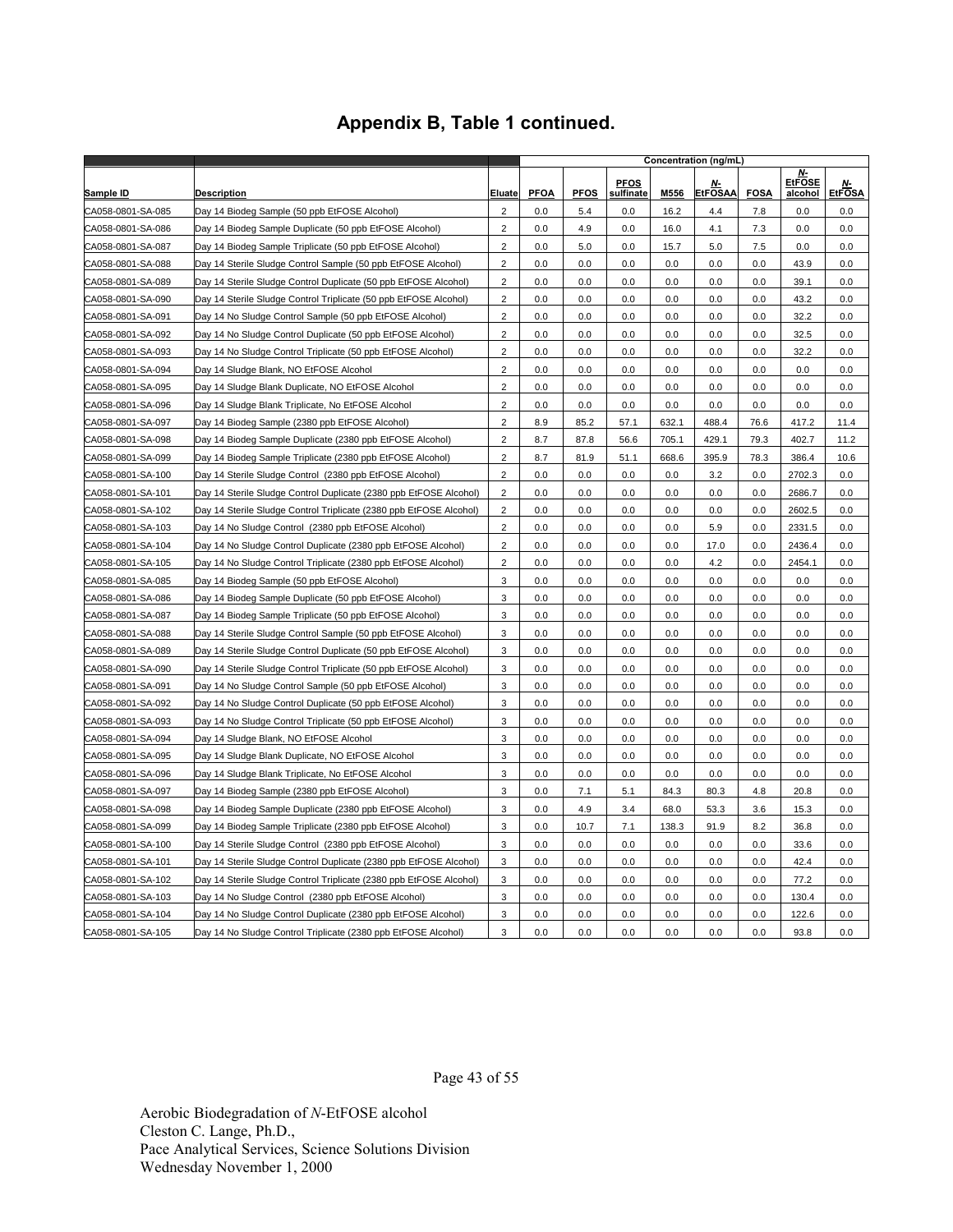# Appendix B, Table 1 continued.

| | | | Concentration (ng/mL) | | | | | | | |
|---|---|---|---|---|---|---|---|---|---|---|
| Sample ID | Description | Eluate | PFOA | PFOS | PFOS sulfinate | M556 | *N*-EtFOSAA | FOSA | *N*-EtFOSE alcohol | *N*-EtFOSA |
| CA058-0801-SA-085 | Day 14 Biodeg Sample (50 ppb EtFOSE Alcohol) | 2 | 0.0 | 5.4 | 0.0 | 16.2 | 4.4 | 7.8 | 0.0 | 0.0 |
| CA058-0801-SA-086 | Day 14 Biodeg Sample Duplicate (50 ppb EtFOSE Alcohol) | 2 | 0.0 | 4.9 | 0.0 | 16.0 | 4.1 | 7.3 | 0.0 | 0.0 |
| CA058-0801-SA-087 | Day 14 Biodeg Sample Triplicate (50 ppb EtFOSE Alcohol) | 2 | 0.0 | 5.0 | 0.0 | 15.7 | 5.0 | 7.5 | 0.0 | 0.0 |
| CA058-0801-SA-088 | Day 14 Sterile Sludge Control Sample (50 ppb EtFOSE Alcohol) | 2 | 0.0 | 0.0 | 0.0 | 0.0 | 0.0 | 0.0 | 43.9 | 0.0 |
| CA058-0801-SA-089 | Day 14 Sterile Sludge Control Duplicate (50 ppb EtFOSE Alcohol) | 2 | 0.0 | 0.0 | 0.0 | 0.0 | 0.0 | 0.0 | 39.1 | 0.0 |
| CA058-0801-SA-090 | Day 14 Sterile Sludge Control Triplicate (50 ppb EtFOSE Alcohol) | 2 | 0.0 | 0.0 | 0.0 | 0.0 | 0.0 | 0.0 | 43.2 | 0.0 |
| CA058-0801-SA-091 | Day 14 No Sludge Control Sample (50 ppb EtFOSE Alcohol) | 2 | 0.0 | 0.0 | 0.0 | 0.0 | 0.0 | 0.0 | 32.2 | 0.0 |
| CA058-0801-SA-092 | Day 14 No Sludge Control Duplicate (50 ppb EtFOSE Alcohol) | 2 | 0.0 | 0.0 | 0.0 | 0.0 | 0.0 | 0.0 | 32.5 | 0.0 |
| CA058-0801-SA-093 | Day 14 No Sludge Control Triplicate (50 ppb EtFOSE Alcohol) | 2 | 0.0 | 0.0 | 0.0 | 0.0 | 0.0 | 0.0 | 32.2 | 0.0 |
| CA058-0801-SA-094 | Day 14 Sludge Blank, NO EtFOSE Alcohol | 2 | 0.0 | 0.0 | 0.0 | 0.0 | 0.0 | 0.0 | 0.0 | 0.0 |
| CA058-0801-SA-095 | Day 14 Sludge Blank Duplicate, NO EtFOSE Alcohol | 2 | 0.0 | 0.0 | 0.0 | 0.0 | 0.0 | 0.0 | 0.0 | 0.0 |
| CA058-0801-SA-096 | Day 14 Sludge Blank Triplicate, No EtFOSE Alcohol | 2 | 0.0 | 0.0 | 0.0 | 0.0 | 0.0 | 0.0 | 0.0 | 0.0 |
| CA058-0801-SA-097 | Day 14 Biodeg Sample (2380 ppb EtFOSE Alcohol) | 2 | 8.9 | 85.2 | 57.1 | 632.1 | 488.4 | 76.6 | 417.2 | 11.4 |
| CA058-0801-SA-098 | Day 14 Biodeg Sample Duplicate (2380 ppb EtFOSE Alcohol) | 2 | 8.7 | 87.8 | 56.6 | 705.1 | 429.1 | 79.3 | 402.7 | 11.2 |
| CA058-0801-SA-099 | Day 14 Biodeg Sample Triplicate (2380 ppb EtFOSE Alcohol) | 2 | 8.7 | 81.9 | 51.1 | 668.6 | 395.9 | 78.3 | 386.4 | 10.6 |
| CA058-0801-SA-100 | Day 14 Sterile Sludge Control (2380 ppb EtFOSE Alcohol) | 2 | 0.0 | 0.0 | 0.0 | 0.0 | 3.2 | 0.0 | 2702.3 | 0.0 |
| CA058-0801-SA-101 | Day 14 Sterile Sludge Control Duplicate (2380 ppb EtFOSE Alcohol) | 2 | 0.0 | 0.0 | 0.0 | 0.0 | 0.0 | 0.0 | 2686.7 | 0.0 |
| CA058-0801-SA-102 | Day 14 Sterile Sludge Control Triplicate (2380 ppb EtFOSE Alcohol) | 2 | 0.0 | 0.0 | 0.0 | 0.0 | 0.0 | 0.0 | 2602.5 | 0.0 |
| CA058-0801-SA-103 | Day 14 No Sludge Control (2380 ppb EtFOSE Alcohol) | 2 | 0.0 | 0.0 | 0.0 | 0.0 | 5.9 | 0.0 | 2331.5 | 0.0 |
| CA058-0801-SA-104 | Day 14 No Sludge Control Duplicate (2380 ppb EtFOSE Alcohol) | 2 | 0.0 | 0.0 | 0.0 | 0.0 | 17.0 | 0.0 | 2436.4 | 0.0 |
| CA058-0801-SA-105 | Day 14 No Sludge Control Triplicate (2380 ppb EtFOSE Alcohol) | 2 | 0.0 | 0.0 | 0.0 | 0.0 | 4.2 | 0.0 | 2454.1 | 0.0 |
| CA058-0801-SA-085 | Day 14 Biodeg Sample (50 ppb EtFOSE Alcohol) | 3 | 0.0 | 0.0 | 0.0 | 0.0 | 0.0 | 0.0 | 0.0 | 0.0 |
| CA058-0801-SA-086 | Day 14 Biodeg Sample Duplicate (50 ppb EtFOSE Alcohol) | 3 | 0.0 | 0.0 | 0.0 | 0.0 | 0.0 | 0.0 | 0.0 | 0.0 |
| CA058-0801-SA-087 | Day 14 Biodeg Sample Triplicate (50 ppb EtFOSE Alcohol) | 3 | 0.0 | 0.0 | 0.0 | 0.0 | 0.0 | 0.0 | 0.0 | 0.0 |
| CA058-0801-SA-088 | Day 14 Sterile Sludge Control Sample (50 ppb EtFOSE Alcohol) | 3 | 0.0 | 0.0 | 0.0 | 0.0 | 0.0 | 0.0 | 0.0 | 0.0 |
| CA058-0801-SA-089 | Day 14 Sterile Sludge Control Duplicate (50 ppb EtFOSE Alcohol) | 3 | 0.0 | 0.0 | 0.0 | 0.0 | 0.0 | 0.0 | 0.0 | 0.0 |
| CA058-0801-SA-090 | Day 14 Sterile Sludge Control Triplicate (50 ppb EtFOSE Alcohol) | 3 | 0.0 | 0.0 | 0.0 | 0.0 | 0.0 | 0.0 | 0.0 | 0.0 |
| CA058-0801-SA-091 | Day 14 No Sludge Control Sample (50 ppb EtFOSE Alcohol) | 3 | 0.0 | 0.0 | 0.0 | 0.0 | 0.0 | 0.0 | 0.0 | 0.0 |
| CA058-0801-SA-092 | Day 14 No Sludge Control Duplicate (50 ppb EtFOSE Alcohol) | 3 | 0.0 | 0.0 | 0.0 | 0.0 | 0.0 | 0.0 | 0.0 | 0.0 |
| CA058-0801-SA-093 | Day 14 No Sludge Control Triplicate (50 ppb EtFOSE Alcohol) | 3 | 0.0 | 0.0 | 0.0 | 0.0 | 0.0 | 0.0 | 0.0 | 0.0 |
| CA058-0801-SA-094 | Day 14 Sludge Blank, NO EtFOSE Alcohol | 3 | 0.0 | 0.0 | 0.0 | 0.0 | 0.0 | 0.0 | 0.0 | 0.0 |
| CA058-0801-SA-095 | Day 14 Sludge Blank Duplicate, NO EtFOSE Alcohol | 3 | 0.0 | 0.0 | 0.0 | 0.0 | 0.0 | 0.0 | 0.0 | 0.0 |
| CA058-0801-SA-096 | Day 14 Sludge Blank Triplicate, No EtFOSE Alcohol | 3 | 0.0 | 0.0 | 0.0 | 0.0 | 0.0 | 0.0 | 0.0 | 0.0 |
| CA058-0801-SA-097 | Day 14 Biodeg Sample (2380 ppb EtFOSE Alcohol) | 3 | 0.0 | 7.1 | 5.1 | 84.3 | 80.3 | 4.8 | 20.8 | 0.0 |
| CA058-0801-SA-098 | Day 14 Biodeg Sample Duplicate (2380 ppb EtFOSE Alcohol) | 3 | 0.0 | 4.9 | 3.4 | 68.0 | 53.3 | 3.6 | 15.3 | 0.0 |
| CA058-0801-SA-099 | Day 14 Biodeg Sample Triplicate (2380 ppb EtFOSE Alcohol) | 3 | 0.0 | 10.7 | 7.1 | 138.3 | 91.9 | 8.2 | 36.8 | 0.0 |
| CA058-0801-SA-100 | Day 14 Sterile Sludge Control (2380 ppb EtFOSE Alcohol) | 3 | 0.0 | 0.0 | 0.0 | 0.0 | 0.0 | 0.0 | 33.6 | 0.0 |
| CA058-0801-SA-101 | Day 14 Sterile Sludge Control Duplicate (2380 ppb EtFOSE Alcohol) | 3 | 0.0 | 0.0 | 0.0 | 0.0 | 0.0 | 0.0 | 42.4 | 0.0 |
| CA058-0801-SA-102 | Day 14 Sterile Sludge Control Triplicate (2380 ppb EtFOSE Alcohol) | 3 | 0.0 | 0.0 | 0.0 | 0.0 | 0.0 | 0.0 | 77.2 | 0.0 |
| CA058-0801-SA-103 | Day 14 No Sludge Control (2380 ppb EtFOSE Alcohol) | 3 | 0.0 | 0.0 | 0.0 | 0.0 | 0.0 | 0.0 | 130.4 | 0.0 |
| CA058-0801-SA-104 | Day 14 No Sludge Control Duplicate (2380 ppb EtFOSE Alcohol) | 3 | 0.0 | 0.0 | 0.0 | 0.0 | 0.0 | 0.0 | 122.6 | 0.0 |
| CA058-0801-SA-105 | Day 14 No Sludge Control Triplicate (2380 ppb EtFOSE Alcohol) | 3 | 0.0 | 0.0 | 0.0 | 0.0 | 0.0 | 0.0 | 93.8 | 0.0 |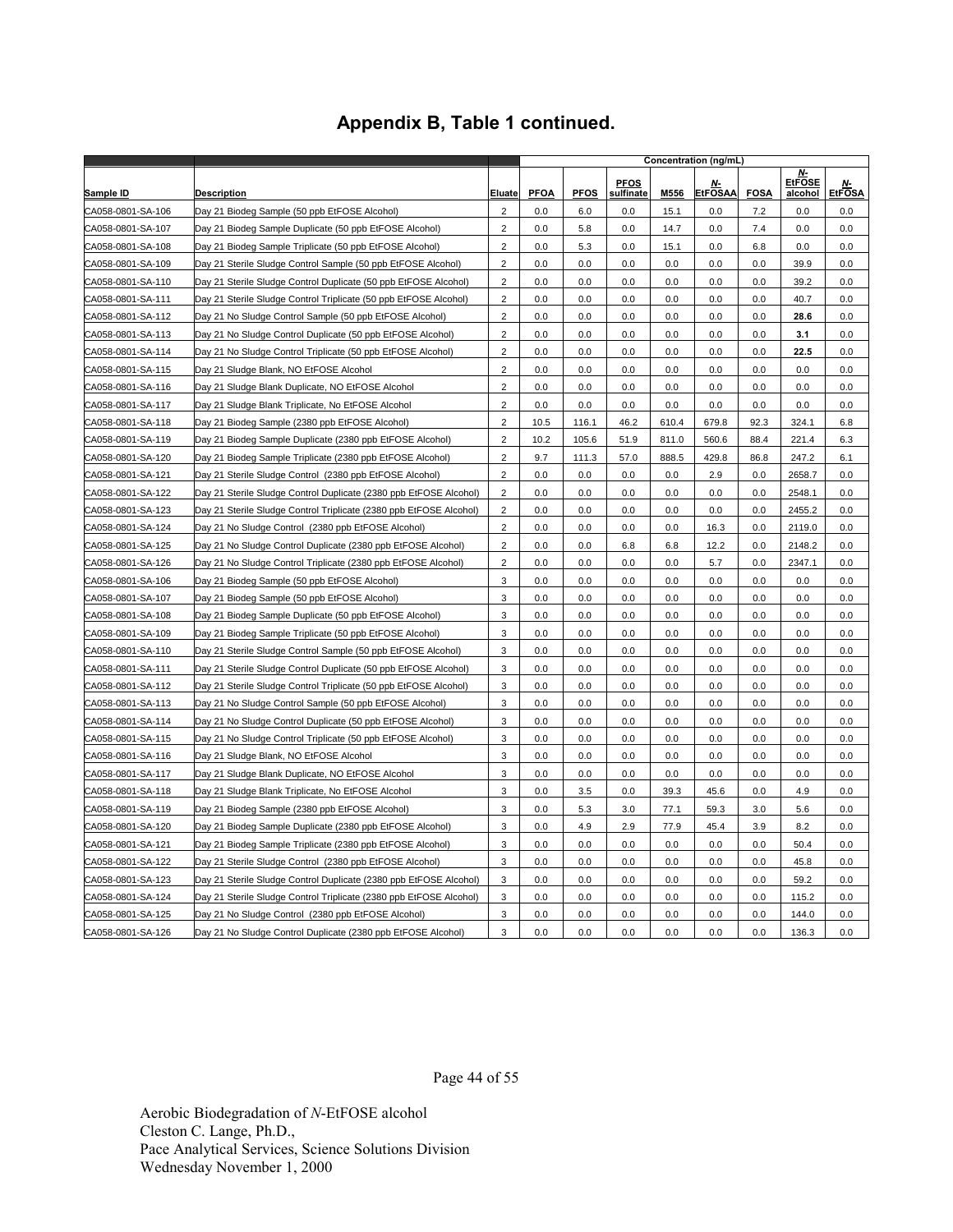# Appendix B, Table 1 continued.

| | | | Concentration (ng/mL) | | | | | | | |
|---|---|---|---|---|---|---|---|---|---|---|
| Sample ID | Description | Eluate | PFOA | PFOS | PFOS sulfinate | M556 | N-EtFOSAA | FOSA | N-EtFOSE alcohol | N-EtFOSA |
| CA058-0801-SA-106 | Day 21 Biodeg Sample (50 ppb EtFOSE Alcohol) | 2 | 0.0 | 6.0 | 0.0 | 15.1 | 0.0 | 7.2 | 0.0 | 0.0 |
| CA058-0801-SA-107 | Day 21 Biodeg Sample Duplicate (50 ppb EtFOSE Alcohol) | 2 | 0.0 | 5.8 | 0.0 | 14.7 | 0.0 | 7.4 | 0.0 | 0.0 |
| CA058-0801-SA-108 | Day 21 Biodeg Sample Triplicate (50 ppb EtFOSE Alcohol) | 2 | 0.0 | 5.3 | 0.0 | 15.1 | 0.0 | 6.8 | 0.0 | 0.0 |
| CA058-0801-SA-109 | Day 21 Sterile Sludge Control Sample (50 ppb EtFOSE Alcohol) | 2 | 0.0 | 0.0 | 0.0 | 0.0 | 0.0 | 0.0 | 39.9 | 0.0 |
| CA058-0801-SA-110 | Day 21 Sterile Sludge Control Duplicate (50 ppb EtFOSE Alcohol) | 2 | 0.0 | 0.0 | 0.0 | 0.0 | 0.0 | 0.0 | 39.2 | 0.0 |
| CA058-0801-SA-111 | Day 21 Sterile Sludge Control Triplicate (50 ppb EtFOSE Alcohol) | 2 | 0.0 | 0.0 | 0.0 | 0.0 | 0.0 | 0.0 | 40.7 | 0.0 |
| CA058-0801-SA-112 | Day 21 No Sludge Control Sample (50 ppb EtFOSE Alcohol) | 2 | 0.0 | 0.0 | 0.0 | 0.0 | 0.0 | 0.0 | **28.6** | 0.0 |
| CA058-0801-SA-113 | Day 21 No Sludge Control Duplicate (50 ppb EtFOSE Alcohol) | 2 | 0.0 | 0.0 | 0.0 | 0.0 | 0.0 | 0.0 | **3.1** | 0.0 |
| CA058-0801-SA-114 | Day 21 No Sludge Control Triplicate (50 ppb EtFOSE Alcohol) | 2 | 0.0 | 0.0 | 0.0 | 0.0 | 0.0 | 0.0 | **22.5** | 0.0 |
| CA058-0801-SA-115 | Day 21 Sludge Blank, NO EtFOSE Alcohol | 2 | 0.0 | 0.0 | 0.0 | 0.0 | 0.0 | 0.0 | 0.0 | 0.0 |
| CA058-0801-SA-116 | Day 21 Sludge Blank Duplicate, NO EtFOSE Alcohol | 2 | 0.0 | 0.0 | 0.0 | 0.0 | 0.0 | 0.0 | 0.0 | 0.0 |
| CA058-0801-SA-117 | Day 21 Sludge Blank Triplicate, No EtFOSE Alcohol | 2 | 0.0 | 0.0 | 0.0 | 0.0 | 0.0 | 0.0 | 0.0 | 0.0 |
| CA058-0801-SA-118 | Day 21 Biodeg Sample (2380 ppb EtFOSE Alcohol) | 2 | 10.5 | 116.1 | 46.2 | 610.4 | 679.8 | 92.3 | 324.1 | 6.8 |
| CA058-0801-SA-119 | Day 21 Biodeg Sample Duplicate (2380 ppb EtFOSE Alcohol) | 2 | 10.2 | 105.6 | 51.9 | 811.0 | 560.6 | 88.4 | 221.4 | 6.3 |
| CA058-0801-SA-120 | Day 21 Biodeg Sample Triplicate (2380 ppb EtFOSE Alcohol) | 2 | 9.7 | 111.3 | 57.0 | 888.5 | 429.8 | 86.8 | 247.2 | 6.1 |
| CA058-0801-SA-121 | Day 21 Sterile Sludge Control (2380 ppb EtFOSE Alcohol) | 2 | 0.0 | 0.0 | 0.0 | 0.0 | 2.9 | 0.0 | 2658.7 | 0.0 |
| CA058-0801-SA-122 | Day 21 Sterile Sludge Control Duplicate (2380 ppb EtFOSE Alcohol) | 2 | 0.0 | 0.0 | 0.0 | 0.0 | 0.0 | 0.0 | 2548.1 | 0.0 |
| CA058-0801-SA-123 | Day 21 Sterile Sludge Control Triplicate (2380 ppb EtFOSE Alcohol) | 2 | 0.0 | 0.0 | 0.0 | 0.0 | 0.0 | 0.0 | 2455.2 | 0.0 |
| CA058-0801-SA-124 | Day 21 No Sludge Control (2380 ppb EtFOSE Alcohol) | 2 | 0.0 | 0.0 | 0.0 | 0.0 | 16.3 | 0.0 | 2119.0 | 0.0 |
| CA058-0801-SA-125 | Day 21 No Sludge Control Duplicate (2380 ppb EtFOSE Alcohol) | 2 | 0.0 | 0.0 | 6.8 | 6.8 | 12.2 | 0.0 | 2148.2 | 0.0 |
| CA058-0801-SA-126 | Day 21 No Sludge Control Triplicate (2380 ppb EtFOSE Alcohol) | 2 | 0.0 | 0.0 | 0.0 | 0.0 | 5.7 | 0.0 | 2347.1 | 0.0 |
| CA058-0801-SA-106 | Day 21 Biodeg Sample (50 ppb EtFOSE Alcohol) | 3 | 0.0 | 0.0 | 0.0 | 0.0 | 0.0 | 0.0 | 0.0 | 0.0 |
| CA058-0801-SA-107 | Day 21 Biodeg Sample (50 ppb EtFOSE Alcohol) | 3 | 0.0 | 0.0 | 0.0 | 0.0 | 0.0 | 0.0 | 0.0 | 0.0 |
| CA058-0801-SA-108 | Day 21 Biodeg Sample Duplicate (50 ppb EtFOSE Alcohol) | 3 | 0.0 | 0.0 | 0.0 | 0.0 | 0.0 | 0.0 | 0.0 | 0.0 |
| CA058-0801-SA-109 | Day 21 Biodeg Sample Triplicate (50 ppb EtFOSE Alcohol) | 3 | 0.0 | 0.0 | 0.0 | 0.0 | 0.0 | 0.0 | 0.0 | 0.0 |
| CA058-0801-SA-110 | Day 21 Sterile Sludge Control Sample (50 ppb EtFOSE Alcohol) | 3 | 0.0 | 0.0 | 0.0 | 0.0 | 0.0 | 0.0 | 0.0 | 0.0 |
| CA058-0801-SA-111 | Day 21 Sterile Sludge Control Duplicate (50 ppb EtFOSE Alcohol) | 3 | 0.0 | 0.0 | 0.0 | 0.0 | 0.0 | 0.0 | 0.0 | 0.0 |
| CA058-0801-SA-112 | Day 21 Sterile Sludge Control Triplicate (50 ppb EtFOSE Alcohol) | 3 | 0.0 | 0.0 | 0.0 | 0.0 | 0.0 | 0.0 | 0.0 | 0.0 |
| CA058-0801-SA-113 | Day 21 No Sludge Control Sample (50 ppb EtFOSE Alcohol) | 3 | 0.0 | 0.0 | 0.0 | 0.0 | 0.0 | 0.0 | 0.0 | 0.0 |
| CA058-0801-SA-114 | Day 21 No Sludge Control Duplicate (50 ppb EtFOSE Alcohol) | 3 | 0.0 | 0.0 | 0.0 | 0.0 | 0.0 | 0.0 | 0.0 | 0.0 |
| CA058-0801-SA-115 | Day 21 No Sludge Control Triplicate (50 ppb EtFOSE Alcohol) | 3 | 0.0 | 0.0 | 0.0 | 0.0 | 0.0 | 0.0 | 0.0 | 0.0 |
| CA058-0801-SA-116 | Day 21 Sludge Blank, NO EtFOSE Alcohol | 3 | 0.0 | 0.0 | 0.0 | 0.0 | 0.0 | 0.0 | 0.0 | 0.0 |
| CA058-0801-SA-117 | Day 21 Sludge Blank Duplicate, NO EtFOSE Alcohol | 3 | 0.0 | 0.0 | 0.0 | 0.0 | 0.0 | 0.0 | 0.0 | 0.0 |
| CA058-0801-SA-118 | Day 21 Sludge Blank Triplicate, No EtFOSE Alcohol | 3 | 0.0 | 3.5 | 0.0 | 39.3 | 45.6 | 0.0 | 4.9 | 0.0 |
| CA058-0801-SA-119 | Day 21 Biodeg Sample (2380 ppb EtFOSE Alcohol) | 3 | 0.0 | 5.3 | 3.0 | 77.1 | 59.3 | 3.0 | 5.6 | 0.0 |
| CA058-0801-SA-120 | Day 21 Biodeg Sample Duplicate (2380 ppb EtFOSE Alcohol) | 3 | 0.0 | 4.9 | 2.9 | 77.9 | 45.4 | 3.9 | 8.2 | 0.0 |
| CA058-0801-SA-121 | Day 21 Biodeg Sample Triplicate (2380 ppb EtFOSE Alcohol) | 3 | 0.0 | 0.0 | 0.0 | 0.0 | 0.0 | 0.0 | 50.4 | 0.0 |
| CA058-0801-SA-122 | Day 21 Sterile Sludge Control (2380 ppb EtFOSE Alcohol) | 3 | 0.0 | 0.0 | 0.0 | 0.0 | 0.0 | 0.0 | 45.8 | 0.0 |
| CA058-0801-SA-123 | Day 21 Sterile Sludge Control Duplicate (2380 ppb EtFOSE Alcohol) | 3 | 0.0 | 0.0 | 0.0 | 0.0 | 0.0 | 0.0 | 59.2 | 0.0 |
| CA058-0801-SA-124 | Day 21 Sterile Sludge Control Triplicate (2380 ppb EtFOSE Alcohol) | 3 | 0.0 | 0.0 | 0.0 | 0.0 | 0.0 | 0.0 | 115.2 | 0.0 |
| CA058-0801-SA-125 | Day 21 No Sludge Control (2380 ppb EtFOSE Alcohol) | 3 | 0.0 | 0.0 | 0.0 | 0.0 | 0.0 | 0.0 | 144.0 | 0.0 |
| CA058-0801-SA-126 | Day 21 No Sludge Control Duplicate (2380 ppb EtFOSE Alcohol) | 3 | 0.0 | 0.0 | 0.0 | 0.0 | 0.0 | 0.0 | 136.3 | 0.0 |

Aerobic Biodegradation of *N*-EtFOSE alcohol
Cleston C. Lange, Ph.D.,
Pace Analytical Services, Science Solutions Division
Wednesday November 1, 2000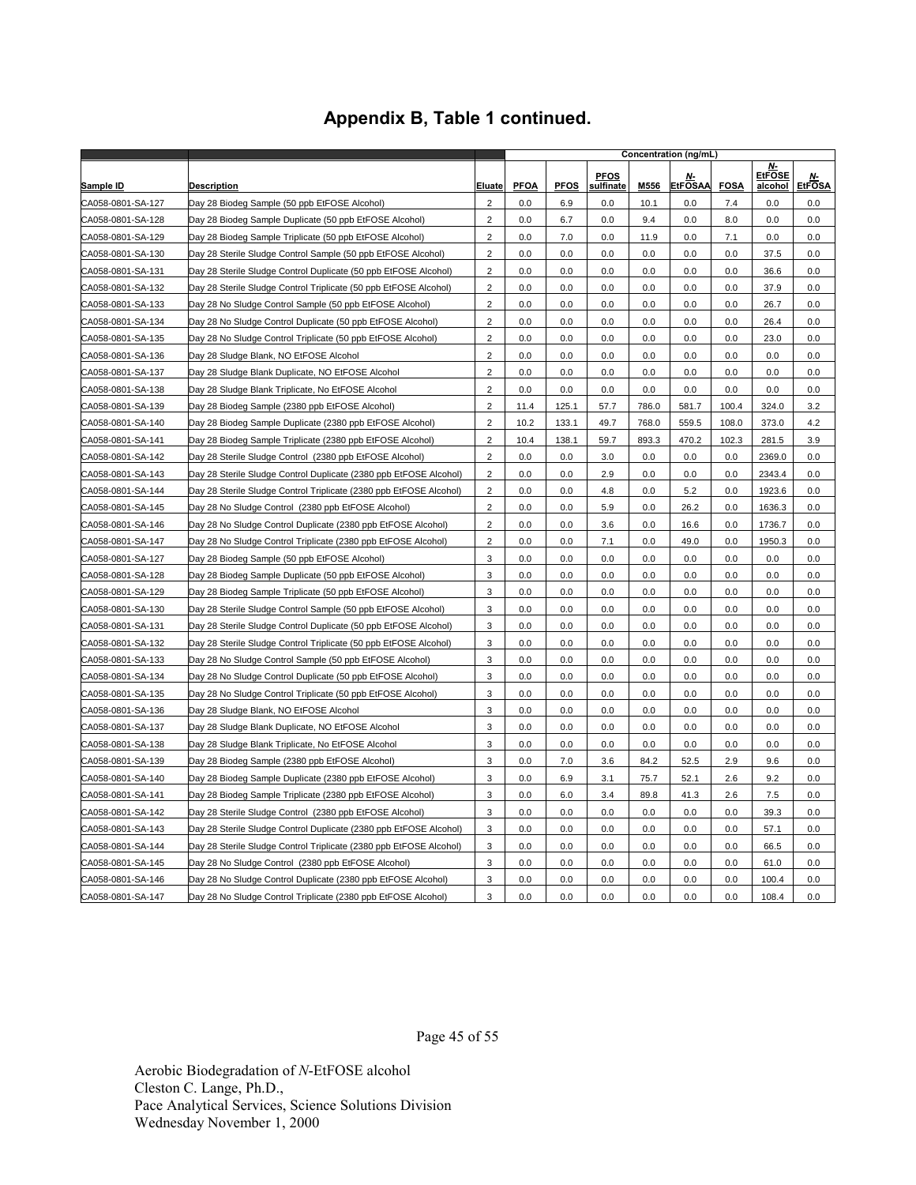# Appendix B, Table 1 continued.

| | | | Concentration (ng/mL) | | | | | | | | |
|---|---|---|---|---|---|---|---|---|---|---|---|
| Sample ID | Description | Eluate | PFOA | PFOS | PFOS sulfinate | M556 | *N*-EtFOSAA | FOSA | *N*-EtFOSE alcohol | *N*-EtFOSA |
| CA058-0801-SA-127 | Day 28 Biodeg Sample (50 ppb EtFOSE Alcohol) | 2 | 0.0 | 6.9 | 0.0 | 10.1 | 0.0 | 7.4 | 0.0 | 0.0 |
| CA058-0801-SA-128 | Day 28 Biodeg Sample Duplicate (50 ppb EtFOSE Alcohol) | 2 | 0.0 | 6.7 | 0.0 | 9.4 | 0.0 | 8.0 | 0.0 | 0.0 |
| CA058-0801-SA-129 | Day 28 Biodeg Sample Triplicate (50 ppb EtFOSE Alcohol) | 2 | 0.0 | 7.0 | 0.0 | 11.9 | 0.0 | 7.1 | 0.0 | 0.0 |
| CA058-0801-SA-130 | Day 28 Sterile Sludge Control Sample (50 ppb EtFOSE Alcohol) | 2 | 0.0 | 0.0 | 0.0 | 0.0 | 0.0 | 0.0 | 37.5 | 0.0 |
| CA058-0801-SA-131 | Day 28 Sterile Sludge Control Duplicate (50 ppb EtFOSE Alcohol) | 2 | 0.0 | 0.0 | 0.0 | 0.0 | 0.0 | 0.0 | 36.6 | 0.0 |
| CA058-0801-SA-132 | Day 28 Sterile Sludge Control Triplicate (50 ppb EtFOSE Alcohol) | 2 | 0.0 | 0.0 | 0.0 | 0.0 | 0.0 | 0.0 | 37.9 | 0.0 |
| CA058-0801-SA-133 | Day 28 No Sludge Control Sample (50 ppb EtFOSE Alcohol) | 2 | 0.0 | 0.0 | 0.0 | 0.0 | 0.0 | 0.0 | 26.7 | 0.0 |
| CA058-0801-SA-134 | Day 28 No Sludge Control Duplicate (50 ppb EtFOSE Alcohol) | 2 | 0.0 | 0.0 | 0.0 | 0.0 | 0.0 | 0.0 | 26.4 | 0.0 |
| CA058-0801-SA-135 | Day 28 No Sludge Control Triplicate (50 ppb EtFOSE Alcohol) | 2 | 0.0 | 0.0 | 0.0 | 0.0 | 0.0 | 0.0 | 23.0 | 0.0 |
| CA058-0801-SA-136 | Day 28 Sludge Blank, NO EtFOSE Alcohol | 2 | 0.0 | 0.0 | 0.0 | 0.0 | 0.0 | 0.0 | 0.0 | 0.0 |
| CA058-0801-SA-137 | Day 28 Sludge Blank Duplicate, NO EtFOSE Alcohol | 2 | 0.0 | 0.0 | 0.0 | 0.0 | 0.0 | 0.0 | 0.0 | 0.0 |
| CA058-0801-SA-138 | Day 28 Sludge Blank Triplicate, No EtFOSE Alcohol | 2 | 0.0 | 0.0 | 0.0 | 0.0 | 0.0 | 0.0 | 0.0 | 0.0 |
| CA058-0801-SA-139 | Day 28 Biodeg Sample (2380 ppb EtFOSE Alcohol) | 2 | 11.4 | 125.1 | 57.7 | 786.0 | 581.7 | 100.4 | 324.0 | 3.2 |
| CA058-0801-SA-140 | Day 28 Biodeg Sample Duplicate (2380 ppb EtFOSE Alcohol) | 2 | 10.2 | 133.1 | 49.7 | 768.0 | 559.5 | 108.0 | 373.0 | 4.2 |
| CA058-0801-SA-141 | Day 28 Biodeg Sample Triplicate (2380 ppb EtFOSE Alcohol) | 2 | 10.4 | 138.1 | 59.7 | 893.3 | 470.2 | 102.3 | 281.5 | 3.9 |
| CA058-0801-SA-142 | Day 28 Sterile Sludge Control (2380 ppb EtFOSE Alcohol) | 2 | 0.0 | 0.0 | 3.0 | 0.0 | 0.0 | 0.0 | 2369.0 | 0.0 |
| CA058-0801-SA-143 | Day 28 Sterile Sludge Control Duplicate (2380 ppb EtFOSE Alcohol) | 2 | 0.0 | 0.0 | 2.9 | 0.0 | 0.0 | 0.0 | 2343.4 | 0.0 |
| CA058-0801-SA-144 | Day 28 Sterile Sludge Control Triplicate (2380 ppb EtFOSE Alcohol) | 2 | 0.0 | 0.0 | 4.8 | 0.0 | 5.2 | 0.0 | 1923.6 | 0.0 |
| CA058-0801-SA-145 | Day 28 No Sludge Control (2380 ppb EtFOSE Alcohol) | 2 | 0.0 | 0.0 | 5.9 | 0.0 | 26.2 | 0.0 | 1636.3 | 0.0 |
| CA058-0801-SA-146 | Day 28 No Sludge Control Duplicate (2380 ppb EtFOSE Alcohol) | 2 | 0.0 | 0.0 | 3.6 | 0.0 | 16.6 | 0.0 | 1736.7 | 0.0 |
| CA058-0801-SA-147 | Day 28 No Sludge Control Triplicate (2380 ppb EtFOSE Alcohol) | 2 | 0.0 | 0.0 | 7.1 | 0.0 | 49.0 | 0.0 | 1950.3 | 0.0 |
| CA058-0801-SA-127 | Day 28 Biodeg Sample (50 ppb EtFOSE Alcohol) | 3 | 0.0 | 0.0 | 0.0 | 0.0 | 0.0 | 0.0 | 0.0 | 0.0 |
| CA058-0801-SA-128 | Day 28 Biodeg Sample Duplicate (50 ppb EtFOSE Alcohol) | 3 | 0.0 | 0.0 | 0.0 | 0.0 | 0.0 | 0.0 | 0.0 | 0.0 |
| CA058-0801-SA-129 | Day 28 Biodeg Sample Triplicate (50 ppb EtFOSE Alcohol) | 3 | 0.0 | 0.0 | 0.0 | 0.0 | 0.0 | 0.0 | 0.0 | 0.0 |
| CA058-0801-SA-130 | Day 28 Sterile Sludge Control Sample (50 ppb EtFOSE Alcohol) | 3 | 0.0 | 0.0 | 0.0 | 0.0 | 0.0 | 0.0 | 0.0 | 0.0 |
| CA058-0801-SA-131 | Day 28 Sterile Sludge Control Duplicate (50 ppb EtFOSE Alcohol) | 3 | 0.0 | 0.0 | 0.0 | 0.0 | 0.0 | 0.0 | 0.0 | 0.0 |
| CA058-0801-SA-132 | Day 28 Sterile Sludge Control Triplicate (50 ppb EtFOSE Alcohol) | 3 | 0.0 | 0.0 | 0.0 | 0.0 | 0.0 | 0.0 | 0.0 | 0.0 |
| CA058-0801-SA-133 | Day 28 No Sludge Control Sample (50 ppb EtFOSE Alcohol) | 3 | 0.0 | 0.0 | 0.0 | 0.0 | 0.0 | 0.0 | 0.0 | 0.0 |
| CA058-0801-SA-134 | Day 28 No Sludge Control Duplicate (50 ppb EtFOSE Alcohol) | 3 | 0.0 | 0.0 | 0.0 | 0.0 | 0.0 | 0.0 | 0.0 | 0.0 |
| CA058-0801-SA-135 | Day 28 No Sludge Control Triplicate (50 ppb EtFOSE Alcohol) | 3 | 0.0 | 0.0 | 0.0 | 0.0 | 0.0 | 0.0 | 0.0 | 0.0 |
| CA058-0801-SA-136 | Day 28 Sludge Blank, NO EtFOSE Alcohol | 3 | 0.0 | 0.0 | 0.0 | 0.0 | 0.0 | 0.0 | 0.0 | 0.0 |
| CA058-0801-SA-137 | Day 28 Sludge Blank Duplicate, NO EtFOSE Alcohol | 3 | 0.0 | 0.0 | 0.0 | 0.0 | 0.0 | 0.0 | 0.0 | 0.0 |
| CA058-0801-SA-138 | Day 28 Sludge Blank Triplicate, No EtFOSE Alcohol | 3 | 0.0 | 0.0 | 0.0 | 0.0 | 0.0 | 0.0 | 0.0 | 0.0 |
| CA058-0801-SA-139 | Day 28 Biodeg Sample (2380 ppb EtFOSE Alcohol) | 3 | 0.0 | 7.0 | 3.6 | 84.2 | 52.5 | 2.9 | 9.6 | 0.0 |
| CA058-0801-SA-140 | Day 28 Biodeg Sample Duplicate (2380 ppb EtFOSE Alcohol) | 3 | 0.0 | 6.9 | 3.1 | 75.7 | 52.1 | 2.6 | 9.2 | 0.0 |
| CA058-0801-SA-141 | Day 28 Biodeg Sample Triplicate (2380 ppb EtFOSE Alcohol) | 3 | 0.0 | 6.0 | 3.4 | 89.8 | 41.3 | 2.6 | 7.5 | 0.0 |
| CA058-0801-SA-142 | Day 28 Sterile Sludge Control (2380 ppb EtFOSE Alcohol) | 3 | 0.0 | 0.0 | 0.0 | 0.0 | 0.0 | 0.0 | 39.3 | 0.0 |
| CA058-0801-SA-143 | Day 28 Sterile Sludge Control Duplicate (2380 ppb EtFOSE Alcohol) | 3 | 0.0 | 0.0 | 0.0 | 0.0 | 0.0 | 0.0 | 57.1 | 0.0 |
| CA058-0801-SA-144 | Day 28 Sterile Sludge Control Triplicate (2380 ppb EtFOSE Alcohol) | 3 | 0.0 | 0.0 | 0.0 | 0.0 | 0.0 | 0.0 | 66.5 | 0.0 |
| CA058-0801-SA-145 | Day 28 No Sludge Control (2380 ppb EtFOSE Alcohol) | 3 | 0.0 | 0.0 | 0.0 | 0.0 | 0.0 | 0.0 | 61.0 | 0.0 |
| CA058-0801-SA-146 | Day 28 No Sludge Control Duplicate (2380 ppb EtFOSE Alcohol) | 3 | 0.0 | 0.0 | 0.0 | 0.0 | 0.0 | 0.0 | 100.4 | 0.0 |
| CA058-0801-SA-147 | Day 28 No Sludge Control Triplicate (2380 ppb EtFOSE Alcohol) | 3 | 0.0 | 0.0 | 0.0 | 0.0 | 0.0 | 0.0 | 108.4 | 0.0 |

Aerobic Biodegradation of *N*-EtFOSE alcohol
Cleston C. Lange, Ph.D.,
Pace Analytical Services, Science Solutions Division
Wednesday November 1, 2000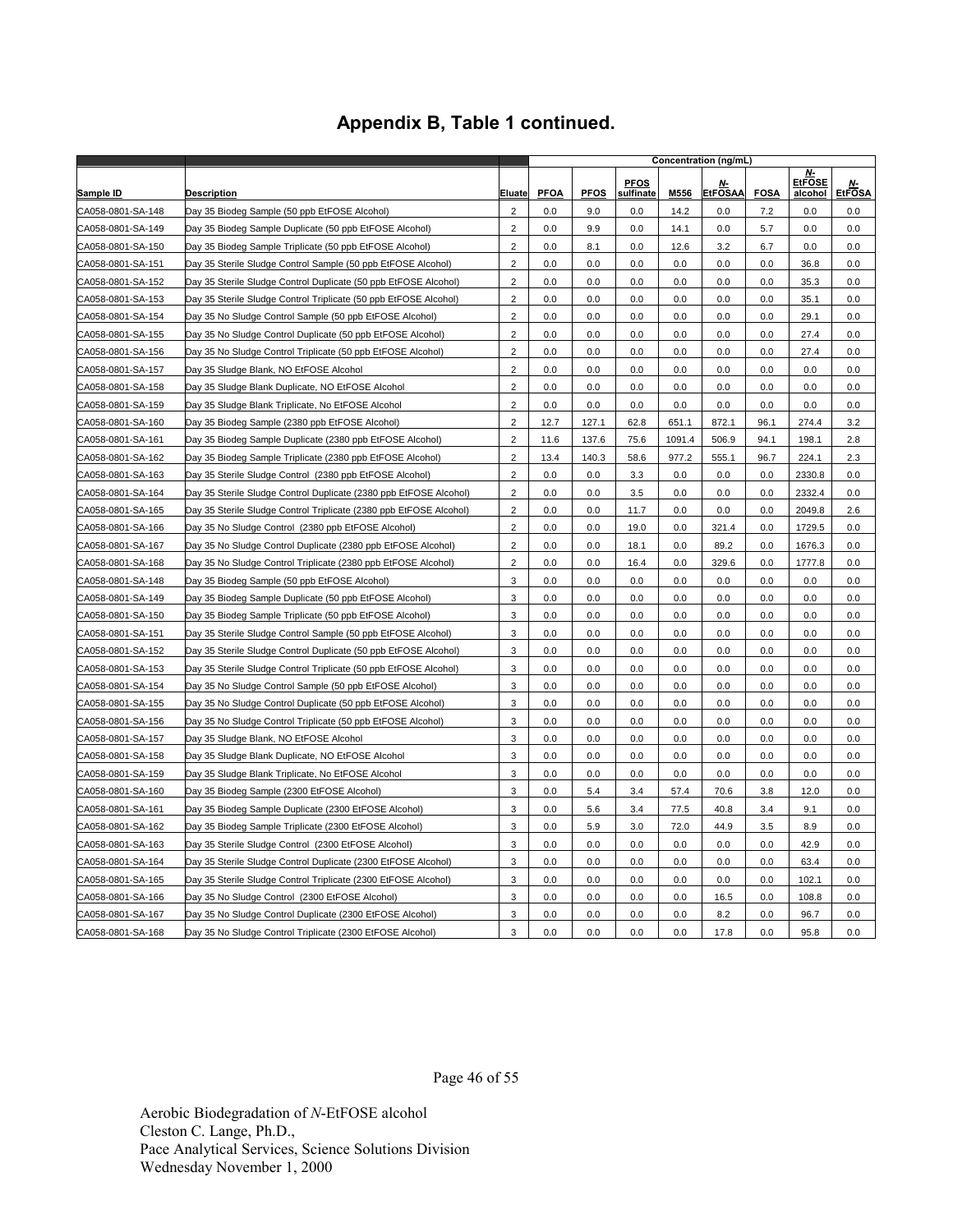## Appendix B, Table 1 continued.

| | | | Concentration (ng/mL) | | | | | | | | |
|---|---|---|---|---|---|---|---|---|---|---|---|
| Sample ID | Description | Eluate | PFOA | PFOS | PFOS sulfinate | M556 | *N*-EtFOSAA | FOSA | *N*-EtFOSE alcohol | *N*-EtFOSA |
| CA058-0801-SA-148 | Day 35 Biodeg Sample (50 ppb EtFOSE Alcohol) | 2 | 0.0 | 9.0 | 0.0 | 14.2 | 0.0 | 7.2 | 0.0 | 0.0 |
| CA058-0801-SA-149 | Day 35 Biodeg Sample Duplicate (50 ppb EtFOSE Alcohol) | 2 | 0.0 | 9.9 | 0.0 | 14.1 | 0.0 | 5.7 | 0.0 | 0.0 |
| CA058-0801-SA-150 | Day 35 Biodeg Sample Triplicate (50 ppb EtFOSE Alcohol) | 2 | 0.0 | 8.1 | 0.0 | 12.6 | 3.2 | 6.7 | 0.0 | 0.0 |
| CA058-0801-SA-151 | Day 35 Sterile Sludge Control Sample (50 ppb EtFOSE Alcohol) | 2 | 0.0 | 0.0 | 0.0 | 0.0 | 0.0 | 0.0 | 36.8 | 0.0 |
| CA058-0801-SA-152 | Day 35 Sterile Sludge Control Duplicate (50 ppb EtFOSE Alcohol) | 2 | 0.0 | 0.0 | 0.0 | 0.0 | 0.0 | 0.0 | 35.3 | 0.0 |
| CA058-0801-SA-153 | Day 35 Sterile Sludge Control Triplicate (50 ppb EtFOSE Alcohol) | 2 | 0.0 | 0.0 | 0.0 | 0.0 | 0.0 | 0.0 | 35.1 | 0.0 |
| CA058-0801-SA-154 | Day 35 No Sludge Control Sample (50 ppb EtFOSE Alcohol) | 2 | 0.0 | 0.0 | 0.0 | 0.0 | 0.0 | 0.0 | 29.1 | 0.0 |
| CA058-0801-SA-155 | Day 35 No Sludge Control Duplicate (50 ppb EtFOSE Alcohol) | 2 | 0.0 | 0.0 | 0.0 | 0.0 | 0.0 | 0.0 | 27.4 | 0.0 |
| CA058-0801-SA-156 | Day 35 No Sludge Control Triplicate (50 ppb EtFOSE Alcohol) | 2 | 0.0 | 0.0 | 0.0 | 0.0 | 0.0 | 0.0 | 27.4 | 0.0 |
| CA058-0801-SA-157 | Day 35 Sludge Blank, NO EtFOSE Alcohol | 2 | 0.0 | 0.0 | 0.0 | 0.0 | 0.0 | 0.0 | 0.0 | 0.0 |
| CA058-0801-SA-158 | Day 35 Sludge Blank Duplicate, NO EtFOSE Alcohol | 2 | 0.0 | 0.0 | 0.0 | 0.0 | 0.0 | 0.0 | 0.0 | 0.0 |
| CA058-0801-SA-159 | Day 35 Sludge Blank Triplicate, No EtFOSE Alcohol | 2 | 0.0 | 0.0 | 0.0 | 0.0 | 0.0 | 0.0 | 0.0 | 0.0 |
| CA058-0801-SA-160 | Day 35 Biodeg Sample (2380 ppb EtFOSE Alcohol) | 2 | 12.7 | 127.1 | 62.8 | 651.1 | 872.1 | 96.1 | 274.4 | 3.2 |
| CA058-0801-SA-161 | Day 35 Biodeg Sample Duplicate (2380 ppb EtFOSE Alcohol) | 2 | 11.6 | 137.6 | 75.6 | 1091.4 | 506.9 | 94.1 | 198.1 | 2.8 |
| CA058-0801-SA-162 | Day 35 Biodeg Sample Triplicate (2380 ppb EtFOSE Alcohol) | 2 | 13.4 | 140.3 | 58.6 | 977.2 | 555.1 | 96.7 | 224.1 | 2.3 |
| CA058-0801-SA-163 | Day 35 Sterile Sludge Control (2380 ppb EtFOSE Alcohol) | 2 | 0.0 | 0.0 | 3.3 | 0.0 | 0.0 | 0.0 | 2330.8 | 0.0 |
| CA058-0801-SA-164 | Day 35 Sterile Sludge Control Duplicate (2380 ppb EtFOSE Alcohol) | 2 | 0.0 | 0.0 | 3.5 | 0.0 | 0.0 | 0.0 | 2332.4 | 0.0 |
| CA058-0801-SA-165 | Day 35 Sterile Sludge Control Triplicate (2380 ppb EtFOSE Alcohol) | 2 | 0.0 | 0.0 | 11.7 | 0.0 | 0.0 | 0.0 | 2049.8 | 2.6 |
| CA058-0801-SA-166 | Day 35 No Sludge Control (2380 ppb EtFOSE Alcohol) | 2 | 0.0 | 0.0 | 19.0 | 0.0 | 321.4 | 0.0 | 1729.5 | 0.0 |
| CA058-0801-SA-167 | Day 35 No Sludge Control Duplicate (2380 ppb EtFOSE Alcohol) | 2 | 0.0 | 0.0 | 18.1 | 0.0 | 89.2 | 0.0 | 1676.3 | 0.0 |
| CA058-0801-SA-168 | Day 35 No Sludge Control Triplicate (2380 ppb EtFOSE Alcohol) | 2 | 0.0 | 0.0 | 16.4 | 0.0 | 329.6 | 0.0 | 1777.8 | 0.0 |
| CA058-0801-SA-148 | Day 35 Biodeg Sample (50 ppb EtFOSE Alcohol) | 3 | 0.0 | 0.0 | 0.0 | 0.0 | 0.0 | 0.0 | 0.0 | 0.0 |
| CA058-0801-SA-149 | Day 35 Biodeg Sample Duplicate (50 ppb EtFOSE Alcohol) | 3 | 0.0 | 0.0 | 0.0 | 0.0 | 0.0 | 0.0 | 0.0 | 0.0 |
| CA058-0801-SA-150 | Day 35 Biodeg Sample Triplicate (50 ppb EtFOSE Alcohol) | 3 | 0.0 | 0.0 | 0.0 | 0.0 | 0.0 | 0.0 | 0.0 | 0.0 |
| CA058-0801-SA-151 | Day 35 Sterile Sludge Control Sample (50 ppb EtFOSE Alcohol) | 3 | 0.0 | 0.0 | 0.0 | 0.0 | 0.0 | 0.0 | 0.0 | 0.0 |
| CA058-0801-SA-152 | Day 35 Sterile Sludge Control Duplicate (50 ppb EtFOSE Alcohol) | 3 | 0.0 | 0.0 | 0.0 | 0.0 | 0.0 | 0.0 | 0.0 | 0.0 |
| CA058-0801-SA-153 | Day 35 Sterile Sludge Control Triplicate (50 ppb EtFOSE Alcohol) | 3 | 0.0 | 0.0 | 0.0 | 0.0 | 0.0 | 0.0 | 0.0 | 0.0 |
| CA058-0801-SA-154 | Day 35 No Sludge Control Sample (50 ppb EtFOSE Alcohol) | 3 | 0.0 | 0.0 | 0.0 | 0.0 | 0.0 | 0.0 | 0.0 | 0.0 |
| CA058-0801-SA-155 | Day 35 No Sludge Control Duplicate (50 ppb EtFOSE Alcohol) | 3 | 0.0 | 0.0 | 0.0 | 0.0 | 0.0 | 0.0 | 0.0 | 0.0 |
| CA058-0801-SA-156 | Day 35 No Sludge Control Triplicate (50 ppb EtFOSE Alcohol) | 3 | 0.0 | 0.0 | 0.0 | 0.0 | 0.0 | 0.0 | 0.0 | 0.0 |
| CA058-0801-SA-157 | Day 35 Sludge Blank, NO EtFOSE Alcohol | 3 | 0.0 | 0.0 | 0.0 | 0.0 | 0.0 | 0.0 | 0.0 | 0.0 |
| CA058-0801-SA-158 | Day 35 Sludge Blank Duplicate, NO EtFOSE Alcohol | 3 | 0.0 | 0.0 | 0.0 | 0.0 | 0.0 | 0.0 | 0.0 | 0.0 |
| CA058-0801-SA-159 | Day 35 Sludge Blank Triplicate, No EtFOSE Alcohol | 3 | 0.0 | 0.0 | 0.0 | 0.0 | 0.0 | 0.0 | 0.0 | 0.0 |
| CA058-0801-SA-160 | Day 35 Biodeg Sample (2300 EtFOSE Alcohol) | 3 | 0.0 | 5.4 | 3.4 | 57.4 | 70.6 | 3.8 | 12.0 | 0.0 |
| CA058-0801-SA-161 | Day 35 Biodeg Sample Duplicate (2300 EtFOSE Alcohol) | 3 | 0.0 | 5.6 | 3.4 | 77.5 | 40.8 | 3.4 | 9.1 | 0.0 |
| CA058-0801-SA-162 | Day 35 Biodeg Sample Triplicate (2300 EtFOSE Alcohol) | 3 | 0.0 | 5.9 | 3.0 | 72.0 | 44.9 | 3.5 | 8.9 | 0.0 |
| CA058-0801-SA-163 | Day 35 Sterile Sludge Control (2300 EtFOSE Alcohol) | 3 | 0.0 | 0.0 | 0.0 | 0.0 | 0.0 | 0.0 | 42.9 | 0.0 |
| CA058-0801-SA-164 | Day 35 Sterile Sludge Control Duplicate (2300 EtFOSE Alcohol) | 3 | 0.0 | 0.0 | 0.0 | 0.0 | 0.0 | 0.0 | 63.4 | 0.0 |
| CA058-0801-SA-165 | Day 35 Sterile Sludge Control Triplicate (2300 EtFOSE Alcohol) | 3 | 0.0 | 0.0 | 0.0 | 0.0 | 0.0 | 0.0 | 102.1 | 0.0 |
| CA058-0801-SA-166 | Day 35 No Sludge Control (2300 EtFOSE Alcohol) | 3 | 0.0 | 0.0 | 0.0 | 0.0 | 16.5 | 0.0 | 108.8 | 0.0 |
| CA058-0801-SA-167 | Day 35 No Sludge Control Duplicate (2300 EtFOSE Alcohol) | 3 | 0.0 | 0.0 | 0.0 | 0.0 | 8.2 | 0.0 | 96.7 | 0.0 |
| CA058-0801-SA-168 | Day 35 No Sludge Control Triplicate (2300 EtFOSE Alcohol) | 3 | 0.0 | 0.0 | 0.0 | 0.0 | 17.8 | 0.0 | 95.8 | 0.0 |

Aerobic Biodegradation of *N*-EtFOSE alcohol
Cleston C. Lange, Ph.D.,
Pace Analytical Services, Science Solutions Division
Wednesday November 1, 2000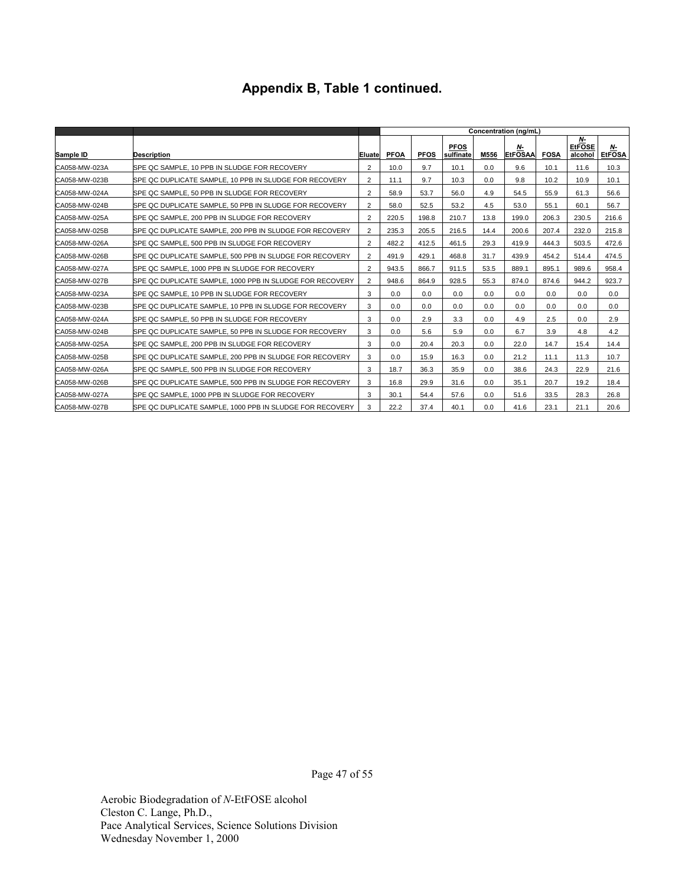# Appendix B, Table 1 continued.

| | | | Concentration (ng/mL) | | | | | | | |
|---|---|---|---|---|---|---|---|---|---|---|
| Sample ID | Description | Eluate | PFOA | PFOS | PFOS sulfinate | M556 | *N*-EtFOSAA | FOSA | *N*-EtFOSE alcohol | *N*-EtFOSA |
| CA058-MW-023A | SPE QC SAMPLE, 10 PPB IN SLUDGE FOR RECOVERY | 2 | 10.0 | 9.7 | 10.1 | 0.0 | 9.6 | 10.1 | 11.6 | 10.3 |
| CA058-MW-023B | SPE QC DUPLICATE SAMPLE, 10 PPB IN SLUDGE FOR RECOVERY | 2 | 11.1 | 9.7 | 10.3 | 0.0 | 9.8 | 10.2 | 10.9 | 10.1 |
| CA058-MW-024A | SPE QC SAMPLE, 50 PPB IN SLUDGE FOR RECOVERY | 2 | 58.9 | 53.7 | 56.0 | 4.9 | 54.5 | 55.9 | 61.3 | 56.6 |
| CA058-MW-024B | SPE QC DUPLICATE SAMPLE, 50 PPB IN SLUDGE FOR RECOVERY | 2 | 58.0 | 52.5 | 53.2 | 4.5 | 53.0 | 55.1 | 60.1 | 56.7 |
| CA058-MW-025A | SPE QC SAMPLE, 200 PPB IN SLUDGE FOR RECOVERY | 2 | 220.5 | 198.8 | 210.7 | 13.8 | 199.0 | 206.3 | 230.5 | 216.6 |
| CA058-MW-025B | SPE QC DUPLICATE SAMPLE, 200 PPB IN SLUDGE FOR RECOVERY | 2 | 235.3 | 205.5 | 216.5 | 14.4 | 200.6 | 207.4 | 232.0 | 215.8 |
| CA058-MW-026A | SPE QC SAMPLE, 500 PPB IN SLUDGE FOR RECOVERY | 2 | 482.2 | 412.5 | 461.5 | 29.3 | 419.9 | 444.3 | 503.5 | 472.6 |
| CA058-MW-026B | SPE QC DUPLICATE SAMPLE, 500 PPB IN SLUDGE FOR RECOVERY | 2 | 491.9 | 429.1 | 468.8 | 31.7 | 439.9 | 454.2 | 514.4 | 474.5 |
| CA058-MW-027A | SPE QC SAMPLE, 1000 PPB IN SLUDGE FOR RECOVERY | 2 | 943.5 | 866.7 | 911.5 | 53.5 | 889.1 | 895.1 | 989.6 | 958.4 |
| CA058-MW-027B | SPE QC DUPLICATE SAMPLE, 1000 PPB IN SLUDGE FOR RECOVERY | 2 | 948.6 | 864.9 | 928.5 | 55.3 | 874.0 | 874.6 | 944.2 | 923.7 |
| CA058-MW-023A | SPE QC SAMPLE, 10 PPB IN SLUDGE FOR RECOVERY | 3 | 0.0 | 0.0 | 0.0 | 0.0 | 0.0 | 0.0 | 0.0 | 0.0 |
| CA058-MW-023B | SPE QC DUPLICATE SAMPLE, 10 PPB IN SLUDGE FOR RECOVERY | 3 | 0.0 | 0.0 | 0.0 | 0.0 | 0.0 | 0.0 | 0.0 | 0.0 |
| CA058-MW-024A | SPE QC SAMPLE, 50 PPB IN SLUDGE FOR RECOVERY | 3 | 0.0 | 2.9 | 3.3 | 0.0 | 4.9 | 2.5 | 0.0 | 2.9 |
| CA058-MW-024B | SPE QC DUPLICATE SAMPLE, 50 PPB IN SLUDGE FOR RECOVERY | 3 | 0.0 | 5.6 | 5.9 | 0.0 | 6.7 | 3.9 | 4.8 | 4.2 |
| CA058-MW-025A | SPE QC SAMPLE, 200 PPB IN SLUDGE FOR RECOVERY | 3 | 0.0 | 20.4 | 20.3 | 0.0 | 22.0 | 14.7 | 15.4 | 14.4 |
| CA058-MW-025B | SPE QC DUPLICATE SAMPLE, 200 PPB IN SLUDGE FOR RECOVERY | 3 | 0.0 | 15.9 | 16.3 | 0.0 | 21.2 | 11.1 | 11.3 | 10.7 |
| CA058-MW-026A | SPE QC SAMPLE, 500 PPB IN SLUDGE FOR RECOVERY | 3 | 18.7 | 36.3 | 35.9 | 0.0 | 38.6 | 24.3 | 22.9 | 21.6 |
| CA058-MW-026B | SPE QC DUPLICATE SAMPLE, 500 PPB IN SLUDGE FOR RECOVERY | 3 | 16.8 | 29.9 | 31.6 | 0.0 | 35.1 | 20.7 | 19.2 | 18.4 |
| CA058-MW-027A | SPE QC SAMPLE, 1000 PPB IN SLUDGE FOR RECOVERY | 3 | 30.1 | 54.4 | 57.6 | 0.0 | 51.6 | 33.5 | 28.3 | 26.8 |
| CA058-MW-027B | SPE QC DUPLICATE SAMPLE, 1000 PPB IN SLUDGE FOR RECOVERY | 3 | 22.2 | 37.4 | 40.1 | 0.0 | 41.6 | 23.1 | 21.1 | 20.6 |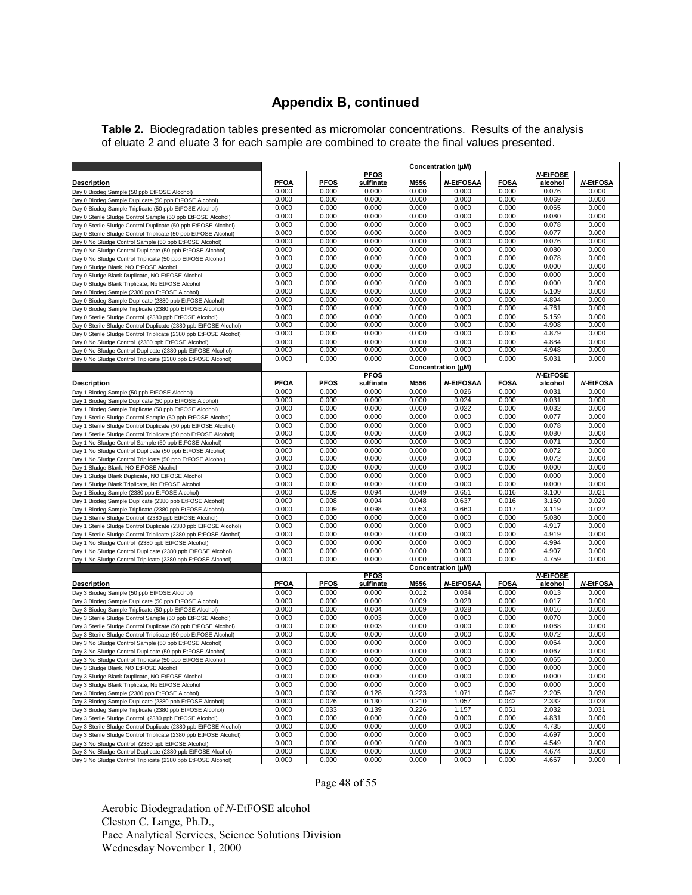## Appendix B, continued

**Table 2.** Biodegradation tables presented as micromolar concentrations. Results of the analysis of eluate 2 and eluate 3 for each sample are combined to create the final values presented.

| | Concentration (µM) | | | | | | | |
|---|---|---|---|---|---|---|---|---|
| **Description** | **PFOA** | **PFOS** | **PFOS sulfinate** | **M556** | ***N*-EtFOSAA** | **FOSA** | ***N*-EtFOSE alcohol** | ***N*-EtFOSA** |
| Day 0 Biodeg Sample (50 ppb EtFOSE Alcohol) | 0.000 | 0.000 | 0.000 | 0.000 | 0.000 | 0.000 | 0.076 | 0.000 |
| Day 0 Biodeg Sample Duplicate (50 ppb EtFOSE Alcohol) | 0.000 | 0.000 | 0.000 | 0.000 | 0.000 | 0.000 | 0.069 | 0.000 |
| Day 0 Biodeg Sample Triplicate (50 ppb EtFOSE Alcohol) | 0.000 | 0.000 | 0.000 | 0.000 | 0.000 | 0.000 | 0.065 | 0.000 |
| Day 0 Sterile Sludge Control Sample (50 ppb EtFOSE Alcohol) | 0.000 | 0.000 | 0.000 | 0.000 | 0.000 | 0.000 | 0.080 | 0.000 |
| Day 0 Sterile Sludge Control Duplicate (50 ppb EtFOSE Alcohol) | 0.000 | 0.000 | 0.000 | 0.000 | 0.000 | 0.000 | 0.078 | 0.000 |
| Day 0 Sterile Sludge Control Triplicate (50 ppb EtFOSE Alcohol) | 0.000 | 0.000 | 0.000 | 0.000 | 0.000 | 0.000 | 0.077 | 0.000 |
| Day 0 No Sludge Control Sample (50 ppb EtFOSE Alcohol) | 0.000 | 0.000 | 0.000 | 0.000 | 0.000 | 0.000 | 0.076 | 0.000 |
| Day 0 No Sludge Control Duplicate (50 ppb EtFOSE Alcohol) | 0.000 | 0.000 | 0.000 | 0.000 | 0.000 | 0.000 | 0.080 | 0.000 |
| Day 0 No Sludge Control Triplicate (50 ppb EtFOSE Alcohol) | 0.000 | 0.000 | 0.000 | 0.000 | 0.000 | 0.000 | 0.078 | 0.000 |
| Day 0 Sludge Blank, NO EtFOSE Alcohol | 0.000 | 0.000 | 0.000 | 0.000 | 0.000 | 0.000 | 0.000 | 0.000 |
| Day 0 Sludge Blank Duplicate, NO EtFOSE Alcohol | 0.000 | 0.000 | 0.000 | 0.000 | 0.000 | 0.000 | 0.000 | 0.000 |
| Day 0 Sludge Blank Triplicate, No EtFOSE Alcohol | 0.000 | 0.000 | 0.000 | 0.000 | 0.000 | 0.000 | 0.000 | 0.000 |
| Day 0 Biodeg Sample (2380 ppb EtFOSE Alcohol) | 0.000 | 0.000 | 0.000 | 0.000 | 0.000 | 0.000 | 5.109 | 0.000 |
| Day 0 Biodeg Sample Duplicate (2380 ppb EtFOSE Alcohol) | 0.000 | 0.000 | 0.000 | 0.000 | 0.000 | 0.000 | 4.894 | 0.000 |
| Day 0 Biodeg Sample Triplicate (2380 ppb EtFOSE Alcohol) | 0.000 | 0.000 | 0.000 | 0.000 | 0.000 | 0.000 | 4.761 | 0.000 |
| Day 0 Sterile Sludge Control (2380 ppb EtFOSE Alcohol) | 0.000 | 0.000 | 0.000 | 0.000 | 0.000 | 0.000 | 5.159 | 0.000 |
| Day 0 Sterile Sludge Control Duplicate (2380 ppb EtFOSE Alcohol) | 0.000 | 0.000 | 0.000 | 0.000 | 0.000 | 0.000 | 4.908 | 0.000 |
| Day 0 Sterile Sludge Control Triplicate (2380 ppb EtFOSE Alcohol) | 0.000 | 0.000 | 0.000 | 0.000 | 0.000 | 0.000 | 4.879 | 0.000 |
| Day 0 No Sludge Control (2380 ppb EtFOSE Alcohol) | 0.000 | 0.000 | 0.000 | 0.000 | 0.000 | 0.000 | 4.884 | 0.000 |
| Day 0 No Sludge Control Duplicate (2380 ppb EtFOSE Alcohol) | 0.000 | 0.000 | 0.000 | 0.000 | 0.000 | 0.000 | 4.948 | 0.000 |
| Day 0 No Sludge Control Triplicate (2380 ppb EtFOSE Alcohol) | 0.000 | 0.000 | 0.000 | 0.000 | 0.000 | 0.000 | 5.031 | 0.000 |
| | Concentration (µM) | | | | | | | |
| **Description** | **PFOA** | **PFOS** | **PFOS sulfinate** | **M556** | ***N*-EtFOSAA** | **FOSA** | ***N*-EtFOSE alcohol** | ***N*-EtFOSA** |
| Day 1 Biodeg Sample (50 ppb EtFOSE Alcohol) | 0.000 | 0.000 | 0.000 | 0.000 | 0.026 | 0.000 | 0.031 | 0.000 |
| Day 1 Biodeg Sample Duplicate (50 ppb EtFOSE Alcohol) | 0.000 | 0.000 | 0.000 | 0.000 | 0.024 | 0.000 | 0.031 | 0.000 |
| Day 1 Biodeg Sample Triplicate (50 ppb EtFOSE Alcohol) | 0.000 | 0.000 | 0.000 | 0.000 | 0.022 | 0.000 | 0.032 | 0.000 |
| Day 1 Sterile Sludge Control Sample (50 ppb EtFOSE Alcohol) | 0.000 | 0.000 | 0.000 | 0.000 | 0.000 | 0.000 | 0.077 | 0.000 |
| Day 1 Sterile Sludge Control Duplicate (50 ppb EtFOSE Alcohol) | 0.000 | 0.000 | 0.000 | 0.000 | 0.000 | 0.000 | 0.078 | 0.000 |
| Day 1 Sterile Sludge Control Triplicate (50 ppb EtFOSE Alcohol) | 0.000 | 0.000 | 0.000 | 0.000 | 0.000 | 0.000 | 0.080 | 0.000 |
| Day 1 No Sludge Control Sample (50 ppb EtFOSE Alcohol) | 0.000 | 0.000 | 0.000 | 0.000 | 0.000 | 0.000 | 0.071 | 0.000 |
| Day 1 No Sludge Control Duplicate (50 ppb EtFOSE Alcohol) | 0.000 | 0.000 | 0.000 | 0.000 | 0.000 | 0.000 | 0.072 | 0.000 |
| Day 1 No Sludge Control Triplicate (50 ppb EtFOSE Alcohol) | 0.000 | 0.000 | 0.000 | 0.000 | 0.000 | 0.000 | 0.072 | 0.000 |
| Day 1 Sludge Blank, NO EtFOSE Alcohol | 0.000 | 0.000 | 0.000 | 0.000 | 0.000 | 0.000 | 0.000 | 0.000 |
| Day 1 Sludge Blank Duplicate, NO EtFOSE Alcohol | 0.000 | 0.000 | 0.000 | 0.000 | 0.000 | 0.000 | 0.000 | 0.000 |
| Day 1 Sludge Blank Triplicate, No EtFOSE Alcohol | 0.000 | 0.000 | 0.000 | 0.000 | 0.000 | 0.000 | 0.000 | 0.000 |
| Day 1 Biodeg Sample (2380 ppb EtFOSE Alcohol) | 0.000 | 0.009 | 0.094 | 0.049 | 0.651 | 0.016 | 3.100 | 0.021 |
| Day 1 Biodeg Sample Duplicate (2380 ppb EtFOSE Alcohol) | 0.000 | 0.008 | 0.094 | 0.048 | 0.637 | 0.016 | 3.160 | 0.020 |
| Day 1 Biodeg Sample Triplicate (2380 ppb EtFOSE Alcohol) | 0.000 | 0.009 | 0.098 | 0.053 | 0.660 | 0.017 | 3.119 | 0.022 |
| Day 1 Sterile Sludge Control (2380 ppb EtFOSE Alcohol) | 0.000 | 0.000 | 0.000 | 0.000 | 0.000 | 0.000 | 5.080 | 0.000 |
| Day 1 Sterile Sludge Control Duplicate (2380 ppb EtFOSE Alcohol) | 0.000 | 0.000 | 0.000 | 0.000 | 0.000 | 0.000 | 4.917 | 0.000 |
| Day 1 Sterile Sludge Control Triplicate (2380 ppb EtFOSE Alcohol) | 0.000 | 0.000 | 0.000 | 0.000 | 0.000 | 0.000 | 4.919 | 0.000 |
| Day 1 No Sludge Control (2380 ppb EtFOSE Alcohol) | 0.000 | 0.000 | 0.000 | 0.000 | 0.000 | 0.000 | 4.994 | 0.000 |
| Day 1 No Sludge Control Duplicate (2380 ppb EtFOSE Alcohol) | 0.000 | 0.000 | 0.000 | 0.000 | 0.000 | 0.000 | 4.907 | 0.000 |
| Day 1 No Sludge Control Triplicate (2380 ppb EtFOSE Alcohol) | 0.000 | 0.000 | 0.000 | 0.000 | 0.000 | 0.000 | 4.759 | 0.000 |
| | Concentration (µM) | | | | | | | |
| **Description** | **PFOA** | **PFOS** | **PFOS sulfinate** | **M556** | ***N*-EtFOSAA** | **FOSA** | ***N*-EtFOSE alcohol** | ***N*-EtFOSA** |
| Day 3 Biodeg Sample (50 ppb EtFOSE Alcohol) | 0.000 | 0.000 | 0.000 | 0.012 | 0.034 | 0.000 | 0.013 | 0.000 |
| Day 3 Biodeg Sample Duplicate (50 ppb EtFOSE Alcohol) | 0.000 | 0.000 | 0.000 | 0.009 | 0.029 | 0.000 | 0.017 | 0.000 |
| Day 3 Biodeg Sample Triplicate (50 ppb EtFOSE Alcohol) | 0.000 | 0.000 | 0.004 | 0.009 | 0.028 | 0.000 | 0.016 | 0.000 |
| Day 3 Sterile Sludge Control Sample (50 ppb EtFOSE Alcohol) | 0.000 | 0.000 | 0.003 | 0.000 | 0.000 | 0.000 | 0.070 | 0.000 |
| Day 3 Sterile Sludge Control Duplicate (50 ppb EtFOSE Alcohol) | 0.000 | 0.000 | 0.003 | 0.000 | 0.000 | 0.000 | 0.068 | 0.000 |
| Day 3 Sterile Sludge Control Triplicate (50 ppb EtFOSE Alcohol) | 0.000 | 0.000 | 0.000 | 0.000 | 0.000 | 0.000 | 0.072 | 0.000 |
| Day 3 No Sludge Control Sample (50 ppb EtFOSE Alcohol) | 0.000 | 0.000 | 0.000 | 0.000 | 0.000 | 0.000 | 0.064 | 0.000 |
| Day 3 No Sludge Control Duplicate (50 ppb EtFOSE Alcohol) | 0.000 | 0.000 | 0.000 | 0.000 | 0.000 | 0.000 | 0.067 | 0.000 |
| Day 3 No Sludge Control Triplicate (50 ppb EtFOSE Alcohol) | 0.000 | 0.000 | 0.000 | 0.000 | 0.000 | 0.000 | 0.065 | 0.000 |
| Day 3 Sludge Blank, NO EtFOSE Alcohol | 0.000 | 0.000 | 0.000 | 0.000 | 0.000 | 0.000 | 0.000 | 0.000 |
| Day 3 Sludge Blank Duplicate, NO EtFOSE Alcohol | 0.000 | 0.000 | 0.000 | 0.000 | 0.000 | 0.000 | 0.000 | 0.000 |
| Day 3 Sludge Blank Triplicate, No EtFOSE Alcohol | 0.000 | 0.000 | 0.000 | 0.000 | 0.000 | 0.000 | 0.000 | 0.000 |
| Day 3 Biodeg Sample (2380 ppb EtFOSE Alcohol) | 0.000 | 0.030 | 0.128 | 0.223 | 1.071 | 0.047 | 2.205 | 0.030 |
| Day 3 Biodeg Sample Duplicate (2380 ppb EtFOSE Alcohol) | 0.000 | 0.026 | 0.130 | 0.210 | 1.057 | 0.042 | 2.332 | 0.028 |
| Day 3 Biodeg Sample Triplicate (2380 ppb EtFOSE Alcohol) | 0.000 | 0.033 | 0.139 | 0.226 | 1.157 | 0.051 | 2.032 | 0.031 |
| Day 3 Sterile Sludge Control (2380 ppb EtFOSE Alcohol) | 0.000 | 0.000 | 0.000 | 0.000 | 0.000 | 0.000 | 4.831 | 0.000 |
| Day 3 Sterile Sludge Control Duplicate (2380 ppb EtFOSE Alcohol) | 0.000 | 0.000 | 0.000 | 0.000 | 0.000 | 0.000 | 4.735 | 0.000 |
| Day 3 Sterile Sludge Control Triplicate (2380 ppb EtFOSE Alcohol) | 0.000 | 0.000 | 0.000 | 0.000 | 0.000 | 0.000 | 4.697 | 0.000 |
| Day 3 No Sludge Control (2380 ppb EtFOSE Alcohol) | 0.000 | 0.000 | 0.000 | 0.000 | 0.000 | 0.000 | 4.549 | 0.000 |
| Day 3 No Sludge Control Duplicate (2380 ppb EtFOSE Alcohol) | 0.000 | 0.000 | 0.000 | 0.000 | 0.000 | 0.000 | 4.674 | 0.000 |
| Day 3 No Sludge Control Triplicate (2380 ppb EtFOSE Alcohol) | 0.000 | 0.000 | 0.000 | 0.000 | 0.000 | 0.000 | 4.667 | 0.000 |

Aerobic Biodegradation of *N*-EtFOSE alcohol
Cleston C. Lange, Ph.D.,
Pace Analytical Services, Science Solutions Division
Wednesday November 1, 2000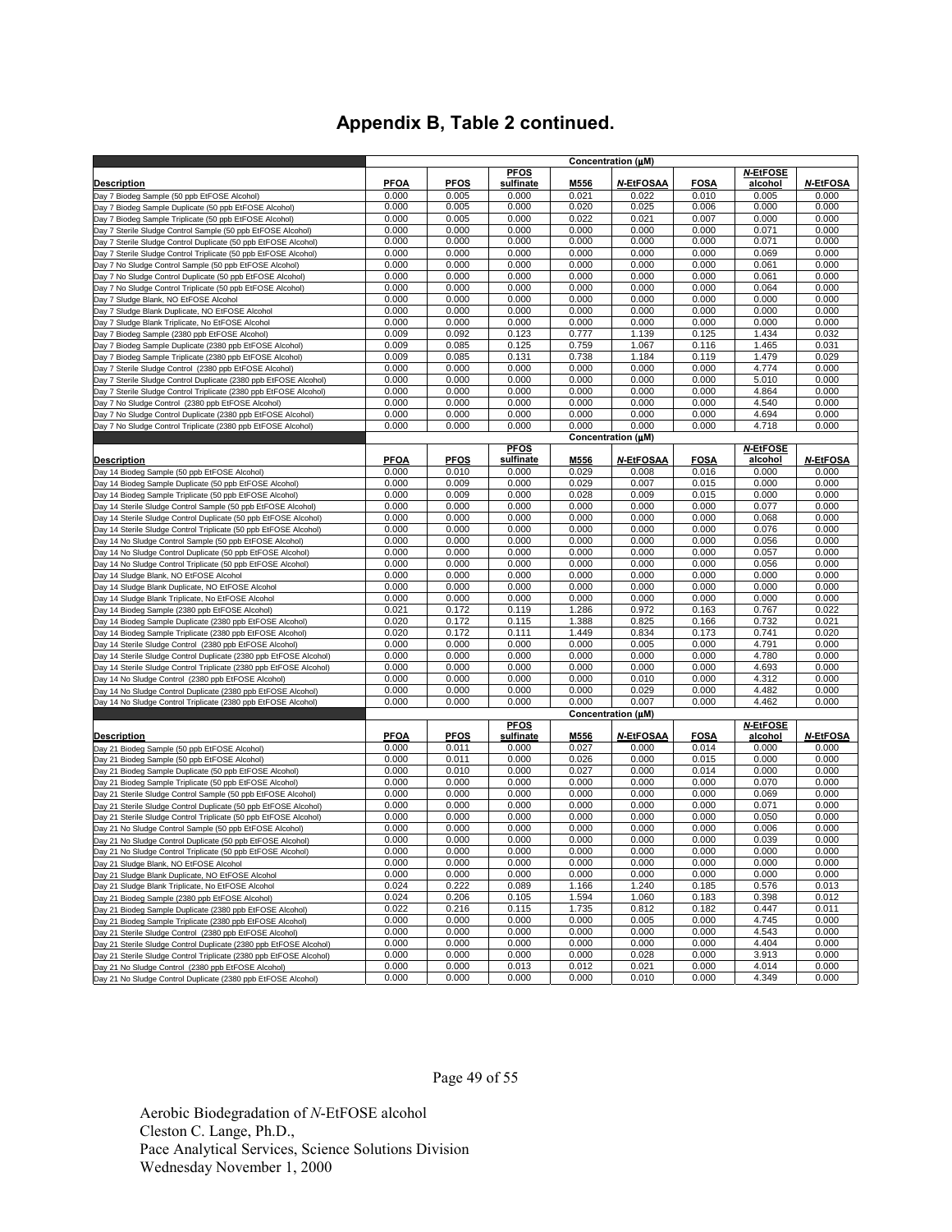# Appendix B, Table 2 continued.

| Description | PFOA | PFOS | PFOS sulfinate | M556 | *N*-EtFOSAA | FOSA | *N*-EtFOSE alcohol | *N*-EtFOSA |
|---|---|---|---|---|---|---|---|---|
| | Concentration (µM) | | | | | | | |
| Day 7 Biodeg Sample (50 ppb EtFOSE Alcohol) | 0.000 | 0.005 | 0.000 | 0.021 | 0.022 | 0.010 | 0.005 | 0.000 |
| Day 7 Biodeg Sample Duplicate (50 ppb EtFOSE Alcohol) | 0.000 | 0.005 | 0.000 | 0.020 | 0.025 | 0.006 | 0.000 | 0.000 |
| Day 7 Biodeg Sample Triplicate (50 ppb EtFOSE Alcohol) | 0.000 | 0.005 | 0.000 | 0.022 | 0.021 | 0.007 | 0.000 | 0.000 |
| Day 7 Sterile Sludge Control Sample (50 ppb EtFOSE Alcohol) | 0.000 | 0.000 | 0.000 | 0.000 | 0.000 | 0.000 | 0.071 | 0.000 |
| Day 7 Sterile Sludge Control Duplicate (50 ppb EtFOSE Alcohol) | 0.000 | 0.000 | 0.000 | 0.000 | 0.000 | 0.000 | 0.071 | 0.000 |
| Day 7 Sterile Sludge Control Triplicate (50 ppb EtFOSE Alcohol) | 0.000 | 0.000 | 0.000 | 0.000 | 0.000 | 0.000 | 0.069 | 0.000 |
| Day 7 No Sludge Control Sample (50 ppb EtFOSE Alcohol) | 0.000 | 0.000 | 0.000 | 0.000 | 0.000 | 0.000 | 0.061 | 0.000 |
| Day 7 No Sludge Control Duplicate (50 ppb EtFOSE Alcohol) | 0.000 | 0.000 | 0.000 | 0.000 | 0.000 | 0.000 | 0.061 | 0.000 |
| Day 7 No Sludge Control Triplicate (50 ppb EtFOSE Alcohol) | 0.000 | 0.000 | 0.000 | 0.000 | 0.000 | 0.000 | 0.064 | 0.000 |
| Day 7 Sludge Blank, NO EtFOSE Alcohol | 0.000 | 0.000 | 0.000 | 0.000 | 0.000 | 0.000 | 0.000 | 0.000 |
| Day 7 Sludge Blank Duplicate, NO EtFOSE Alcohol | 0.000 | 0.000 | 0.000 | 0.000 | 0.000 | 0.000 | 0.000 | 0.000 |
| Day 7 Sludge Blank Triplicate, No EtFOSE Alcohol | 0.000 | 0.000 | 0.000 | 0.000 | 0.000 | 0.000 | 0.000 | 0.000 |
| Day 7 Biodeg Sample (2380 ppb EtFOSE Alcohol) | 0.009 | 0.092 | 0.123 | 0.777 | 1.139 | 0.125 | 1.434 | 0.032 |
| Day 7 Biodeg Sample Duplicate (2380 ppb EtFOSE Alcohol) | 0.009 | 0.085 | 0.125 | 0.759 | 1.067 | 0.116 | 1.465 | 0.031 |
| Day 7 Biodeg Sample Triplicate (2380 ppb EtFOSE Alcohol) | 0.009 | 0.085 | 0.131 | 0.738 | 1.184 | 0.119 | 1.479 | 0.029 |
| Day 7 Sterile Sludge Control (2380 ppb EtFOSE Alcohol) | 0.000 | 0.000 | 0.000 | 0.000 | 0.000 | 0.000 | 4.774 | 0.000 |
| Day 7 Sterile Sludge Control Duplicate (2380 ppb EtFOSE Alcohol) | 0.000 | 0.000 | 0.000 | 0.000 | 0.000 | 0.000 | 5.010 | 0.000 |
| Day 7 Sterile Sludge Control Triplicate (2380 ppb EtFOSE Alcohol) | 0.000 | 0.000 | 0.000 | 0.000 | 0.000 | 0.000 | 4.864 | 0.000 |
| Day 7 No Sludge Control (2380 ppb EtFOSE Alcohol) | 0.000 | 0.000 | 0.000 | 0.000 | 0.000 | 0.000 | 4.540 | 0.000 |
| Day 7 No Sludge Control Duplicate (2380 ppb EtFOSE Alcohol) | 0.000 | 0.000 | 0.000 | 0.000 | 0.000 | 0.000 | 4.694 | 0.000 |
| Day 7 No Sludge Control Triplicate (2380 ppb EtFOSE Alcohol) | 0.000 | 0.000 | 0.000 | 0.000 | 0.000 | 0.000 | 4.718 | 0.000 |
| | Concentration (µM) | | | | | | | |
| **Description** | **PFOA** | **PFOS** | **PFOS sulfinate** | **M556** | ***N*-EtFOSAA** | **FOSA** | ***N*-EtFOSE alcohol** | ***N*-EtFOSA** |
| Day 14 Biodeg Sample (50 ppb EtFOSE Alcohol) | 0.000 | 0.010 | 0.000 | 0.029 | 0.008 | 0.016 | 0.000 | 0.000 |
| Day 14 Biodeg Sample Duplicate (50 ppb EtFOSE Alcohol) | 0.000 | 0.009 | 0.000 | 0.029 | 0.007 | 0.015 | 0.000 | 0.000 |
| Day 14 Biodeg Sample Triplicate (50 ppb EtFOSE Alcohol) | 0.000 | 0.009 | 0.000 | 0.028 | 0.009 | 0.015 | 0.000 | 0.000 |
| Day 14 Sterile Sludge Control Sample (50 ppb EtFOSE Alcohol) | 0.000 | 0.000 | 0.000 | 0.000 | 0.000 | 0.000 | 0.077 | 0.000 |
| Day 14 Sterile Sludge Control Duplicate (50 ppb EtFOSE Alcohol) | 0.000 | 0.000 | 0.000 | 0.000 | 0.000 | 0.000 | 0.068 | 0.000 |
| Day 14 Sterile Sludge Control Triplicate (50 ppb EtFOSE Alcohol) | 0.000 | 0.000 | 0.000 | 0.000 | 0.000 | 0.000 | 0.076 | 0.000 |
| Day 14 No Sludge Control Sample (50 ppb EtFOSE Alcohol) | 0.000 | 0.000 | 0.000 | 0.000 | 0.000 | 0.000 | 0.056 | 0.000 |
| Day 14 No Sludge Control Duplicate (50 ppb EtFOSE Alcohol) | 0.000 | 0.000 | 0.000 | 0.000 | 0.000 | 0.000 | 0.057 | 0.000 |
| Day 14 No Sludge Control Triplicate (50 ppb EtFOSE Alcohol) | 0.000 | 0.000 | 0.000 | 0.000 | 0.000 | 0.000 | 0.056 | 0.000 |
| Day 14 Sludge Blank, NO EtFOSE Alcohol | 0.000 | 0.000 | 0.000 | 0.000 | 0.000 | 0.000 | 0.000 | 0.000 |
| Day 14 Sludge Blank Duplicate, NO EtFOSE Alcohol | 0.000 | 0.000 | 0.000 | 0.000 | 0.000 | 0.000 | 0.000 | 0.000 |
| Day 14 Sludge Blank Triplicate, No EtFOSE Alcohol | 0.000 | 0.000 | 0.000 | 0.000 | 0.000 | 0.000 | 0.000 | 0.000 |
| Day 14 Biodeg Sample (2380 ppb EtFOSE Alcohol) | 0.021 | 0.172 | 0.119 | 1.286 | 0.972 | 0.163 | 0.767 | 0.022 |
| Day 14 Biodeg Sample Duplicate (2380 ppb EtFOSE Alcohol) | 0.020 | 0.172 | 0.115 | 1.388 | 0.825 | 0.166 | 0.732 | 0.021 |
| Day 14 Biodeg Sample Triplicate (2380 ppb EtFOSE Alcohol) | 0.020 | 0.172 | 0.111 | 1.449 | 0.834 | 0.173 | 0.741 | 0.020 |
| Day 14 Sterile Sludge Control (2380 ppb EtFOSE Alcohol) | 0.000 | 0.000 | 0.000 | 0.000 | 0.005 | 0.000 | 4.791 | 0.000 |
| Day 14 Sterile Sludge Control Duplicate (2380 ppb EtFOSE Alcohol) | 0.000 | 0.000 | 0.000 | 0.000 | 0.000 | 0.000 | 4.780 | 0.000 |
| Day 14 Sterile Sludge Control Triplicate (2380 ppb EtFOSE Alcohol) | 0.000 | 0.000 | 0.000 | 0.000 | 0.000 | 0.000 | 4.693 | 0.000 |
| Day 14 No Sludge Control (2380 ppb EtFOSE Alcohol) | 0.000 | 0.000 | 0.000 | 0.000 | 0.010 | 0.000 | 4.312 | 0.000 |
| Day 14 No Sludge Control Duplicate (2380 ppb EtFOSE Alcohol) | 0.000 | 0.000 | 0.000 | 0.000 | 0.029 | 0.000 | 4.482 | 0.000 |
| Day 14 No Sludge Control Triplicate (2380 ppb EtFOSE Alcohol) | 0.000 | 0.000 | 0.000 | 0.000 | 0.007 | 0.000 | 4.462 | 0.000 |
| | Concentration (µM) | | | | | | | |
| **Description** | **PFOA** | **PFOS** | **PFOS sulfinate** | **M556** | ***N*-EtFOSAA** | **FOSA** | ***N*-EtFOSE alcohol** | ***N*-EtFOSA** |
| Day 21 Biodeg Sample (50 ppb EtFOSE Alcohol) | 0.000 | 0.011 | 0.000 | 0.027 | 0.000 | 0.014 | 0.000 | 0.000 |
| Day 21 Biodeg Sample (50 ppb EtFOSE Alcohol) | 0.000 | 0.011 | 0.000 | 0.026 | 0.000 | 0.015 | 0.000 | 0.000 |
| Day 21 Biodeg Sample Duplicate (50 ppb EtFOSE Alcohol) | 0.000 | 0.010 | 0.000 | 0.027 | 0.000 | 0.014 | 0.000 | 0.000 |
| Day 21 Biodeg Sample Triplicate (50 ppb EtFOSE Alcohol) | 0.000 | 0.000 | 0.000 | 0.000 | 0.000 | 0.000 | 0.070 | 0.000 |
| Day 21 Sterile Sludge Control Sample (50 ppb EtFOSE Alcohol) | 0.000 | 0.000 | 0.000 | 0.000 | 0.000 | 0.000 | 0.069 | 0.000 |
| Day 21 Sterile Sludge Control Duplicate (50 ppb EtFOSE Alcohol) | 0.000 | 0.000 | 0.000 | 0.000 | 0.000 | 0.000 | 0.071 | 0.000 |
| Day 21 Sterile Sludge Control Triplicate (50 ppb EtFOSE Alcohol) | 0.000 | 0.000 | 0.000 | 0.000 | 0.000 | 0.000 | 0.050 | 0.000 |
| Day 21 No Sludge Control Sample (50 ppb EtFOSE Alcohol) | 0.000 | 0.000 | 0.000 | 0.000 | 0.000 | 0.000 | 0.006 | 0.000 |
| Day 21 No Sludge Control Duplicate (50 ppb EtFOSE Alcohol) | 0.000 | 0.000 | 0.000 | 0.000 | 0.000 | 0.000 | 0.039 | 0.000 |
| Day 21 No Sludge Control Triplicate (50 ppb EtFOSE Alcohol) | 0.000 | 0.000 | 0.000 | 0.000 | 0.000 | 0.000 | 0.000 | 0.000 |
| Day 21 Sludge Blank, NO EtFOSE Alcohol | 0.000 | 0.000 | 0.000 | 0.000 | 0.000 | 0.000 | 0.000 | 0.000 |
| Day 21 Sludge Blank Duplicate, NO EtFOSE Alcohol | 0.000 | 0.000 | 0.000 | 0.000 | 0.000 | 0.000 | 0.000 | 0.000 |
| Day 21 Sludge Blank Triplicate, No EtFOSE Alcohol | 0.024 | 0.222 | 0.089 | 1.166 | 1.240 | 0.185 | 0.576 | 0.013 |
| Day 21 Biodeg Sample (2380 ppb EtFOSE Alcohol) | 0.024 | 0.206 | 0.105 | 1.594 | 1.060 | 0.183 | 0.398 | 0.012 |
| Day 21 Biodeg Sample Duplicate (2380 ppb EtFOSE Alcohol) | 0.022 | 0.216 | 0.115 | 1.735 | 0.812 | 0.182 | 0.447 | 0.011 |
| Day 21 Biodeg Sample Triplicate (2380 ppb EtFOSE Alcohol) | 0.000 | 0.000 | 0.000 | 0.000 | 0.005 | 0.000 | 4.745 | 0.000 |
| Day 21 Sterile Sludge Control (2380 ppb EtFOSE Alcohol) | 0.000 | 0.000 | 0.000 | 0.000 | 0.000 | 0.000 | 4.543 | 0.000 |
| Day 21 Sterile Sludge Control Duplicate (2380 ppb EtFOSE Alcohol) | 0.000 | 0.000 | 0.000 | 0.000 | 0.000 | 0.000 | 4.404 | 0.000 |
| Day 21 Sterile Sludge Control Triplicate (2380 ppb EtFOSE Alcohol) | 0.000 | 0.000 | 0.000 | 0.000 | 0.028 | 0.000 | 3.913 | 0.000 |
| Day 21 No Sludge Control (2380 ppb EtFOSE Alcohol) | 0.000 | 0.000 | 0.013 | 0.012 | 0.021 | 0.000 | 4.014 | 0.000 |
| Day 21 No Sludge Control Duplicate (2380 ppb EtFOSE Alcohol) | 0.000 | 0.000 | 0.000 | 0.000 | 0.010 | 0.000 | 4.349 | 0.000 |

Aerobic Biodegradation of *N*-EtFOSE alcohol
Cleston C. Lange, Ph.D.,
Pace Analytical Services, Science Solutions Division
Wednesday November 1, 2000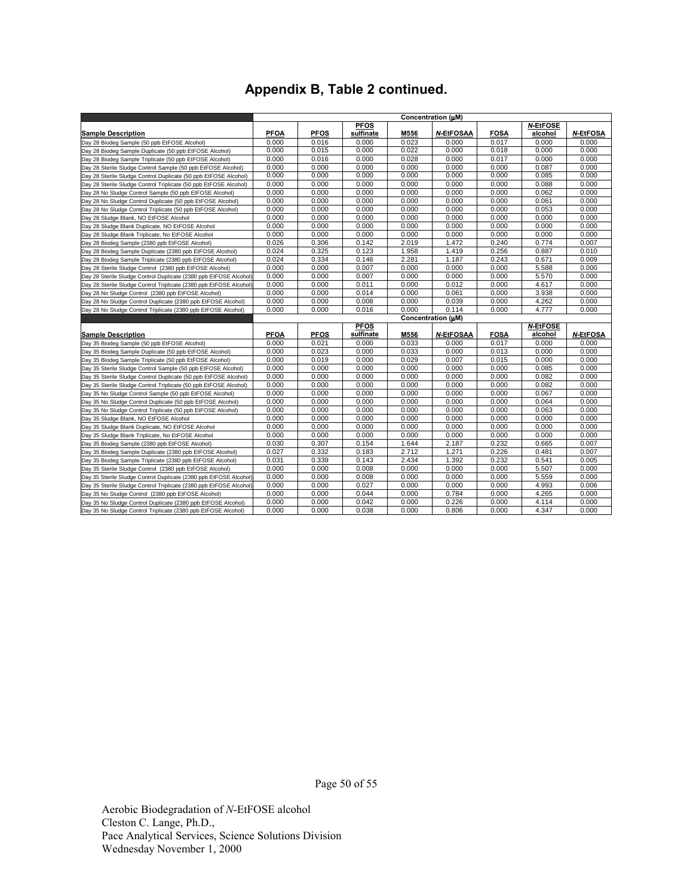# Appendix B, Table 2 continued.

| | Concentration (μM) | | | | | | | |
|---|---|---|---|---|---|---|---|---|
| **Sample Description** | **PFOA** | **PFOS** | **PFOS sulfinate** | **M556** | ***N*-EtFOSAA** | **FOSA** | ***N*-EtFOSE alcohol** | ***N*-EtFOSA** |
| Day 28 Biodeg Sample (50 ppb EtFOSE Alcohol) | 0.000 | 0.016 | 0.000 | 0.023 | 0.000 | 0.017 | 0.000 | 0.000 |
| Day 28 Biodeg Sample Duplicate (50 ppb EtFOSE Alcohol) | 0.000 | 0.015 | 0.000 | 0.022 | 0.000 | 0.018 | 0.000 | 0.000 |
| Day 28 Biodeg Sample Triplicate (50 ppb EtFOSE Alcohol) | 0.000 | 0.016 | 0.000 | 0.028 | 0.000 | 0.017 | 0.000 | 0.000 |
| Day 28 Sterile Sludge Control Sample (50 ppb EtFOSE Alcohol) | 0.000 | 0.000 | 0.000 | 0.000 | 0.000 | 0.000 | 0.087 | 0.000 |
| Day 28 Sterile Sludge Control Duplicate (50 ppb EtFOSE Alcohol) | 0.000 | 0.000 | 0.000 | 0.000 | 0.000 | 0.000 | 0.085 | 0.000 |
| Day 28 Sterile Sludge Control Triplicate (50 ppb EtFOSE Alcohol) | 0.000 | 0.000 | 0.000 | 0.000 | 0.000 | 0.000 | 0.088 | 0.000 |
| Day 28 No Sludge Control Sample (50 ppb EtFOSE Alcohol) | 0.000 | 0.000 | 0.000 | 0.000 | 0.000 | 0.000 | 0.062 | 0.000 |
| Day 28 No Sludge Control Duplicate (50 ppb EtFOSE Alcohol) | 0.000 | 0.000 | 0.000 | 0.000 | 0.000 | 0.000 | 0.061 | 0.000 |
| Day 28 No Sludge Control Triplicate (50 ppb EtFOSE Alcohol) | 0.000 | 0.000 | 0.000 | 0.000 | 0.000 | 0.000 | 0.053 | 0.000 |
| Day 28 Sludge Blank, NO EtFOSE Alcohol | 0.000 | 0.000 | 0.000 | 0.000 | 0.000 | 0.000 | 0.000 | 0.000 |
| Day 28 Sludge Blank Duplicate, NO EtFOSE Alcohol | 0.000 | 0.000 | 0.000 | 0.000 | 0.000 | 0.000 | 0.000 | 0.000 |
| Day 28 Sludge Blank Triplicate, No EtFOSE Alcohol | 0.000 | 0.000 | 0.000 | 0.000 | 0.000 | 0.000 | 0.000 | 0.000 |
| Day 28 Biodeg Sample (2380 ppb EtFOSE Alcohol) | 0.026 | 0.306 | 0.142 | 2.019 | 1.472 | 0.240 | 0.774 | 0.007 |
| Day 28 Biodeg Sample Duplicate (2380 ppb EtFOSE Alcohol) | 0.024 | 0.325 | 0.123 | 1.958 | 1.419 | 0.256 | 0.887 | 0.010 |
| Day 28 Biodeg Sample Triplicate (2380 ppb EtFOSE Alcohol) | 0.024 | 0.334 | 0.146 | 2.281 | 1.187 | 0.243 | 0.671 | 0.009 |
| Day 28 Sterile Sludge Control (2380 ppb EtFOSE Alcohol) | 0.000 | 0.000 | 0.007 | 0.000 | 0.000 | 0.000 | 5.588 | 0.000 |
| Day 28 Sterile Sludge Control Duplicate (2380 ppb EtFOSE Alcohol) | 0.000 | 0.000 | 0.007 | 0.000 | 0.000 | 0.000 | 5.570 | 0.000 |
| Day 28 Sterile Sludge Control Triplicate (2380 ppb EtFOSE Alcohol) | 0.000 | 0.000 | 0.011 | 0.000 | 0.012 | 0.000 | 4.617 | 0.000 |
| Day 28 No Sludge Control (2380 ppb EtFOSE Alcohol) | 0.000 | 0.000 | 0.014 | 0.000 | 0.061 | 0.000 | 3.938 | 0.000 |
| Day 28 No Sludge Control Duplicate (2380 ppb EtFOSE Alcohol) | 0.000 | 0.000 | 0.008 | 0.000 | 0.039 | 0.000 | 4.262 | 0.000 |
| Day 28 No Sludge Control Triplicate (2380 ppb EtFOSE Alcohol) | 0.000 | 0.000 | 0.016 | 0.000 | 0.114 | 0.000 | 4.777 | 0.000 |
| | Concentration (μM) | | | | | | | |
| **Sample Description** | **PFOA** | **PFOS** | **PFOS sulfinate** | **M556** | ***N*-EtFOSAA** | **FOSA** | ***N*-EtFOSE alcohol** | ***N*-EtFOSA** |
| Day 35 Biodeg Sample (50 ppb EtFOSE Alcohol) | 0.000 | 0.021 | 0.000 | 0.033 | 0.000 | 0.017 | 0.000 | 0.000 |
| Day 35 Biodeg Sample Duplicate (50 ppb EtFOSE Alcohol) | 0.000 | 0.023 | 0.000 | 0.033 | 0.000 | 0.013 | 0.000 | 0.000 |
| Day 35 Biodeg Sample Triplicate (50 ppb EtFOSE Alcohol) | 0.000 | 0.019 | 0.000 | 0.029 | 0.007 | 0.015 | 0.000 | 0.000 |
| Day 35 Sterile Sludge Control Sample (50 ppb EtFOSE Alcohol) | 0.000 | 0.000 | 0.000 | 0.000 | 0.000 | 0.000 | 0.085 | 0.000 |
| Day 35 Sterile Sludge Control Duplicate (50 ppb EtFOSE Alcohol) | 0.000 | 0.000 | 0.000 | 0.000 | 0.000 | 0.000 | 0.082 | 0.000 |
| Day 35 Sterile Sludge Control Triplicate (50 ppb EtFOSE Alcohol) | 0.000 | 0.000 | 0.000 | 0.000 | 0.000 | 0.000 | 0.082 | 0.000 |
| Day 35 No Sludge Control Sample (50 ppb EtFOSE Alcohol) | 0.000 | 0.000 | 0.000 | 0.000 | 0.000 | 0.000 | 0.067 | 0.000 |
| Day 35 No Sludge Control Duplicate (50 ppb EtFOSE Alcohol) | 0.000 | 0.000 | 0.000 | 0.000 | 0.000 | 0.000 | 0.064 | 0.000 |
| Day 35 No Sludge Control Triplicate (50 ppb EtFOSE Alcohol) | 0.000 | 0.000 | 0.000 | 0.000 | 0.000 | 0.000 | 0.063 | 0.000 |
| Day 35 Sludge Blank, NO EtFOSE Alcohol | 0.000 | 0.000 | 0.000 | 0.000 | 0.000 | 0.000 | 0.000 | 0.000 |
| Day 35 Sludge Blank Duplicate, NO EtFOSE Alcohol | 0.000 | 0.000 | 0.000 | 0.000 | 0.000 | 0.000 | 0.000 | 0.000 |
| Day 35 Sludge Blank Triplicate, No EtFOSE Alcohol | 0.000 | 0.000 | 0.000 | 0.000 | 0.000 | 0.000 | 0.000 | 0.000 |
| Day 35 Biodeg Sample (2380 ppb EtFOSE Alcohol) | 0.030 | 0.307 | 0.154 | 1.644 | 2.187 | 0.232 | 0.665 | 0.007 |
| Day 35 Biodeg Sample Duplicate (2380 ppb EtFOSE Alcohol) | 0.027 | 0.332 | 0.183 | 2.712 | 1.271 | 0.226 | 0.481 | 0.007 |
| Day 35 Biodeg Sample Triplicate (2380 ppb EtFOSE Alcohol) | 0.031 | 0.339 | 0.143 | 2.434 | 1.392 | 0.232 | 0.541 | 0.005 |
| Day 35 Sterile Sludge Control (2380 ppb EtFOSE Alcohol) | 0.000 | 0.000 | 0.008 | 0.000 | 0.000 | 0.000 | 5.507 | 0.000 |
| Day 35 Sterile Sludge Control Duplicate (2380 ppb EtFOSE Alcohol) | 0.000 | 0.000 | 0.008 | 0.000 | 0.000 | 0.000 | 5.559 | 0.000 |
| Day 35 Sterile Sludge Control Triplicate (2380 ppb EtFOSE Alcohol) | 0.000 | 0.000 | 0.027 | 0.000 | 0.000 | 0.000 | 4.993 | 0.006 |
| Day 35 No Sludge Control (2380 ppb EtFOSE Alcohol) | 0.000 | 0.000 | 0.044 | 0.000 | 0.784 | 0.000 | 4.265 | 0.000 |
| Day 35 No Sludge Control Duplicate (2380 ppb EtFOSE Alcohol) | 0.000 | 0.000 | 0.042 | 0.000 | 0.226 | 0.000 | 4.114 | 0.000 |
| Day 35 No Sludge Control Triplicate (2380 ppb EtFOSE Alcohol) | 0.000 | 0.000 | 0.038 | 0.000 | 0.806 | 0.000 | 4.347 | 0.000 |

Aerobic Biodegradation of *N*-EtFOSE alcohol
Cleston C. Lange, Ph.D.,
Pace Analytical Services, Science Solutions Division
Wednesday November 1, 2000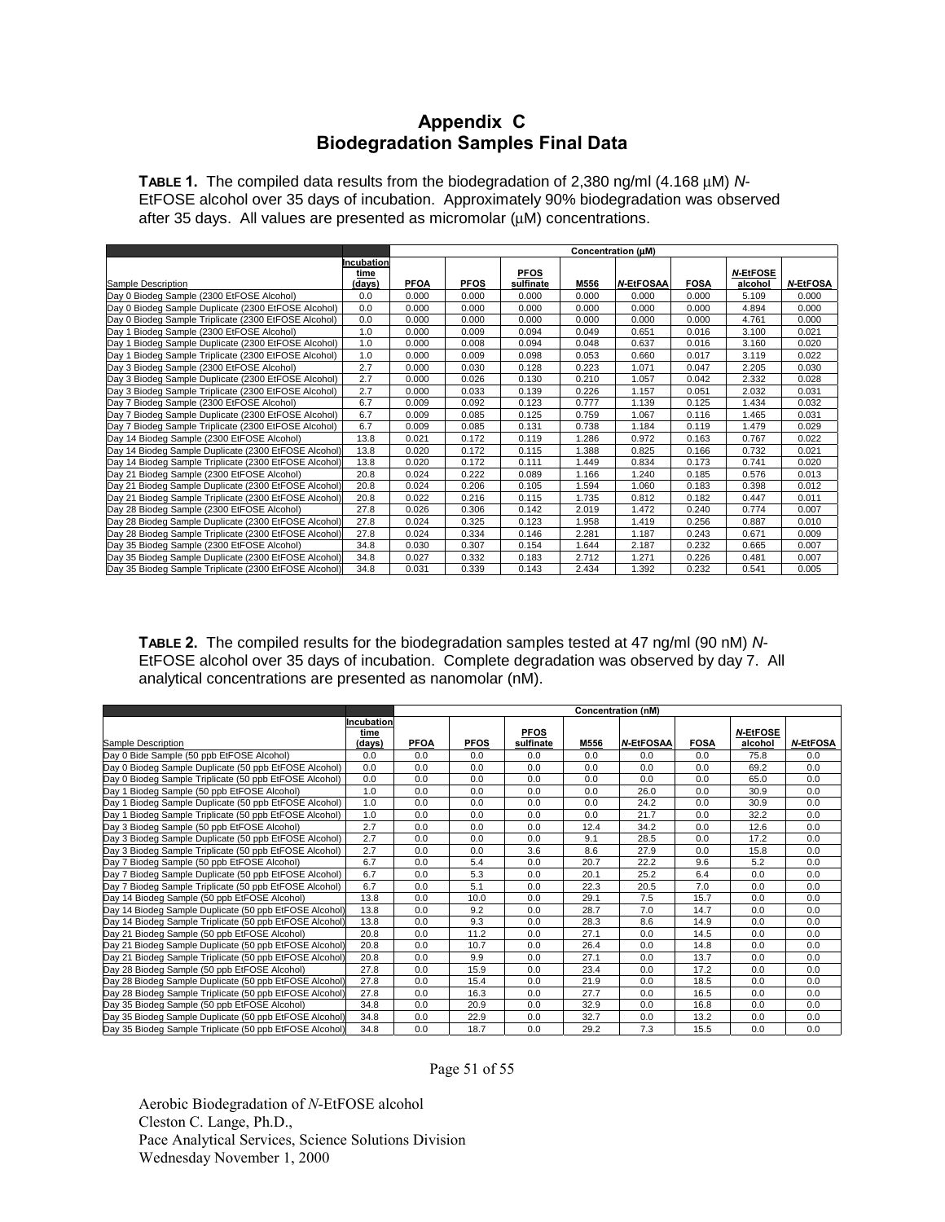# Appendix C
## Biodegradation Samples Final Data

**TABLE 1.** The compiled data results from the biodegradation of 2,380 ng/ml (4.168 μM) *N*-EtFOSE alcohol over 35 days of incubation. Approximately 90% biodegradation was observed after 35 days. All values are presented as micromolar (μM) concentrations.

| | | Concentration (μM) | | | | | | | |
|---|---|---|---|---|---|---|---|---|---|
| Sample Description | Incubation time (days) | PFOA | PFOS | PFOS sulfinate | M556 | *N*-EtFOSAA | FOSA | *N*-EtFOSE alcohol | *N*-EtFOSA |
| Day 0 Biodeg Sample (2300 EtFOSE Alcohol) | 0.0 | 0.000 | 0.000 | 0.000 | 0.000 | 0.000 | 0.000 | 5.109 | 0.000 |
| Day 0 Biodeg Sample Duplicate (2300 EtFOSE Alcohol) | 0.0 | 0.000 | 0.000 | 0.000 | 0.000 | 0.000 | 0.000 | 4.894 | 0.000 |
| Day 0 Biodeg Sample Triplicate (2300 EtFOSE Alcohol) | 0.0 | 0.000 | 0.000 | 0.000 | 0.000 | 0.000 | 0.000 | 4.761 | 0.000 |
| Day 1 Biodeg Sample (2300 EtFOSE Alcohol) | 1.0 | 0.000 | 0.009 | 0.094 | 0.049 | 0.651 | 0.016 | 3.100 | 0.021 |
| Day 1 Biodeg Sample Duplicate (2300 EtFOSE Alcohol) | 1.0 | 0.000 | 0.008 | 0.094 | 0.048 | 0.637 | 0.016 | 3.160 | 0.020 |
| Day 1 Biodeg Sample Triplicate (2300 EtFOSE Alcohol) | 1.0 | 0.000 | 0.009 | 0.098 | 0.053 | 0.660 | 0.017 | 3.119 | 0.022 |
| Day 3 Biodeg Sample (2300 EtFOSE Alcohol) | 2.7 | 0.000 | 0.030 | 0.128 | 0.223 | 1.071 | 0.047 | 2.205 | 0.030 |
| Day 3 Biodeg Sample Duplicate (2300 EtFOSE Alcohol) | 2.7 | 0.000 | 0.026 | 0.130 | 0.210 | 1.057 | 0.042 | 2.332 | 0.028 |
| Day 3 Biodeg Sample Triplicate (2300 EtFOSE Alcohol) | 2.7 | 0.000 | 0.033 | 0.139 | 0.226 | 1.157 | 0.051 | 2.032 | 0.031 |
| Day 7 Biodeg Sample (2300 EtFOSE Alcohol) | 6.7 | 0.009 | 0.092 | 0.123 | 0.777 | 1.139 | 0.125 | 1.434 | 0.032 |
| Day 7 Biodeg Sample Duplicate (2300 EtFOSE Alcohol) | 6.7 | 0.009 | 0.085 | 0.125 | 0.759 | 1.067 | 0.116 | 1.465 | 0.031 |
| Day 7 Biodeg Sample Triplicate (2300 EtFOSE Alcohol) | 6.7 | 0.009 | 0.085 | 0.131 | 0.738 | 1.184 | 0.119 | 1.479 | 0.029 |
| Day 14 Biodeg Sample (2300 EtFOSE Alcohol) | 13.8 | 0.021 | 0.172 | 0.119 | 1.286 | 0.972 | 0.163 | 0.767 | 0.022 |
| Day 14 Biodeg Sample Duplicate (2300 EtFOSE Alcohol) | 13.8 | 0.020 | 0.172 | 0.115 | 1.388 | 0.825 | 0.166 | 0.732 | 0.021 |
| Day 14 Biodeg Sample Triplicate (2300 EtFOSE Alcohol) | 13.8 | 0.020 | 0.172 | 0.111 | 1.449 | 0.834 | 0.173 | 0.741 | 0.020 |
| Day 21 Biodeg Sample (2300 EtFOSE Alcohol) | 20.8 | 0.024 | 0.222 | 0.089 | 1.166 | 1.240 | 0.185 | 0.576 | 0.013 |
| Day 21 Biodeg Sample Duplicate (2300 EtFOSE Alcohol) | 20.8 | 0.024 | 0.206 | 0.105 | 1.594 | 1.060 | 0.183 | 0.398 | 0.012 |
| Day 21 Biodeg Sample Triplicate (2300 EtFOSE Alcohol) | 20.8 | 0.022 | 0.216 | 0.115 | 1.735 | 0.812 | 0.182 | 0.447 | 0.011 |
| Day 28 Biodeg Sample (2300 EtFOSE Alcohol) | 27.8 | 0.026 | 0.306 | 0.142 | 2.019 | 1.472 | 0.240 | 0.774 | 0.007 |
| Day 28 Biodeg Sample Duplicate (2300 EtFOSE Alcohol) | 27.8 | 0.024 | 0.325 | 0.123 | 1.958 | 1.419 | 0.256 | 0.887 | 0.010 |
| Day 28 Biodeg Sample Triplicate (2300 EtFOSE Alcohol) | 27.8 | 0.024 | 0.334 | 0.146 | 2.281 | 1.187 | 0.243 | 0.671 | 0.009 |
| Day 35 Biodeg Sample (2300 EtFOSE Alcohol) | 34.8 | 0.030 | 0.307 | 0.154 | 1.644 | 2.187 | 0.232 | 0.665 | 0.007 |
| Day 35 Biodeg Sample Duplicate (2300 EtFOSE Alcohol) | 34.8 | 0.027 | 0.332 | 0.183 | 2.712 | 1.271 | 0.226 | 0.481 | 0.007 |
| Day 35 Biodeg Sample Triplicate (2300 EtFOSE Alcohol) | 34.8 | 0.031 | 0.339 | 0.143 | 2.434 | 1.392 | 0.232 | 0.541 | 0.005 |

**TABLE 2.** The compiled results for the biodegradation samples tested at 47 ng/ml (90 nM) *N*-EtFOSE alcohol over 35 days of incubation. Complete degradation was observed by day 7. All analytical concentrations are presented as nanomolar (nM).

| | | Concentration (nM) | | | | | | | |
|---|---|---|---|---|---|---|---|---|---|
| Sample Description | Incubation time (days) | PFOA | PFOS | PFOS sulfinate | M556 | *N*-EtFOSAA | FOSA | *N*-EtFOSE alcohol | *N*-EtFOSA |
| Day 0 Bide Sample (50 ppb EtFOSE Alcohol) | 0.0 | 0.0 | 0.0 | 0.0 | 0.0 | 0.0 | 0.0 | 75.8 | 0.0 |
| Day 0 Biodeg Sample Duplicate (50 ppb EtFOSE Alcohol) | 0.0 | 0.0 | 0.0 | 0.0 | 0.0 | 0.0 | 0.0 | 69.2 | 0.0 |
| Day 0 Biodeg Sample Triplicate (50 ppb EtFOSE Alcohol) | 0.0 | 0.0 | 0.0 | 0.0 | 0.0 | 0.0 | 0.0 | 65.0 | 0.0 |
| Day 1 Biodeg Sample (50 ppb EtFOSE Alcohol) | 1.0 | 0.0 | 0.0 | 0.0 | 0.0 | 26.0 | 0.0 | 30.9 | 0.0 |
| Day 1 Biodeg Sample Duplicate (50 ppb EtFOSE Alcohol) | 1.0 | 0.0 | 0.0 | 0.0 | 0.0 | 24.2 | 0.0 | 30.9 | 0.0 |
| Day 1 Biodeg Sample Triplicate (50 ppb EtFOSE Alcohol) | 1.0 | 0.0 | 0.0 | 0.0 | 0.0 | 21.7 | 0.0 | 32.2 | 0.0 |
| Day 3 Biodeg Sample (50 ppb EtFOSE Alcohol) | 2.7 | 0.0 | 0.0 | 0.0 | 12.4 | 34.2 | 0.0 | 12.6 | 0.0 |
| Day 3 Biodeg Sample Duplicate (50 ppb EtFOSE Alcohol) | 2.7 | 0.0 | 0.0 | 0.0 | 9.1 | 28.5 | 0.0 | 17.2 | 0.0 |
| Day 3 Biodeg Sample Triplicate (50 ppb EtFOSE Alcohol) | 2.7 | 0.0 | 0.0 | 3.6 | 8.6 | 27.9 | 0.0 | 15.8 | 0.0 |
| Day 7 Biodeg Sample (50 ppb EtFOSE Alcohol) | 6.7 | 0.0 | 5.4 | 0.0 | 20.7 | 22.2 | 9.6 | 5.2 | 0.0 |
| Day 7 Biodeg Sample Duplicate (50 ppb EtFOSE Alcohol) | 6.7 | 0.0 | 5.3 | 0.0 | 20.1 | 25.2 | 6.4 | 0.0 | 0.0 |
| Day 7 Biodeg Sample Triplicate (50 ppb EtFOSE Alcohol) | 6.7 | 0.0 | 5.1 | 0.0 | 22.3 | 20.5 | 7.0 | 0.0 | 0.0 |
| Day 14 Biodeg Sample (50 ppb EtFOSE Alcohol) | 13.8 | 0.0 | 10.0 | 0.0 | 29.1 | 7.5 | 15.7 | 0.0 | 0.0 |
| Day 14 Biodeg Sample Duplicate (50 ppb EtFOSE Alcohol) | 13.8 | 0.0 | 9.2 | 0.0 | 28.7 | 7.0 | 14.7 | 0.0 | 0.0 |
| Day 14 Biodeg Sample Triplicate (50 ppb EtFOSE Alcohol) | 13.8 | 0.0 | 9.3 | 0.0 | 28.3 | 8.6 | 14.9 | 0.0 | 0.0 |
| Day 21 Biodeg Sample (50 ppb EtFOSE Alcohol) | 20.8 | 0.0 | 11.2 | 0.0 | 27.1 | 0.0 | 14.5 | 0.0 | 0.0 |
| Day 21 Biodeg Sample Duplicate (50 ppb EtFOSE Alcohol) | 20.8 | 0.0 | 10.7 | 0.0 | 26.4 | 0.0 | 14.8 | 0.0 | 0.0 |
| Day 21 Biodeg Sample Triplicate (50 ppb EtFOSE Alcohol) | 20.8 | 0.0 | 9.9 | 0.0 | 27.1 | 0.0 | 13.7 | 0.0 | 0.0 |
| Day 28 Biodeg Sample (50 ppb EtFOSE Alcohol) | 27.8 | 0.0 | 15.9 | 0.0 | 23.4 | 0.0 | 17.2 | 0.0 | 0.0 |
| Day 28 Biodeg Sample Duplicate (50 ppb EtFOSE Alcohol) | 27.8 | 0.0 | 15.4 | 0.0 | 21.9 | 0.0 | 18.5 | 0.0 | 0.0 |
| Day 28 Biodeg Sample Triplicate (50 ppb EtFOSE Alcohol) | 27.8 | 0.0 | 16.3 | 0.0 | 27.7 | 0.0 | 16.5 | 0.0 | 0.0 |
| Day 35 Biodeg Sample (50 ppb EtFOSE Alcohol) | 34.8 | 0.0 | 20.9 | 0.0 | 32.9 | 0.0 | 16.8 | 0.0 | 0.0 |
| Day 35 Biodeg Sample Duplicate (50 ppb EtFOSE Alcohol) | 34.8 | 0.0 | 22.9 | 0.0 | 32.7 | 0.0 | 13.2 | 0.0 | 0.0 |
| Day 35 Biodeg Sample Triplicate (50 ppb EtFOSE Alcohol) | 34.8 | 0.0 | 18.7 | 0.0 | 29.2 | 7.3 | 15.5 | 0.0 | 0.0 |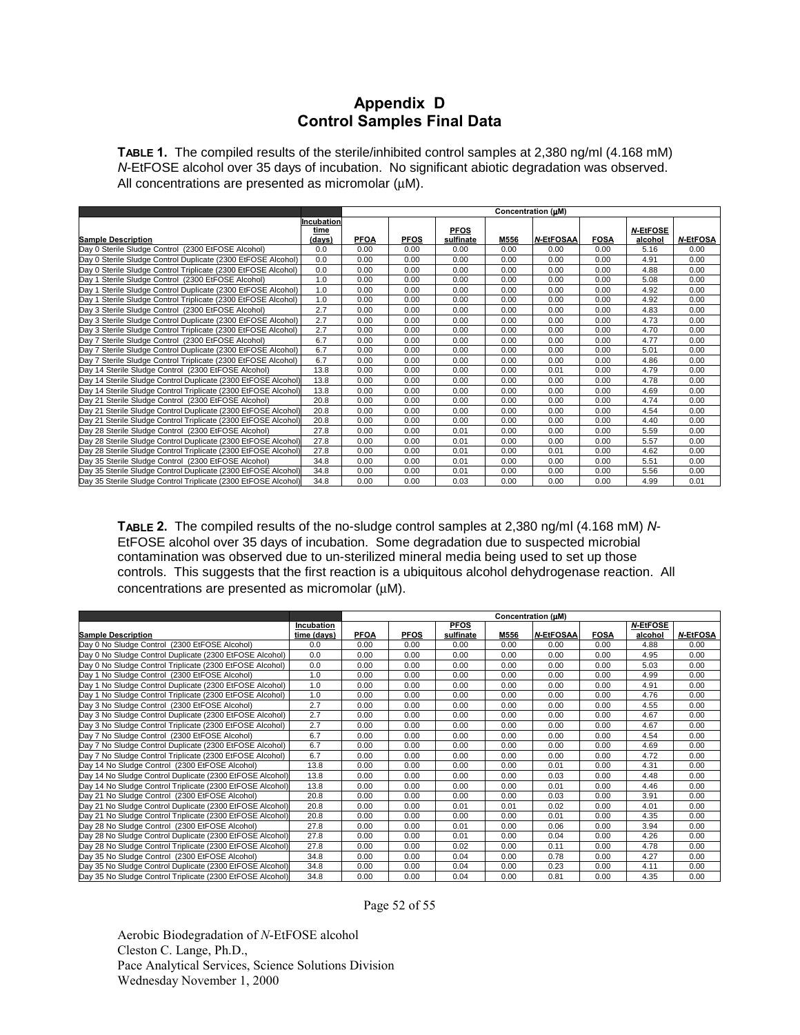# Appendix D
# Control Samples Final Data

**TABLE 1.** The compiled results of the sterile/inhibited control samples at 2,380 ng/ml (4.168 mM) *N*-EtFOSE alcohol over 35 days of incubation. No significant abiotic degradation was observed. All concentrations are presented as micromolar (μM).

| | | Concentration (μM) | | | | | | | |
|---|---|---|---|---|---|---|---|---|---|
| **Sample Description** | **Incubation time (days)** | **PFOA** | **PFOS** | **PFOS sulfinate** | **M556** | ***N*-EtFOSAA** | **FOSA** | ***N*-EtFOSE alcohol** | ***N*-EtFOSA** |
| Day 0 Sterile Sludge Control (2300 EtFOSE Alcohol) | 0.0 | 0.00 | 0.00 | 0.00 | 0.00 | 0.00 | 0.00 | 5.16 | 0.00 |
| Day 0 Sterile Sludge Control Duplicate (2300 EtFOSE Alcohol) | 0.0 | 0.00 | 0.00 | 0.00 | 0.00 | 0.00 | 0.00 | 4.91 | 0.00 |
| Day 0 Sterile Sludge Control Triplicate (2300 EtFOSE Alcohol) | 0.0 | 0.00 | 0.00 | 0.00 | 0.00 | 0.00 | 0.00 | 4.88 | 0.00 |
| Day 1 Sterile Sludge Control (2300 EtFOSE Alcohol) | 1.0 | 0.00 | 0.00 | 0.00 | 0.00 | 0.00 | 0.00 | 5.08 | 0.00 |
| Day 1 Sterile Sludge Control Duplicate (2300 EtFOSE Alcohol) | 1.0 | 0.00 | 0.00 | 0.00 | 0.00 | 0.00 | 0.00 | 4.92 | 0.00 |
| Day 1 Sterile Sludge Control Triplicate (2300 EtFOSE Alcohol) | 1.0 | 0.00 | 0.00 | 0.00 | 0.00 | 0.00 | 0.00 | 4.92 | 0.00 |
| Day 3 Sterile Sludge Control (2300 EtFOSE Alcohol) | 2.7 | 0.00 | 0.00 | 0.00 | 0.00 | 0.00 | 0.00 | 4.83 | 0.00 |
| Day 3 Sterile Sludge Control Duplicate (2300 EtFOSE Alcohol) | 2.7 | 0.00 | 0.00 | 0.00 | 0.00 | 0.00 | 0.00 | 4.73 | 0.00 |
| Day 3 Sterile Sludge Control Triplicate (2300 EtFOSE Alcohol) | 2.7 | 0.00 | 0.00 | 0.00 | 0.00 | 0.00 | 0.00 | 4.70 | 0.00 |
| Day 7 Sterile Sludge Control (2300 EtFOSE Alcohol) | 6.7 | 0.00 | 0.00 | 0.00 | 0.00 | 0.00 | 0.00 | 4.77 | 0.00 |
| Day 7 Sterile Sludge Control Duplicate (2300 EtFOSE Alcohol) | 6.7 | 0.00 | 0.00 | 0.00 | 0.00 | 0.00 | 0.00 | 5.01 | 0.00 |
| Day 7 Sterile Sludge Control Triplicate (2300 EtFOSE Alcohol) | 6.7 | 0.00 | 0.00 | 0.00 | 0.00 | 0.00 | 0.00 | 4.86 | 0.00 |
| Day 14 Sterile Sludge Control (2300 EtFOSE Alcohol) | 13.8 | 0.00 | 0.00 | 0.00 | 0.00 | 0.01 | 0.00 | 4.79 | 0.00 |
| Day 14 Sterile Sludge Control Duplicate (2300 EtFOSE Alcohol) | 13.8 | 0.00 | 0.00 | 0.00 | 0.00 | 0.00 | 0.00 | 4.78 | 0.00 |
| Day 14 Sterile Sludge Control Triplicate (2300 EtFOSE Alcohol) | 13.8 | 0.00 | 0.00 | 0.00 | 0.00 | 0.00 | 0.00 | 4.69 | 0.00 |
| Day 21 Sterile Sludge Control (2300 EtFOSE Alcohol) | 20.8 | 0.00 | 0.00 | 0.00 | 0.00 | 0.00 | 0.00 | 4.74 | 0.00 |
| Day 21 Sterile Sludge Control Duplicate (2300 EtFOSE Alcohol) | 20.8 | 0.00 | 0.00 | 0.00 | 0.00 | 0.00 | 0.00 | 4.54 | 0.00 |
| Day 21 Sterile Sludge Control Triplicate (2300 EtFOSE Alcohol) | 20.8 | 0.00 | 0.00 | 0.00 | 0.00 | 0.00 | 0.00 | 4.40 | 0.00 |
| Day 28 Sterile Sludge Control (2300 EtFOSE Alcohol) | 27.8 | 0.00 | 0.00 | 0.01 | 0.00 | 0.00 | 0.00 | 5.59 | 0.00 |
| Day 28 Sterile Sludge Control Duplicate (2300 EtFOSE Alcohol) | 27.8 | 0.00 | 0.00 | 0.01 | 0.00 | 0.00 | 0.00 | 5.57 | 0.00 |
| Day 28 Sterile Sludge Control Triplicate (2300 EtFOSE Alcohol) | 27.8 | 0.00 | 0.00 | 0.01 | 0.00 | 0.01 | 0.00 | 4.62 | 0.00 |
| Day 35 Sterile Sludge Control (2300 EtFOSE Alcohol) | 34.8 | 0.00 | 0.00 | 0.01 | 0.00 | 0.00 | 0.00 | 5.51 | 0.00 |
| Day 35 Sterile Sludge Control Duplicate (2300 EtFOSE Alcohol) | 34.8 | 0.00 | 0.00 | 0.01 | 0.00 | 0.00 | 0.00 | 5.56 | 0.00 |
| Day 35 Sterile Sludge Control Triplicate (2300 EtFOSE Alcohol) | 34.8 | 0.00 | 0.00 | 0.03 | 0.00 | 0.00 | 0.00 | 4.99 | 0.01 |

**TABLE 2.** The compiled results of the no-sludge control samples at 2,380 ng/ml (4.168 mM) *N*-EtFOSE alcohol over 35 days of incubation. Some degradation due to suspected microbial contamination was observed due to un-sterilized mineral media being used to set up those controls. This suggests that the first reaction is a ubiquitous alcohol dehydrogenase reaction. All concentrations are presented as micromolar (μM).

| | | Concentration (μM) | | | | | | | |
|---|---|---|---|---|---|---|---|---|---|
| **Sample Description** | **Incubation time (days)** | **PFOA** | **PFOS** | **PFOS sulfinate** | **M556** | ***N*-EtFOSAA** | **FOSA** | ***N*-EtFOSE alcohol** | ***N*-EtFOSA** |
| Day 0 No Sludge Control (2300 EtFOSE Alcohol) | 0.0 | 0.00 | 0.00 | 0.00 | 0.00 | 0.00 | 0.00 | 4.88 | 0.00 |
| Day 0 No Sludge Control Duplicate (2300 EtFOSE Alcohol) | 0.0 | 0.00 | 0.00 | 0.00 | 0.00 | 0.00 | 0.00 | 4.95 | 0.00 |
| Day 0 No Sludge Control Triplicate (2300 EtFOSE Alcohol) | 0.0 | 0.00 | 0.00 | 0.00 | 0.00 | 0.00 | 0.00 | 5.03 | 0.00 |
| Day 1 No Sludge Control (2300 EtFOSE Alcohol) | 1.0 | 0.00 | 0.00 | 0.00 | 0.00 | 0.00 | 0.00 | 4.99 | 0.00 |
| Day 1 No Sludge Control Duplicate (2300 EtFOSE Alcohol) | 1.0 | 0.00 | 0.00 | 0.00 | 0.00 | 0.00 | 0.00 | 4.91 | 0.00 |
| Day 1 No Sludge Control Triplicate (2300 EtFOSE Alcohol) | 1.0 | 0.00 | 0.00 | 0.00 | 0.00 | 0.00 | 0.00 | 4.76 | 0.00 |
| Day 3 No Sludge Control (2300 EtFOSE Alcohol) | 2.7 | 0.00 | 0.00 | 0.00 | 0.00 | 0.00 | 0.00 | 4.55 | 0.00 |
| Day 3 No Sludge Control Duplicate (2300 EtFOSE Alcohol) | 2.7 | 0.00 | 0.00 | 0.00 | 0.00 | 0.00 | 0.00 | 4.67 | 0.00 |
| Day 3 No Sludge Control Triplicate (2300 EtFOSE Alcohol) | 2.7 | 0.00 | 0.00 | 0.00 | 0.00 | 0.00 | 0.00 | 4.67 | 0.00 |
| Day 7 No Sludge Control (2300 EtFOSE Alcohol) | 6.7 | 0.00 | 0.00 | 0.00 | 0.00 | 0.00 | 0.00 | 4.54 | 0.00 |
| Day 7 No Sludge Control Duplicate (2300 EtFOSE Alcohol) | 6.7 | 0.00 | 0.00 | 0.00 | 0.00 | 0.00 | 0.00 | 4.69 | 0.00 |
| Day 7 No Sludge Control Triplicate (2300 EtFOSE Alcohol) | 6.7 | 0.00 | 0.00 | 0.00 | 0.00 | 0.00 | 0.00 | 4.72 | 0.00 |
| Day 14 No Sludge Control (2300 EtFOSE Alcohol) | 13.8 | 0.00 | 0.00 | 0.00 | 0.00 | 0.01 | 0.00 | 4.31 | 0.00 |
| Day 14 No Sludge Control Duplicate (2300 EtFOSE Alcohol) | 13.8 | 0.00 | 0.00 | 0.00 | 0.00 | 0.03 | 0.00 | 4.48 | 0.00 |
| Day 14 No Sludge Control Triplicate (2300 EtFOSE Alcohol) | 13.8 | 0.00 | 0.00 | 0.00 | 0.00 | 0.01 | 0.00 | 4.46 | 0.00 |
| Day 21 No Sludge Control (2300 EtFOSE Alcohol) | 20.8 | 0.00 | 0.00 | 0.00 | 0.00 | 0.03 | 0.00 | 3.91 | 0.00 |
| Day 21 No Sludge Control Duplicate (2300 EtFOSE Alcohol) | 20.8 | 0.00 | 0.00 | 0.01 | 0.01 | 0.02 | 0.00 | 4.01 | 0.00 |
| Day 21 No Sludge Control Triplicate (2300 EtFOSE Alcohol) | 20.8 | 0.00 | 0.00 | 0.00 | 0.00 | 0.01 | 0.00 | 4.35 | 0.00 |
| Day 28 No Sludge Control (2300 EtFOSE Alcohol) | 27.8 | 0.00 | 0.00 | 0.01 | 0.00 | 0.06 | 0.00 | 3.94 | 0.00 |
| Day 28 No Sludge Control Duplicate (2300 EtFOSE Alcohol) | 27.8 | 0.00 | 0.00 | 0.01 | 0.00 | 0.04 | 0.00 | 4.26 | 0.00 |
| Day 28 No Sludge Control Triplicate (2300 EtFOSE Alcohol) | 27.8 | 0.00 | 0.00 | 0.02 | 0.00 | 0.11 | 0.00 | 4.78 | 0.00 |
| Day 35 No Sludge Control (2300 EtFOSE Alcohol) | 34.8 | 0.00 | 0.00 | 0.04 | 0.00 | 0.78 | 0.00 | 4.27 | 0.00 |
| Day 35 No Sludge Control Duplicate (2300 EtFOSE Alcohol) | 34.8 | 0.00 | 0.00 | 0.04 | 0.00 | 0.23 | 0.00 | 4.11 | 0.00 |
| Day 35 No Sludge Control Triplicate (2300 EtFOSE Alcohol) | 34.8 | 0.00 | 0.00 | 0.04 | 0.00 | 0.81 | 0.00 | 4.35 | 0.00 |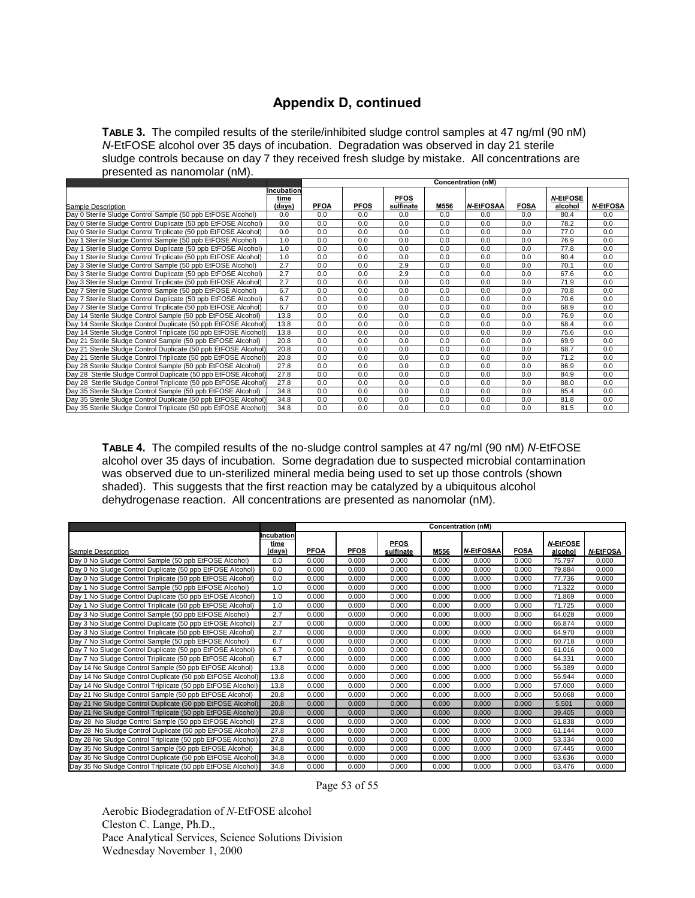# Appendix D, continued

**TABLE 3.** The compiled results of the sterile/inhibited sludge control samples at 47 ng/ml (90 nM) *N*-EtFOSE alcohol over 35 days of incubation. Degradation was observed in day 21 sterile sludge controls because on day 7 they received fresh sludge by mistake. All concentrations are presented as nanomolar (nM).

| | | Concentration (nM) | | | | | | | |
|---|---|---|---|---|---|---|---|---|---|
| Sample Description | Incubation time (days) | PFOA | PFOS | PFOS sulfinate | M556 | *N*-EtFOSAA | FOSA | *N*-EtFOSE alcohol | *N*-EtFOSA |
| Day 0 Sterile Sludge Control Sample (50 ppb EtFOSE Alcohol) | 0.0 | 0.0 | 0.0 | 0.0 | 0.0 | 0.0 | 0.0 | 80.4 | 0.0 |
| Day 0 Sterile Sludge Control Duplicate (50 ppb EtFOSE Alcohol) | 0.0 | 0.0 | 0.0 | 0.0 | 0.0 | 0.0 | 0.0 | 78.2 | 0.0 |
| Day 0 Sterile Sludge Control Triplicate (50 ppb EtFOSE Alcohol) | 0.0 | 0.0 | 0.0 | 0.0 | 0.0 | 0.0 | 0.0 | 77.0 | 0.0 |
| Day 1 Sterile Sludge Control Sample (50 ppb EtFOSE Alcohol) | 1.0 | 0.0 | 0.0 | 0.0 | 0.0 | 0.0 | 0.0 | 76.9 | 0.0 |
| Day 1 Sterile Sludge Control Duplicate (50 ppb EtFOSE Alcohol) | 1.0 | 0.0 | 0.0 | 0.0 | 0.0 | 0.0 | 0.0 | 77.8 | 0.0 |
| Day 1 Sterile Sludge Control Triplicate (50 ppb EtFOSE Alcohol) | 1.0 | 0.0 | 0.0 | 0.0 | 0.0 | 0.0 | 0.0 | 80.4 | 0.0 |
| Day 3 Sterile Sludge Control Sample (50 ppb EtFOSE Alcohol) | 2.7 | 0.0 | 0.0 | 2.9 | 0.0 | 0.0 | 0.0 | 70.1 | 0.0 |
| Day 3 Sterile Sludge Control Duplicate (50 ppb EtFOSE Alcohol) | 2.7 | 0.0 | 0.0 | 2.9 | 0.0 | 0.0 | 0.0 | 67.6 | 0.0 |
| Day 3 Sterile Sludge Control Triplicate (50 ppb EtFOSE Alcohol) | 2.7 | 0.0 | 0.0 | 0.0 | 0.0 | 0.0 | 0.0 | 71.9 | 0.0 |
| Day 7 Sterile Sludge Control Sample (50 ppb EtFOSE Alcohol) | 6.7 | 0.0 | 0.0 | 0.0 | 0.0 | 0.0 | 0.0 | 70.8 | 0.0 |
| Day 7 Sterile Sludge Control Duplicate (50 ppb EtFOSE Alcohol) | 6.7 | 0.0 | 0.0 | 0.0 | 0.0 | 0.0 | 0.0 | 70.6 | 0.0 |
| Day 7 Sterile Sludge Control Triplicate (50 ppb EtFOSE Alcohol) | 6.7 | 0.0 | 0.0 | 0.0 | 0.0 | 0.0 | 0.0 | 68.9 | 0.0 |
| Day 14 Sterile Sludge Control Sample (50 ppb EtFOSE Alcohol) | 13.8 | 0.0 | 0.0 | 0.0 | 0.0 | 0.0 | 0.0 | 76.9 | 0.0 |
| Day 14 Sterile Sludge Control Duplicate (50 ppb EtFOSE Alcohol) | 13.8 | 0.0 | 0.0 | 0.0 | 0.0 | 0.0 | 0.0 | 68.4 | 0.0 |
| Day 14 Sterile Sludge Control Triplicate (50 ppb EtFOSE Alcohol) | 13.8 | 0.0 | 0.0 | 0.0 | 0.0 | 0.0 | 0.0 | 75.6 | 0.0 |
| Day 21 Sterile Sludge Control Sample (50 ppb EtFOSE Alcohol) | 20.8 | 0.0 | 0.0 | 0.0 | 0.0 | 0.0 | 0.0 | 69.9 | 0.0 |
| Day 21 Sterile Sludge Control Duplicate (50 ppb EtFOSE Alcohol) | 20.8 | 0.0 | 0.0 | 0.0 | 0.0 | 0.0 | 0.0 | 68.7 | 0.0 |
| Day 21 Sterile Sludge Control Triplicate (50 ppb EtFOSE Alcohol) | 20.8 | 0.0 | 0.0 | 0.0 | 0.0 | 0.0 | 0.0 | 71.2 | 0.0 |
| Day 28 Sterile Sludge Control Sample (50 ppb EtFOSE Alcohol) | 27.8 | 0.0 | 0.0 | 0.0 | 0.0 | 0.0 | 0.0 | 86.9 | 0.0 |
| Day 28 Sterile Sludge Control Duplicate (50 ppb EtFOSE Alcohol) | 27.8 | 0.0 | 0.0 | 0.0 | 0.0 | 0.0 | 0.0 | 84.9 | 0.0 |
| Day 28 Sterile Sludge Control Triplicate (50 ppb EtFOSE Alcohol) | 27.8 | 0.0 | 0.0 | 0.0 | 0.0 | 0.0 | 0.0 | 88.0 | 0.0 |
| Day 35 Sterile Sludge Control Sample (50 ppb EtFOSE Alcohol) | 34.8 | 0.0 | 0.0 | 0.0 | 0.0 | 0.0 | 0.0 | 85.4 | 0.0 |
| Day 35 Sterile Sludge Control Duplicate (50 ppb EtFOSE Alcohol) | 34.8 | 0.0 | 0.0 | 0.0 | 0.0 | 0.0 | 0.0 | 81.8 | 0.0 |
| Day 35 Sterile Sludge Control Triplicate (50 ppb EtFOSE Alcohol) | 34.8 | 0.0 | 0.0 | 0.0 | 0.0 | 0.0 | 0.0 | 81.5 | 0.0 |

**TABLE 4.** The compiled results of the no-sludge control samples at 47 ng/ml (90 nM) *N*-EtFOSE alcohol over 35 days of incubation. Some degradation due to suspected microbial contamination was observed due to un-sterilized mineral media being used to set up those controls (shown shaded). This suggests that the first reaction may be catalyzed by a ubiquitous alcohol dehydrogenase reaction. All concentrations are presented as nanomolar (nM).

| | | Concentration (nM) | | | | | | | |
|---|---|---|---|---|---|---|---|---|---|
| Sample Description | Incubation time (days) | PFOA | PFOS | PFOS sulfinate | M556 | *N*-EtFOSAA | FOSA | *N*-EtFOSE alcohol | *N*-EtFOSA |
| Day 0 No Sludge Control Sample (50 ppb EtFOSE Alcohol) | 0.0 | 0.000 | 0.000 | 0.000 | 0.000 | 0.000 | 0.000 | 75.797 | 0.000 |
| Day 0 No Sludge Control Duplicate (50 ppb EtFOSE Alcohol) | 0.0 | 0.000 | 0.000 | 0.000 | 0.000 | 0.000 | 0.000 | 79.884 | 0.000 |
| Day 0 No Sludge Control Triplicate (50 ppb EtFOSE Alcohol) | 0.0 | 0.000 | 0.000 | 0.000 | 0.000 | 0.000 | 0.000 | 77.736 | 0.000 |
| Day 1 No Sludge Control Sample (50 ppb EtFOSE Alcohol) | 1.0 | 0.000 | 0.000 | 0.000 | 0.000 | 0.000 | 0.000 | 71.322 | 0.000 |
| Day 1 No Sludge Control Duplicate (50 ppb EtFOSE Alcohol) | 1.0 | 0.000 | 0.000 | 0.000 | 0.000 | 0.000 | 0.000 | 71.869 | 0.000 |
| Day 1 No Sludge Control Triplicate (50 ppb EtFOSE Alcohol) | 1.0 | 0.000 | 0.000 | 0.000 | 0.000 | 0.000 | 0.000 | 71.725 | 0.000 |
| Day 3 No Sludge Control Sample (50 ppb EtFOSE Alcohol) | 2.7 | 0.000 | 0.000 | 0.000 | 0.000 | 0.000 | 0.000 | 64.028 | 0.000 |
| Day 3 No Sludge Control Duplicate (50 ppb EtFOSE Alcohol) | 2.7 | 0.000 | 0.000 | 0.000 | 0.000 | 0.000 | 0.000 | 66.874 | 0.000 |
| Day 3 No Sludge Control Triplicate (50 ppb EtFOSE Alcohol) | 2.7 | 0.000 | 0.000 | 0.000 | 0.000 | 0.000 | 0.000 | 64.970 | 0.000 |
| Day 7 No Sludge Control Sample (50 ppb EtFOSE Alcohol) | 6.7 | 0.000 | 0.000 | 0.000 | 0.000 | 0.000 | 0.000 | 60.718 | 0.000 |
| Day 7 No Sludge Control Duplicate (50 ppb EtFOSE Alcohol) | 6.7 | 0.000 | 0.000 | 0.000 | 0.000 | 0.000 | 0.000 | 61.016 | 0.000 |
| Day 7 No Sludge Control Triplicate (50 ppb EtFOSE Alcohol) | 6.7 | 0.000 | 0.000 | 0.000 | 0.000 | 0.000 | 0.000 | 64.331 | 0.000 |
| Day 14 No Sludge Control Sample (50 ppb EtFOSE Alcohol) | 13.8 | 0.000 | 0.000 | 0.000 | 0.000 | 0.000 | 0.000 | 56.389 | 0.000 |
| Day 14 No Sludge Control Duplicate (50 ppb EtFOSE Alcohol) | 13.8 | 0.000 | 0.000 | 0.000 | 0.000 | 0.000 | 0.000 | 56.944 | 0.000 |
| Day 14 No Sludge Control Triplicate (50 ppb EtFOSE Alcohol) | 13.8 | 0.000 | 0.000 | 0.000 | 0.000 | 0.000 | 0.000 | 57.000 | 0.000 |
| Day 21 No Sludge Control Sample (50 ppb EtFOSE Alcohol) | 20.8 | 0.000 | 0.000 | 0.000 | 0.000 | 0.000 | 0.000 | 50.068 | 0.000 |
| Day 21 No Sludge Control Duplicate (50 ppb EtFOSE Alcohol) | 20.8 | 0.000 | 0.000 | 0.000 | 0.000 | 0.000 | 0.000 | 5.501 | 0.000 |
| Day 21 No Sludge Control Triplicate (50 ppb EtFOSE Alcohol) | 20.8 | 0.000 | 0.000 | 0.000 | 0.000 | 0.000 | 0.000 | 39.405 | 0.000 |
| Day 28 No Sludge Control Sample (50 ppb EtFOSE Alcohol) | 27.8 | 0.000 | 0.000 | 0.000 | 0.000 | 0.000 | 0.000 | 61.838 | 0.000 |
| Day 28 No Sludge Control Duplicate (50 ppb EtFOSE Alcohol) | 27.8 | 0.000 | 0.000 | 0.000 | 0.000 | 0.000 | 0.000 | 61.144 | 0.000 |
| Day 28 No Sludge Control Triplicate (50 ppb EtFOSE Alcohol) | 27.8 | 0.000 | 0.000 | 0.000 | 0.000 | 0.000 | 0.000 | 53.334 | 0.000 |
| Day 35 No Sludge Control Sample (50 ppb EtFOSE Alcohol) | 34.8 | 0.000 | 0.000 | 0.000 | 0.000 | 0.000 | 0.000 | 67.445 | 0.000 |
| Day 35 No Sludge Control Duplicate (50 ppb EtFOSE Alcohol) | 34.8 | 0.000 | 0.000 | 0.000 | 0.000 | 0.000 | 0.000 | 63.636 | 0.000 |
| Day 35 No Sludge Control Triplicate (50 ppb EtFOSE Alcohol) | 34.8 | 0.000 | 0.000 | 0.000 | 0.000 | 0.000 | 0.000 | 63.476 | 0.000 |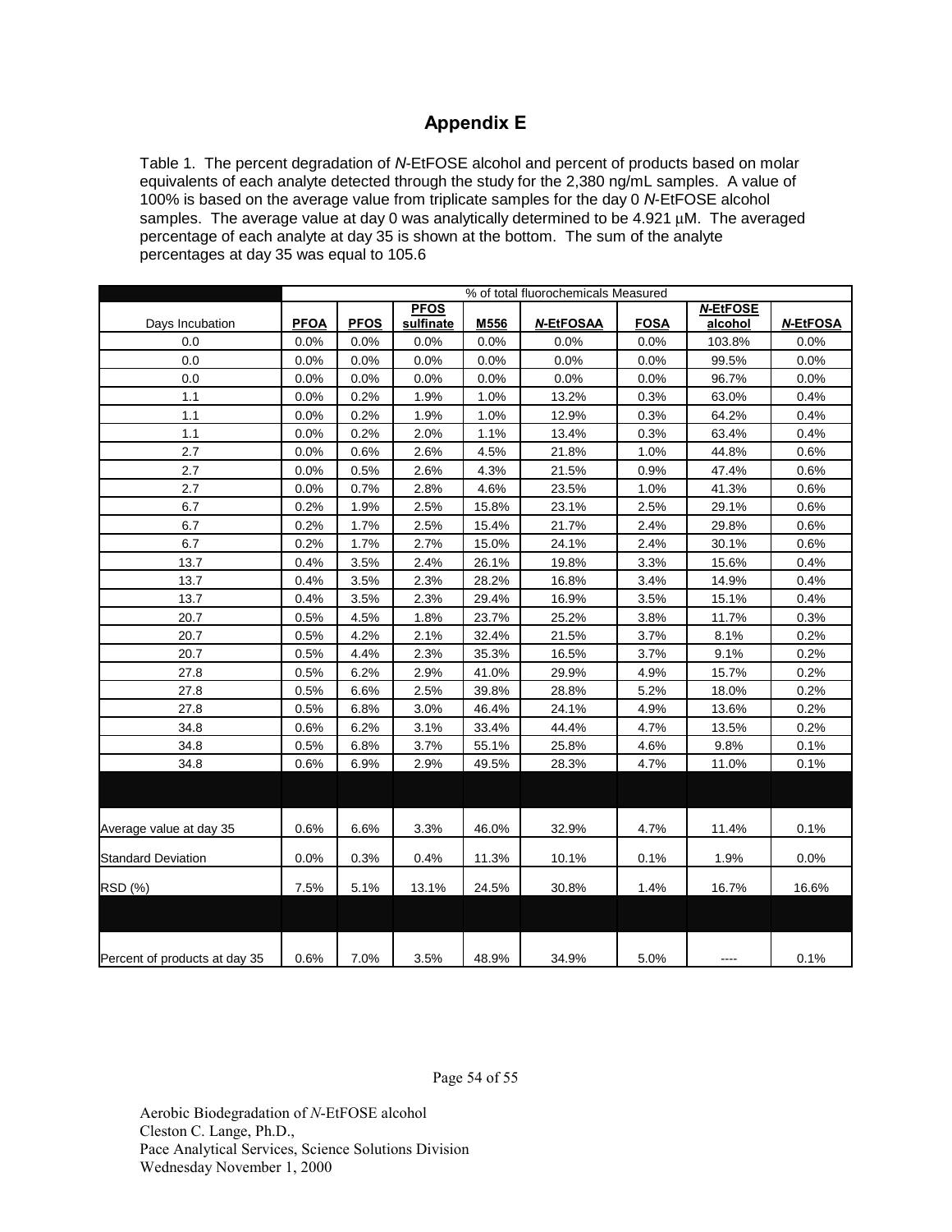# Appendix E

Table 1. The percent degradation of *N*-EtFOSE alcohol and percent of products based on molar equivalents of each analyte detected through the study for the 2,380 ng/mL samples. A value of 100% is based on the average value from triplicate samples for the day 0 *N*-EtFOSE alcohol samples. The average value at day 0 was analytically determined to be 4.921 μM. The averaged percentage of each analyte at day 35 is shown at the bottom. The sum of the analyte percentages at day 35 was equal to 105.6

| | % of total fluorochemicals Measured | | | | | | | |
|---|---|---|---|---|---|---|---|---|
| Days Incubation | PFOA | PFOS | PFOS sulfinate | M556 | *N*-EtFOSAA | FOSA | *N*-EtFOSE alcohol | *N*-EtFOSA |
| 0.0 | 0.0% | 0.0% | 0.0% | 0.0% | 0.0% | 0.0% | 103.8% | 0.0% |
| 0.0 | 0.0% | 0.0% | 0.0% | 0.0% | 0.0% | 0.0% | 99.5% | 0.0% |
| 0.0 | 0.0% | 0.0% | 0.0% | 0.0% | 0.0% | 0.0% | 96.7% | 0.0% |
| 1.1 | 0.0% | 0.2% | 1.9% | 1.0% | 13.2% | 0.3% | 63.0% | 0.4% |
| 1.1 | 0.0% | 0.2% | 1.9% | 1.0% | 12.9% | 0.3% | 64.2% | 0.4% |
| 1.1 | 0.0% | 0.2% | 2.0% | 1.1% | 13.4% | 0.3% | 63.4% | 0.4% |
| 2.7 | 0.0% | 0.6% | 2.6% | 4.5% | 21.8% | 1.0% | 44.8% | 0.6% |
| 2.7 | 0.0% | 0.5% | 2.6% | 4.3% | 21.5% | 0.9% | 47.4% | 0.6% |
| 2.7 | 0.0% | 0.7% | 2.8% | 4.6% | 23.5% | 1.0% | 41.3% | 0.6% |
| 6.7 | 0.2% | 1.9% | 2.5% | 15.8% | 23.1% | 2.5% | 29.1% | 0.6% |
| 6.7 | 0.2% | 1.7% | 2.5% | 15.4% | 21.7% | 2.4% | 29.8% | 0.6% |
| 6.7 | 0.2% | 1.7% | 2.7% | 15.0% | 24.1% | 2.4% | 30.1% | 0.6% |
| 13.7 | 0.4% | 3.5% | 2.4% | 26.1% | 19.8% | 3.3% | 15.6% | 0.4% |
| 13.7 | 0.4% | 3.5% | 2.3% | 28.2% | 16.8% | 3.4% | 14.9% | 0.4% |
| 13.7 | 0.4% | 3.5% | 2.3% | 29.4% | 16.9% | 3.5% | 15.1% | 0.4% |
| 20.7 | 0.5% | 4.5% | 1.8% | 23.7% | 25.2% | 3.8% | 11.7% | 0.3% |
| 20.7 | 0.5% | 4.2% | 2.1% | 32.4% | 21.5% | 3.7% | 8.1% | 0.2% |
| 20.7 | 0.5% | 4.4% | 2.3% | 35.3% | 16.5% | 3.7% | 9.1% | 0.2% |
| 27.8 | 0.5% | 6.2% | 2.9% | 41.0% | 29.9% | 4.9% | 15.7% | 0.2% |
| 27.8 | 0.5% | 6.6% | 2.5% | 39.8% | 28.8% | 5.2% | 18.0% | 0.2% |
| 27.8 | 0.5% | 6.8% | 3.0% | 46.4% | 24.1% | 4.9% | 13.6% | 0.2% |
| 34.8 | 0.6% | 6.2% | 3.1% | 33.4% | 44.4% | 4.7% | 13.5% | 0.2% |
| 34.8 | 0.5% | 6.8% | 3.7% | 55.1% | 25.8% | 4.6% | 9.8% | 0.1% |
| 34.8 | 0.6% | 6.9% | 2.9% | 49.5% | 28.3% | 4.7% | 11.0% | 0.1% |
| Average value at day 35 | 0.6% | 6.6% | 3.3% | 46.0% | 32.9% | 4.7% | 11.4% | 0.1% |
| Standard Deviation | 0.0% | 0.3% | 0.4% | 11.3% | 10.1% | 0.1% | 1.9% | 0.0% |
| RSD (%) | 7.5% | 5.1% | 13.1% | 24.5% | 30.8% | 1.4% | 16.7% | 16.6% |
| Percent of products at day 35 | 0.6% | 7.0% | 3.5% | 48.9% | 34.9% | 5.0% | ---- | 0.1% |

Aerobic Biodegradation of *N*-EtFOSE alcohol
Cleston C. Lange, Ph.D.,
Pace Analytical Services, Science Solutions Division
Wednesday November 1, 2000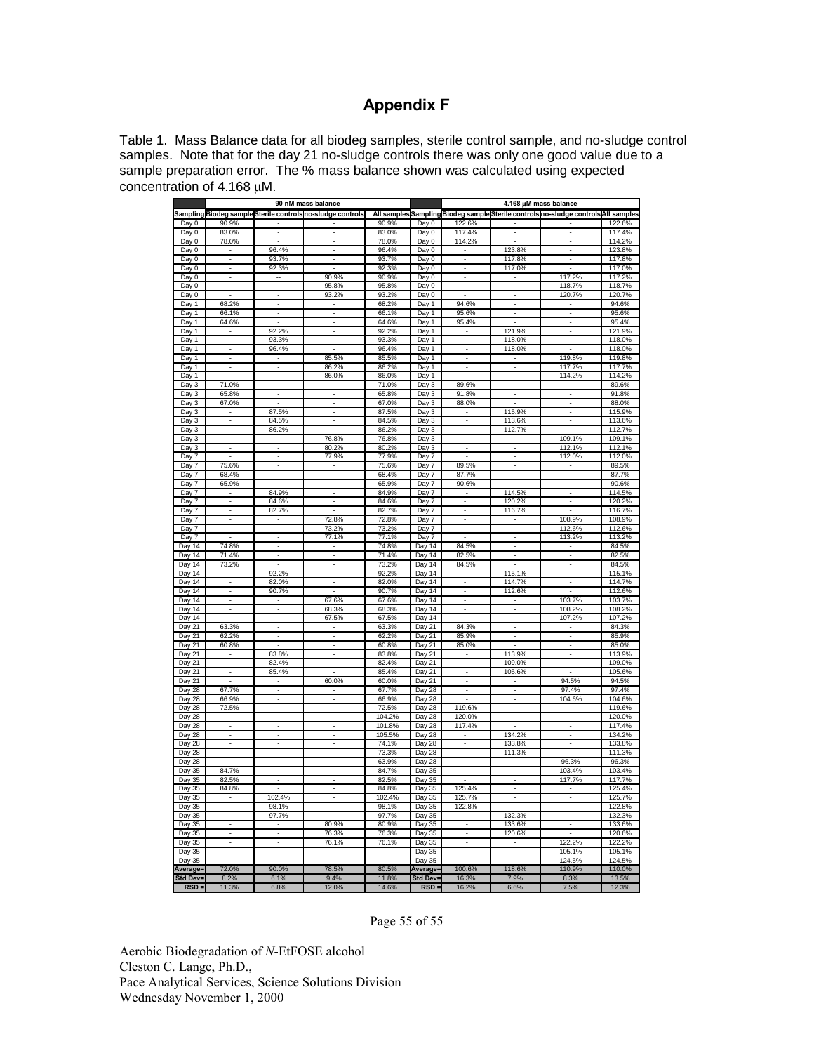| | 90 nM mass balance | | | | | 4.168 $\mu$M mass balance | | | |
|---|---|---|---|---|---|---|---|---|---|
| Sampling | Biodeg sample | Sterile controls | no-sludge controls | All samples | Sampling | Biodeg sample | Sterile controls | no-sludge controls | All samples |
| Day 0 | 90.9% | - | - | 90.9% | Day 0 | 122.6% | - | - | 122.6% |
| Day 0 | 83.0% | - | - | 83.0% | Day 0 | 117.4% | - | - | 117.4% |
| Day 0 | 78.0% | - | - | 78.0% | Day 0 | 114.2% | - | - | 114.2% |
| Day 0 | - | 96.4% | - | 96.4% | Day 0 | - | 123.8% | - | 123.8% |
| Day 0 | - | 93.7% | - | 93.7% | Day 0 | - | 117.8% | - | 117.8% |
| Day 0 | - | 92.3% | - | 92.3% | Day 0 | - | 117.0% | - | 117.0% |
| Day 0 | - | -- | 90.9% | 90.9% | Day 0 | - | - | 117.2% | 117.2% |
| Day 0 | - | - | 95.8% | 95.8% | Day 0 | - | - | 118.7% | 118.7% |
| Day 0 | - | - | 93.2% | 93.2% | Day 0 | - | - | 120.7% | 120.7% |
| Day 1 | 68.2% | - | - | 68.2% | Day 1 | 94.6% | - | - | 94.6% |
| Day 1 | 66.1% | - | - | 66.1% | Day 1 | 95.6% | - | - | 95.6% |
| Day 1 | 64.6% | - | - | 64.6% | Day 1 | 95.4% | - | - | 95.4% |
| Day 1 | - | 92.2% | - | 92.2% | Day 1 | - | 121.9% | - | 121.9% |
| Day 1 | - | 93.3% | - | 93.3% | Day 1 | - | 118.0% | - | 118.0% |
| Day 1 | - | 96.4% | - | 96.4% | Day 1 | - | 118.0% | - | 118.0% |
| Day 1 | - | - | 85.5% | 85.5% | Day 1 | - | - | 119.8% | 119.8% |
| Day 1 | - | - | 86.2% | 86.2% | Day 1 | - | - | 117.7% | 117.7% |
| Day 1 | - | - | 86.0% | 86.0% | Day 1 | - | - | 114.2% | 114.2% |
| Day 3 | 71.0% | - | - | 71.0% | Day 3 | 89.6% | - | - | 89.6% |
| Day 3 | 65.8% | - | - | 65.8% | Day 3 | 91.8% | - | - | 91.8% |
| Day 3 | 67.0% | - | - | 67.0% | Day 3 | 88.0% | - | - | 88.0% |
| Day 3 | - | 87.5% | - | 87.5% | Day 3 | - | 115.9% | - | 115.9% |
| Day 3 | - | 84.5% | - | 84.5% | Day 3 | - | 113.6% | - | 113.6% |
| Day 3 | - | 86.2% | - | 86.2% | Day 3 | - | 112.7% | - | 112.7% |
| Day 3 | - | - | 76.8% | 76.8% | Day 3 | - | - | 109.1% | 109.1% |
| Day 3 | - | - | 80.2% | 80.2% | Day 3 | - | - | 112.1% | 112.1% |
| Day 7 | - | - | 77.9% | 77.9% | Day 7 | - | - | 112.0% | 112.0% |
| Day 7 | 75.6% | - | - | 75.6% | Day 7 | 89.5% | - | - | 89.5% |
| Day 7 | 68.4% | - | - | 68.4% | Day 7 | 87.7% | - | - | 87.7% |
| Day 7 | 65.9% | - | - | 65.9% | Day 7 | 90.6% | - | - | 90.6% |
| Day 7 | - | 84.9% | - | 84.9% | Day 7 | - | 114.5% | - | 114.5% |
| Day 7 | - | 84.6% | - | 84.6% | Day 7 | - | 120.2% | - | 120.2% |
| Day 7 | - | 82.7% | - | 82.7% | Day 7 | - | 116.7% | - | 116.7% |
| Day 7 | - | - | 72.8% | 72.8% | Day 7 | - | - | 108.9% | 108.9% |
| Day 7 | - | - | 73.2% | 73.2% | Day 7 | - | - | 112.6% | 112.6% |
| Day 7 | - | - | 77.1% | 77.1% | Day 7 | - | - | 113.2% | 113.2% |
| Day 14 | 74.8% | - | - | 74.8% | Day 14 | 84.5% | - | - | 84.5% |
| Day 14 | 71.4% | - | - | 71.4% | Day 14 | 82.5% | - | - | 82.5% |
| Day 14 | 73.2% | - | - | 73.2% | Day 14 | 84.5% | - | - | 84.5% |
| Day 14 | - | 92.2% | - | 92.2% | Day 14 | - | 115.1% | - | 115.1% |
| Day 14 | - | 82.0% | - | 82.0% | Day 14 | - | 114.7% | - | 114.7% |
| Day 14 | - | 90.7% | - | 90.7% | Day 14 | - | 112.6% | - | 112.6% |
| Day 14 | - | - | 67.6% | 67.6% | Day 14 | - | - | 103.7% | 103.7% |
| Day 14 | - | - | 68.3% | 68.3% | Day 14 | - | - | 108.2% | 108.2% |
| Day 14 | - | - | 67.5% | 67.5% | Day 14 | - | - | 107.2% | 107.2% |
| Day 21 | 63.3% | - | - | 63.3% | Day 21 | 84.3% | - | - | 84.3% |
| Day 21 | 62.2% | - | - | 62.2% | Day 21 | 85.9% | - | - | 85.9% |
| Day 21 | 60.8% | - | - | 60.8% | Day 21 | 85.0% | - | - | 85.0% |
| Day 21 | - | 83.8% | - | 83.8% | Day 21 | - | 113.9% | - | 113.9% |
| Day 21 | - | 82.4% | - | 82.4% | Day 21 | - | 109.0% | - | 109.0% |
| Day 21 | - | 85.4% | - | 85.4% | Day 21 | - | 105.6% | - | 105.6% |
| Day 21 | - | - | 60.0% | 60.0% | Day 21 | - | - | 94.5% | 94.5% |
| Day 28 | 67.7% | - | - | 67.7% | Day 28 | - | - | 97.4% | 97.4% |
| Day 28 | 66.9% | - | - | 66.9% | Day 28 | - | - | 104.6% | 104.6% |
| Day 28 | 72.5% | - | - | 72.5% | Day 28 | 119.6% | - | - | 119.6% |
| Day 28 | - | - | - | 104.2% | Day 28 | 120.0% | - | - | 120.0% |
| Day 28 | - | - | - | 101.8% | Day 28 | 117.4% | - | - | 117.4% |
| Day 28 | - | - | - | 105.5% | Day 28 | - | 134.2% | - | 134.2% |
| Day 28 | - | - | - | 74.1% | Day 28 | - | 133.8% | - | 133.8% |
| Day 28 | - | - | - | 73.3% | Day 28 | - | 111.3% | - | 111.3% |
| Day 28 | - | - | - | 63.9% | Day 28 | - | - | 96.3% | 96.3% |
| Day 35 | 84.7% | - | - | 84.7% | Day 35 | - | - | 103.4% | 103.4% |
| Day 35 | 82.5% | - | - | 82.5% | Day 35 | - | - | 117.7% | 117.7% |
| Day 35 | 84.8% | - | - | 84.8% | Day 35 | 125.4% | - | - | 125.4% |
| Day 35 | - | 102.4% | - | 102.4% | Day 35 | 125.7% | - | - | 125.7% |
| Day 35 | - | 98.1% | - | 98.1% | Day 35 | 122.8% | - | - | 122.8% |
| Day 35 | - | 97.7% | - | 97.7% | Day 35 | - | 132.3% | - | 132.3% |
| Day 35 | - | - | 80.9% | 80.9% | Day 35 | - | 133.6% | - | 133.6% |
| Day 35 | - | - | 76.3% | 76.3% | Day 35 | - | 120.6% | - | 120.6% |
| Day 35 | - | - | 76.1% | 76.1% | Day 35 | - | - | 122.2% | 122.2% |
| Day 35 | - | - | - | - | Day 35 | - | - | 105.1% | 105.1% |
| Day 35 | - | - | - | - | Day 35 | - | - | 124.5% | 124.5% |
| Average= | 72.0% | 90.0% | 78.5% | 80.5% | Average= | 100.6% | 118.6% | 110.9% | 110.0% |
| Std Dev= | 8.2% | 6.1% | 9.4% | 11.8% | Std Dev= | 16.3% | 7.9% | 8.3% | 13.5% |
| RSD = | 11.3% | 6.8% | 12.0% | 14.6% | RSD = | 16.2% | 6.6% | 7.5% | 12.3% |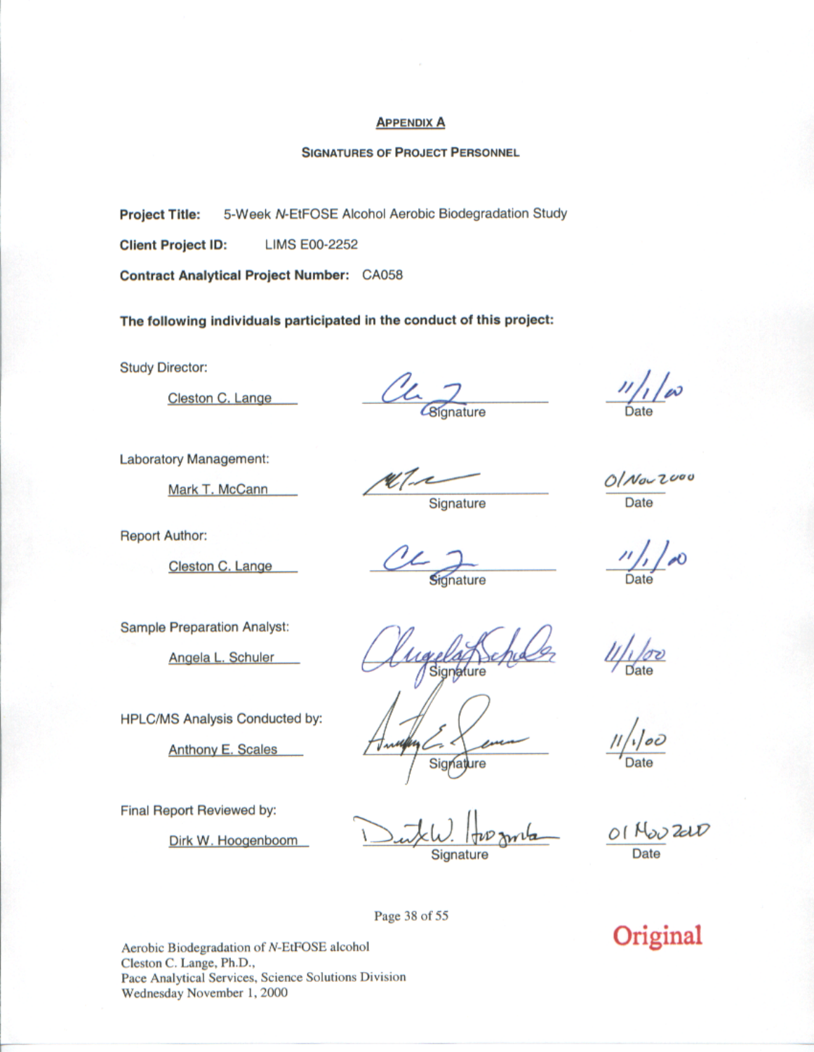## APPENDIX A

### SIGNATURES OF PROJECT PERSONNEL

**Project Title:** 5-Week *N*-EtFOSE Alcohol Aerobic Biodegradation Study

**Client Project ID:** LIMS E00-2252

**Contract Analytical Project Number:** CA058

**The following individuals participated in the conduct of this project:**

Study Director:

Cleston C. Lange — Signature — 11/1/00 Date

Laboratory Management:

Mark T. McCann — Signature — 01 Nov 2000 Date

Report Author:

Cleston C. Lange — Signature — 11/1/00 Date

Sample Preparation Analyst:

Angela L. Schuler — Signature — 11/1/00 Date

HPLC/MS Analysis Conducted by:

Anthony E. Scales — Signature — 11/1/00 Date

Final Report Reviewed by:

Dirk W. Hoogenboom — Signature — 01 Nov 2000 Date

Aerobic Biodegradation of *N*-EtFOSE alcohol
Cleston C. Lange, Ph.D.,
Pace Analytical Services, Science Solutions Division
Wednesday November 1, 2000

Original